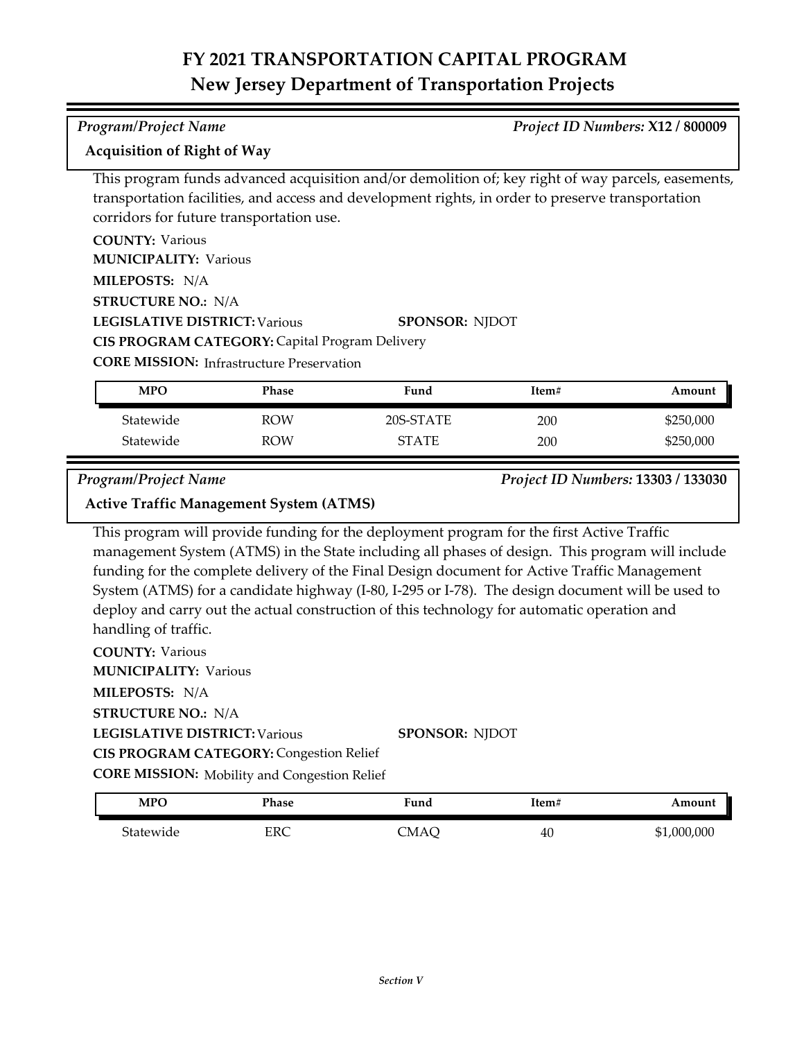# FY 2021 TRANSPORTATION CAPITAL PROGRAM
## New Jersey Department of Transportation Projects

*Program/Project Name* *Project ID Numbers:* **X12 / 800009**

**Acquisition of Right of Way**

This program funds advanced acquisition and/or demolition of; key right of way parcels, easements, transportation facilities, and access and development rights, in order to preserve transportation corridors for future transportation use.

**COUNTY:** Various
**MUNICIPALITY:** Various
**MILEPOSTS:** N/A
**STRUCTURE NO.:** N/A
**LEGISLATIVE DISTRICT:** Various **SPONSOR:** NJDOT
**CIS PROGRAM CATEGORY:** Capital Program Delivery
**CORE MISSION:** Infrastructure Preservation

| MPO | Phase | Fund | Item# | Amount |
|---|---|---|---|---|
| Statewide | ROW | 20S-STATE | 200 | $250,000 |
| Statewide | ROW | STATE | 200 | $250,000 |

*Program/Project Name* *Project ID Numbers:* **13303 / 133030**

**Active Traffic Management System (ATMS)**

This program will provide funding for the deployment program for the first Active Traffic management System (ATMS) in the State including all phases of design. This program will include funding for the complete delivery of the Final Design document for Active Traffic Management System (ATMS) for a candidate highway (I-80, I-295 or I-78). The design document will be used to deploy and carry out the actual construction of this technology for automatic operation and handling of traffic.

**COUNTY:** Various
**MUNICIPALITY:** Various
**MILEPOSTS:** N/A
**STRUCTURE NO.:** N/A
**LEGISLATIVE DISTRICT:** Various **SPONSOR:** NJDOT
**CIS PROGRAM CATEGORY:** Congestion Relief
**CORE MISSION:** Mobility and Congestion Relief

| MPO | Phase | Fund | Item# | Amount |
|---|---|---|---|---|
| Statewide | ERC | CMAQ | 40 | $1,000,000 |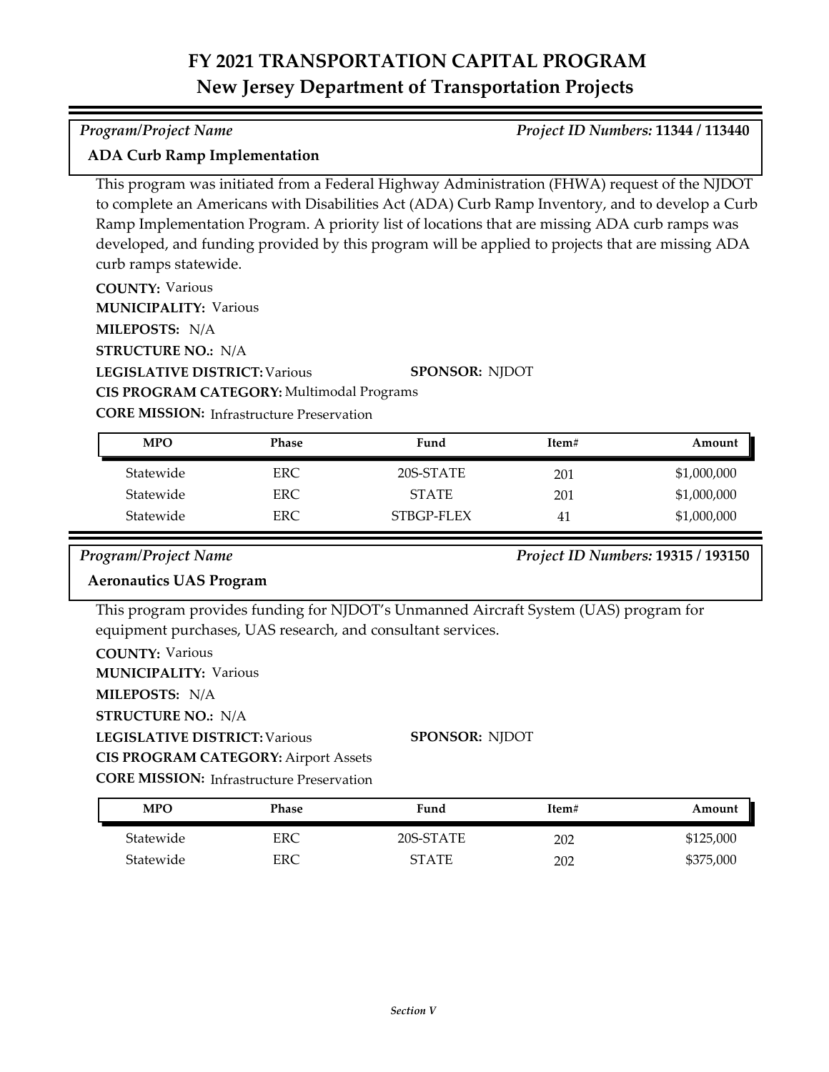# FY 2021 TRANSPORTATION CAPITAL PROGRAM
## New Jersey Department of Transportation Projects

*Program/Project Name* — *Project ID Numbers:* **11344 / 113440**

### ADA Curb Ramp Implementation

This program was initiated from a Federal Highway Administration (FHWA) request of the NJDOT to complete an Americans with Disabilities Act (ADA) Curb Ramp Inventory, and to develop a Curb Ramp Implementation Program. A priority list of locations that are missing ADA curb ramps was developed, and funding provided by this program will be applied to projects that are missing ADA curb ramps statewide.

**COUNTY:** Various
**MUNICIPALITY:** Various
**MILEPOSTS:** N/A
**STRUCTURE NO.:** N/A
**LEGISLATIVE DISTRICT:** Various
**SPONSOR:** NJDOT
**CIS PROGRAM CATEGORY:** Multimodal Programs
**CORE MISSION:** Infrastructure Preservation

| MPO | Phase | Fund | Item# | Amount |
|---|---|---|---|---|
| Statewide | ERC | 20S-STATE | 201 | $1,000,000 |
| Statewide | ERC | STATE | 201 | $1,000,000 |
| Statewide | ERC | STBGP-FLEX | 41 | $1,000,000 |

*Program/Project Name* — *Project ID Numbers:* **19315 / 193150**

### Aeronautics UAS Program

This program provides funding for NJDOT's Unmanned Aircraft System (UAS) program for equipment purchases, UAS research, and consultant services.

**COUNTY:** Various
**MUNICIPALITY:** Various
**MILEPOSTS:** N/A
**STRUCTURE NO.:** N/A
**LEGISLATIVE DISTRICT:** Various
**SPONSOR:** NJDOT
**CIS PROGRAM CATEGORY:** Airport Assets
**CORE MISSION:** Infrastructure Preservation

| MPO | Phase | Fund | Item# | Amount |
|---|---|---|---|---|
| Statewide | ERC | 20S-STATE | 202 | $125,000 |
| Statewide | ERC | STATE | 202 | $375,000 |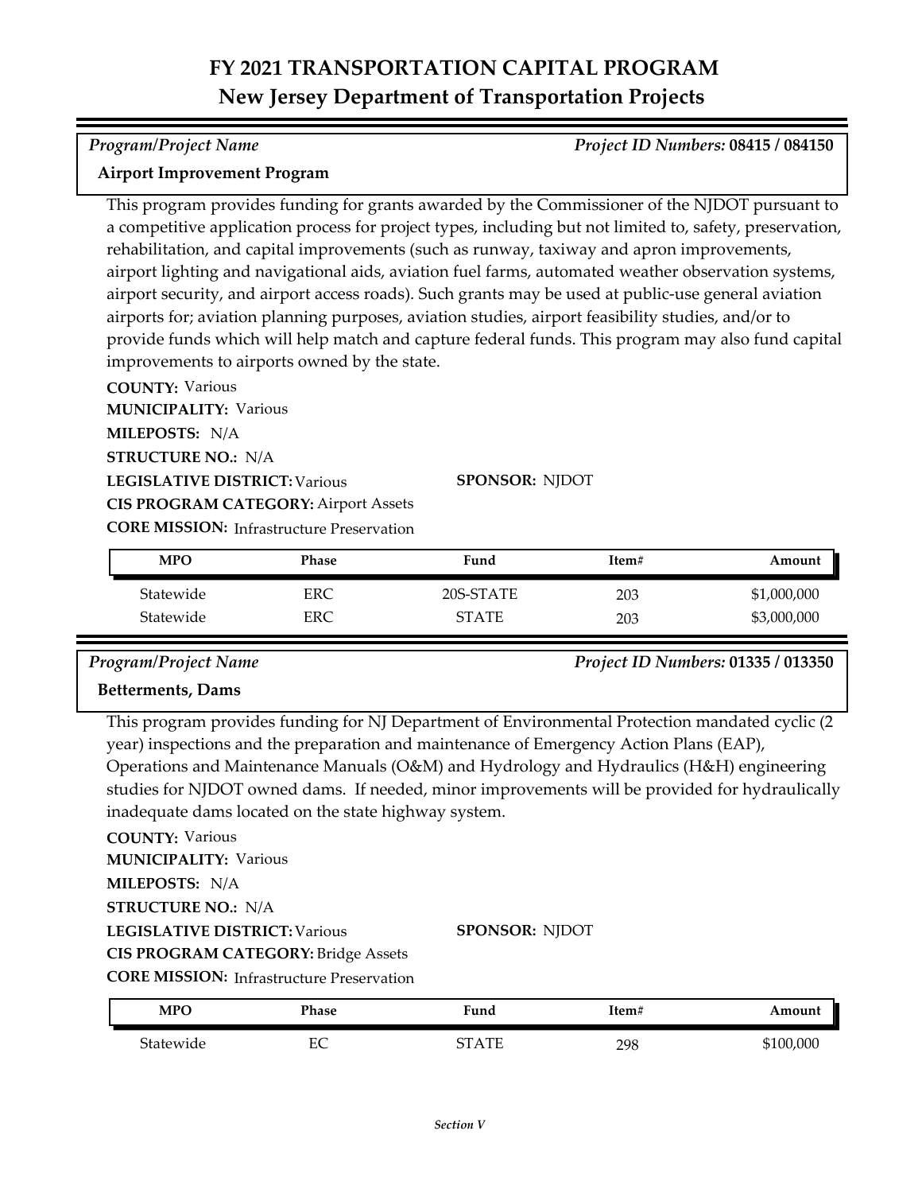# FY 2021 TRANSPORTATION CAPITAL PROGRAM
## New Jersey Department of Transportation Projects

*Program/Project Name* *Project ID Numbers:* **08415 / 084150**

**Airport Improvement Program**

This program provides funding for grants awarded by the Commissioner of the NJDOT pursuant to a competitive application process for project types, including but not limited to, safety, preservation, rehabilitation, and capital improvements (such as runway, taxiway and apron improvements, airport lighting and navigational aids, aviation fuel farms, automated weather observation systems, airport security, and airport access roads). Such grants may be used at public-use general aviation airports for; aviation planning purposes, aviation studies, airport feasibility studies, and/or to provide funds which will help match and capture federal funds. This program may also fund capital improvements to airports owned by the state.

**COUNTY:** Various
**MUNICIPALITY:** Various
**MILEPOSTS:** N/A
**STRUCTURE NO.:** N/A
**LEGISLATIVE DISTRICT:** Various
**SPONSOR:** NJDOT
**CIS PROGRAM CATEGORY:** Airport Assets
**CORE MISSION:** Infrastructure Preservation

| MPO | Phase | Fund | Item# | Amount |
|---|---|---|---|---|
| Statewide | ERC | 20S-STATE | 203 | $1,000,000 |
| Statewide | ERC | STATE | 203 | $3,000,000 |

*Program/Project Name* *Project ID Numbers:* **01335 / 013350**

**Betterments, Dams**

This program provides funding for NJ Department of Environmental Protection mandated cyclic (2 year) inspections and the preparation and maintenance of Emergency Action Plans (EAP), Operations and Maintenance Manuals (O&M) and Hydrology and Hydraulics (H&H) engineering studies for NJDOT owned dams. If needed, minor improvements will be provided for hydraulically inadequate dams located on the state highway system.

**COUNTY:** Various
**MUNICIPALITY:** Various
**MILEPOSTS:** N/A
**STRUCTURE NO.:** N/A
**LEGISLATIVE DISTRICT:** Various
**SPONSOR:** NJDOT
**CIS PROGRAM CATEGORY:** Bridge Assets
**CORE MISSION:** Infrastructure Preservation

| MPO | Phase | Fund | Item# | Amount |
|---|---|---|---|---|
| Statewide | EC | STATE | 298 | $100,000 |

*Section V*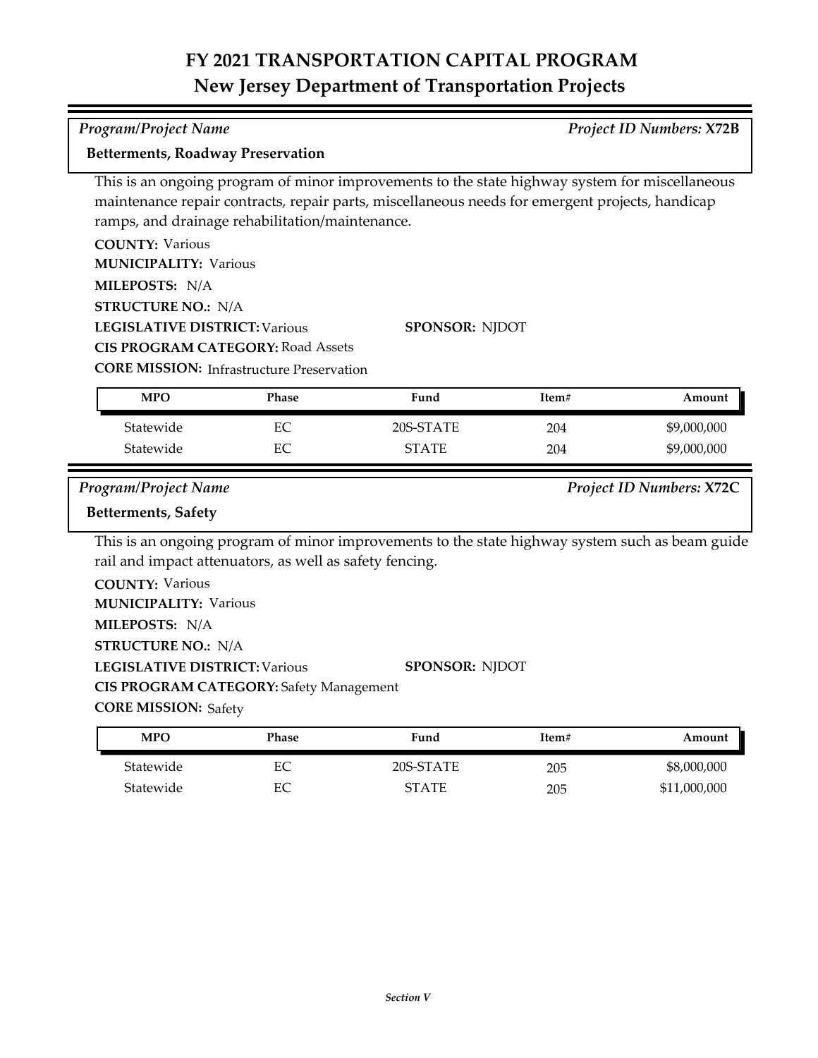# FY 2021 TRANSPORTATION CAPITAL PROGRAM
## New Jersey Department of Transportation Projects

*Program/Project Name* | *Project ID Numbers:* **X72B**

**Betterments, Roadway Preservation**

This is an ongoing program of minor improvements to the state highway system for miscellaneous maintenance repair contracts, repair parts, miscellaneous needs for emergent projects, handicap ramps, and drainage rehabilitation/maintenance.

**COUNTY:** Various
**MUNICIPALITY:** Various
**MILEPOSTS:** N/A
**STRUCTURE NO.:** N/A
**LEGISLATIVE DISTRICT:** Various
**SPONSOR:** NJDOT
**CIS PROGRAM CATEGORY:** Road Assets
**CORE MISSION:** Infrastructure Preservation

| MPO | Phase | Fund | Item# | Amount |
|---|---|---|---|---|
| Statewide | EC | 20S-STATE | 204 | $9,000,000 |
| Statewide | EC | STATE | 204 | $9,000,000 |

*Program/Project Name* | *Project ID Numbers:* **X72C**

**Betterments, Safety**

This is an ongoing program of minor improvements to the state highway system such as beam guide rail and impact attenuators, as well as safety fencing.

**COUNTY:** Various
**MUNICIPALITY:** Various
**MILEPOSTS:** N/A
**STRUCTURE NO.:** N/A
**LEGISLATIVE DISTRICT:** Various
**SPONSOR:** NJDOT
**CIS PROGRAM CATEGORY:** Safety Management
**CORE MISSION:** Safety

| MPO | Phase | Fund | Item# | Amount |
|---|---|---|---|---|
| Statewide | EC | 20S-STATE | 205 | $8,000,000 |
| Statewide | EC | STATE | 205 | $11,000,000 |

*Section V*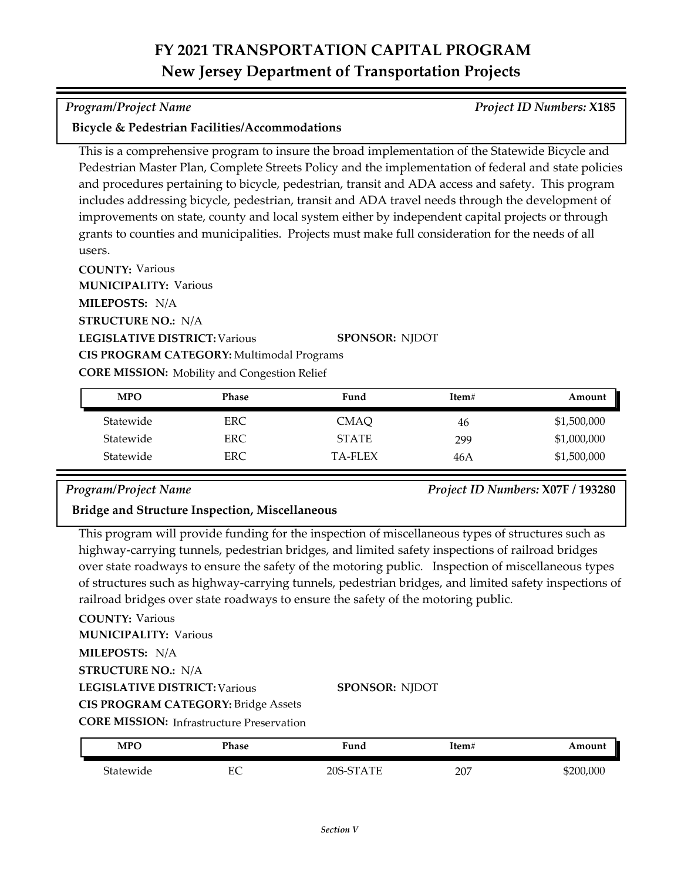# FY 2021 TRANSPORTATION CAPITAL PROGRAM
## New Jersey Department of Transportation Projects

*Program/Project Name* | *Project ID Numbers:* **X185**

**Bicycle & Pedestrian Facilities/Accommodations**

This is a comprehensive program to insure the broad implementation of the Statewide Bicycle and Pedestrian Master Plan, Complete Streets Policy and the implementation of federal and state policies and procedures pertaining to bicycle, pedestrian, transit and ADA access and safety. This program includes addressing bicycle, pedestrian, transit and ADA travel needs through the development of improvements on state, county and local system either by independent capital projects or through grants to counties and municipalities. Projects must make full consideration for the needs of all users.

**COUNTY:** Various
**MUNICIPALITY:** Various
**MILEPOSTS:** N/A
**STRUCTURE NO.:** N/A
**LEGISLATIVE DISTRICT:** Various
**SPONSOR:** NJDOT
**CIS PROGRAM CATEGORY:** Multimodal Programs
**CORE MISSION:** Mobility and Congestion Relief

| MPO | Phase | Fund | Item# | Amount |
|---|---|---|---|---|
| Statewide | ERC | CMAQ | 46 | $1,500,000 |
| Statewide | ERC | STATE | 299 | $1,000,000 |
| Statewide | ERC | TA-FLEX | 46A | $1,500,000 |

*Program/Project Name* | *Project ID Numbers:* **X07F / 193280**

**Bridge and Structure Inspection, Miscellaneous**

This program will provide funding for the inspection of miscellaneous types of structures such as highway-carrying tunnels, pedestrian bridges, and limited safety inspections of railroad bridges over state roadways to ensure the safety of the motoring public. Inspection of miscellaneous types of structures such as highway-carrying tunnels, pedestrian bridges, and limited safety inspections of railroad bridges over state roadways to ensure the safety of the motoring public.

**COUNTY:** Various
**MUNICIPALITY:** Various
**MILEPOSTS:** N/A
**STRUCTURE NO.:** N/A
**LEGISLATIVE DISTRICT:** Various
**SPONSOR:** NJDOT
**CIS PROGRAM CATEGORY:** Bridge Assets
**CORE MISSION:** Infrastructure Preservation

| MPO | Phase | Fund | Item# | Amount |
|---|---|---|---|---|
| Statewide | EC | 20S-STATE | 207 | $200,000 |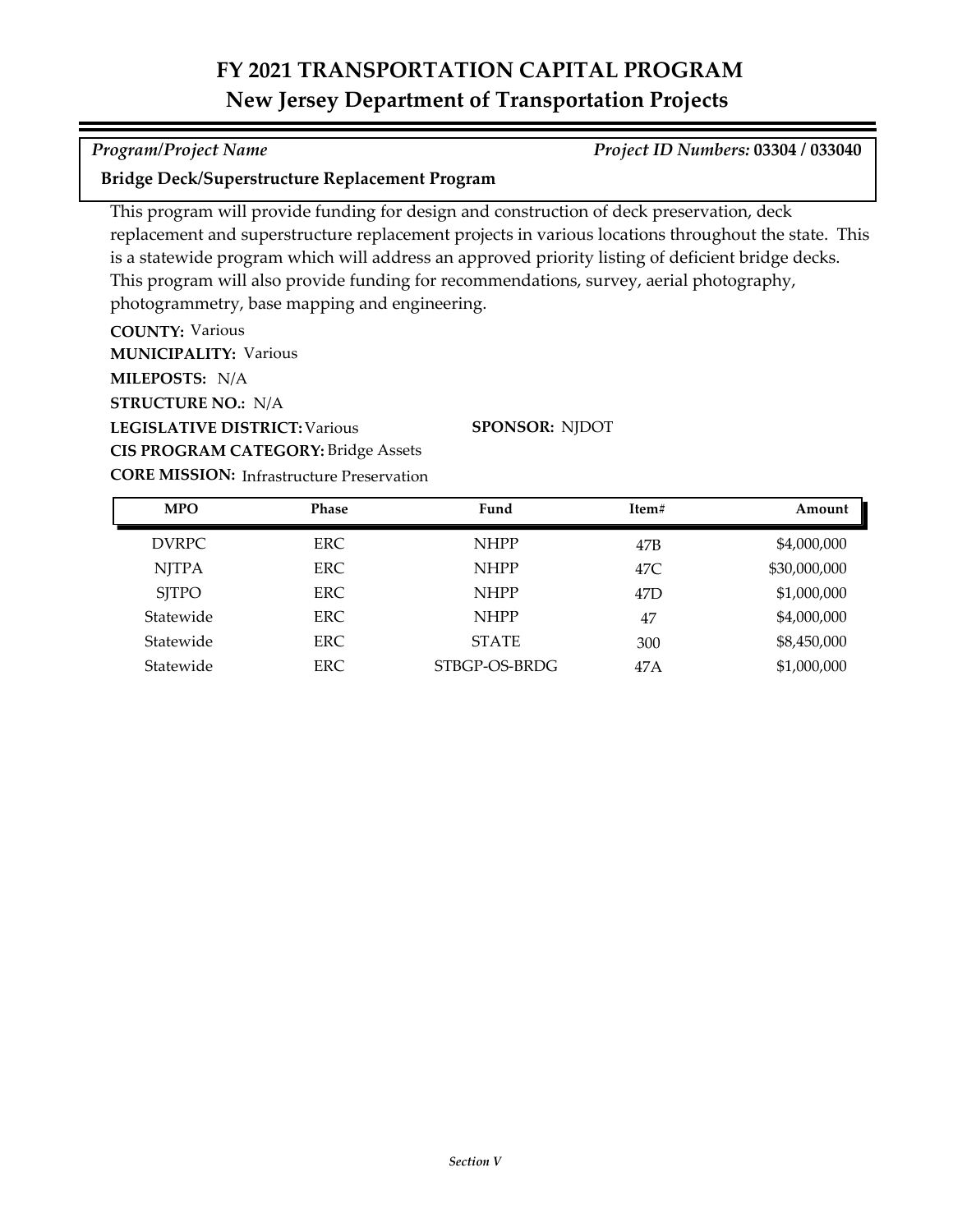# FY 2021 TRANSPORTATION CAPITAL PROGRAM
## New Jersey Department of Transportation Projects

*Program/Project Name* *Project ID Numbers:* **03304 / 033040**

**Bridge Deck/Superstructure Replacement Program**

This program will provide funding for design and construction of deck preservation, deck replacement and superstructure replacement projects in various locations throughout the state. This is a statewide program which will address an approved priority listing of deficient bridge decks. This program will also provide funding for recommendations, survey, aerial photography, photogrammetry, base mapping and engineering.

**COUNTY:** Various
**MUNICIPALITY:** Various
**MILEPOSTS:** N/A
**STRUCTURE NO.:** N/A
**LEGISLATIVE DISTRICT:** Various
**SPONSOR:** NJDOT
**CIS PROGRAM CATEGORY:** Bridge Assets
**CORE MISSION:** Infrastructure Preservation

| MPO | Phase | Fund | Item# | Amount |
|---|---|---|---|---|
| DVRPC | ERC | NHPP | 47B | $4,000,000 |
| NJTPA | ERC | NHPP | 47C | $30,000,000 |
| SJTPO | ERC | NHPP | 47D | $1,000,000 |
| Statewide | ERC | NHPP | 47 | $4,000,000 |
| Statewide | ERC | STATE | 300 | $8,450,000 |
| Statewide | ERC | STBGP-OS-BRDG | 47A | $1,000,000 |

*Section V*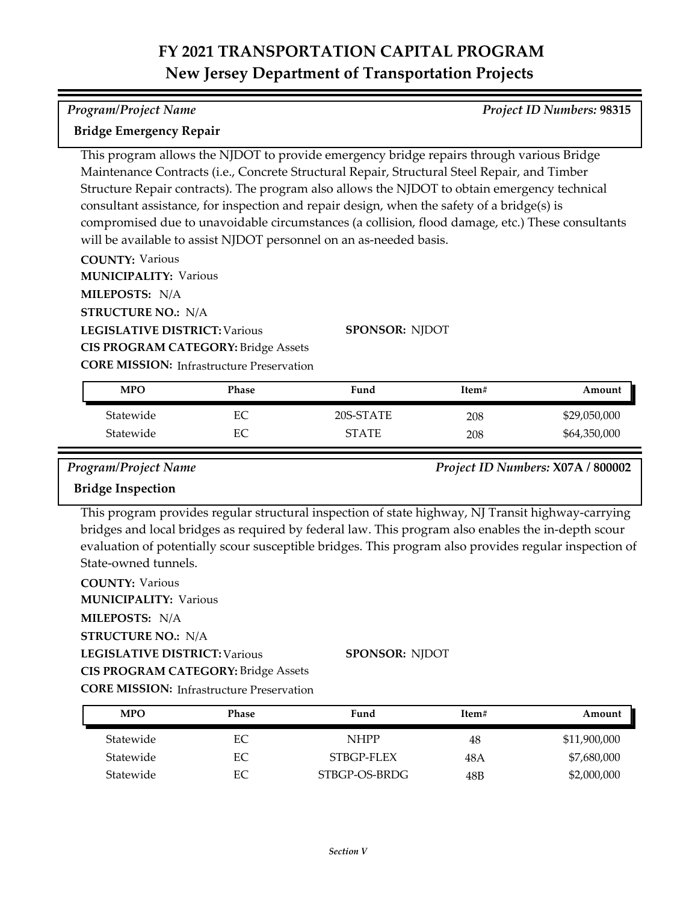# FY 2021 TRANSPORTATION CAPITAL PROGRAM
## New Jersey Department of Transportation Projects

*Program/Project Name* — *Project ID Numbers:* **98315**

**Bridge Emergency Repair**

This program allows the NJDOT to provide emergency bridge repairs through various Bridge Maintenance Contracts (i.e., Concrete Structural Repair, Structural Steel Repair, and Timber Structure Repair contracts). The program also allows the NJDOT to obtain emergency technical consultant assistance, for inspection and repair design, when the safety of a bridge(s) is compromised due to unavoidable circumstances (a collision, flood damage, etc.) These consultants will be available to assist NJDOT personnel on an as-needed basis.

**COUNTY:** Various
**MUNICIPALITY:** Various
**MILEPOSTS:** N/A
**STRUCTURE NO.:** N/A
**LEGISLATIVE DISTRICT:** Various
**SPONSOR:** NJDOT
**CIS PROGRAM CATEGORY:** Bridge Assets
**CORE MISSION:** Infrastructure Preservation

| MPO | Phase | Fund | Item# | Amount |
|---|---|---|---|---|
| Statewide | EC | 20S-STATE | 208 | $29,050,000 |
| Statewide | EC | STATE | 208 | $64,350,000 |

*Program/Project Name* — *Project ID Numbers:* **X07A / 800002**

**Bridge Inspection**

This program provides regular structural inspection of state highway, NJ Transit highway-carrying bridges and local bridges as required by federal law. This program also enables the in-depth scour evaluation of potentially scour susceptible bridges. This program also provides regular inspection of State-owned tunnels.

**COUNTY:** Various
**MUNICIPALITY:** Various
**MILEPOSTS:** N/A
**STRUCTURE NO.:** N/A
**LEGISLATIVE DISTRICT:** Various
**SPONSOR:** NJDOT
**CIS PROGRAM CATEGORY:** Bridge Assets
**CORE MISSION:** Infrastructure Preservation

| MPO | Phase | Fund | Item# | Amount |
|---|---|---|---|---|
| Statewide | EC | NHPP | 48 | $11,900,000 |
| Statewide | EC | STBGP-FLEX | 48A | $7,680,000 |
| Statewide | EC | STBGP-OS-BRDG | 48B | $2,000,000 |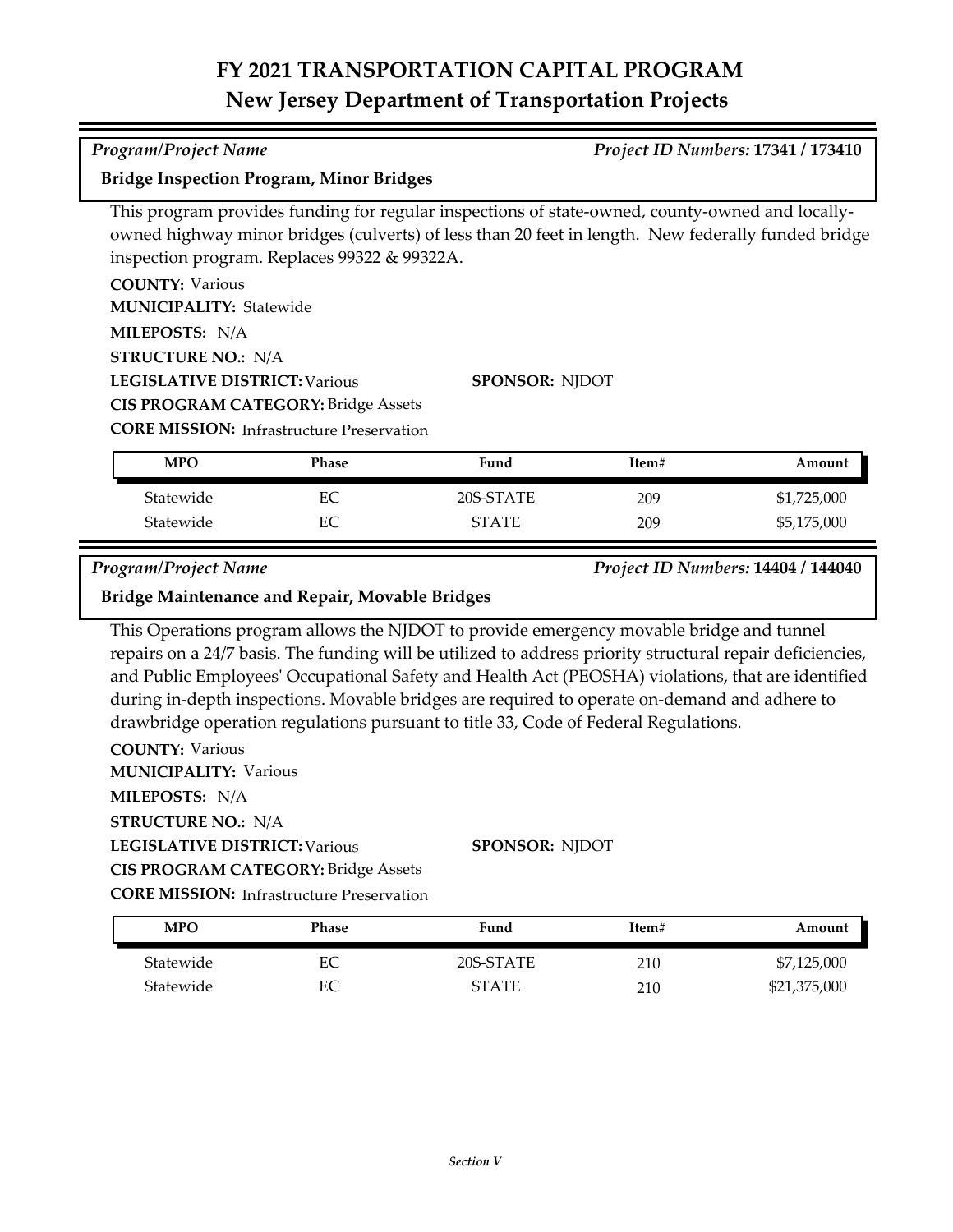# FY 2021 TRANSPORTATION CAPITAL PROGRAM
## New Jersey Department of Transportation Projects

*Program/Project Name* | *Project ID Numbers:* **17341 / 173410**

**Bridge Inspection Program, Minor Bridges**

This program provides funding for regular inspections of state-owned, county-owned and locally-owned highway minor bridges (culverts) of less than 20 feet in length. New federally funded bridge inspection program. Replaces 99322 & 99322A.

**COUNTY:** Various
**MUNICIPALITY:** Statewide
**MILEPOSTS:** N/A
**STRUCTURE NO.:** N/A
**LEGISLATIVE DISTRICT:** Various
**SPONSOR:** NJDOT
**CIS PROGRAM CATEGORY:** Bridge Assets
**CORE MISSION:** Infrastructure Preservation

| MPO | Phase | Fund | Item# | Amount |
|---|---|---|---|---|
| Statewide | EC | 20S-STATE | 209 | $1,725,000 |
| Statewide | EC | STATE | 209 | $5,175,000 |

*Program/Project Name* | *Project ID Numbers:* **14404 / 144040**

**Bridge Maintenance and Repair, Movable Bridges**

This Operations program allows the NJDOT to provide emergency movable bridge and tunnel repairs on a 24/7 basis. The funding will be utilized to address priority structural repair deficiencies, and Public Employees' Occupational Safety and Health Act (PEOSHA) violations, that are identified during in-depth inspections. Movable bridges are required to operate on-demand and adhere to drawbridge operation regulations pursuant to title 33, Code of Federal Regulations.

**COUNTY:** Various
**MUNICIPALITY:** Various
**MILEPOSTS:** N/A
**STRUCTURE NO.:** N/A
**LEGISLATIVE DISTRICT:** Various
**SPONSOR:** NJDOT
**CIS PROGRAM CATEGORY:** Bridge Assets
**CORE MISSION:** Infrastructure Preservation

| MPO | Phase | Fund | Item# | Amount |
|---|---|---|---|---|
| Statewide | EC | 20S-STATE | 210 | $7,125,000 |
| Statewide | EC | STATE | 210 | $21,375,000 |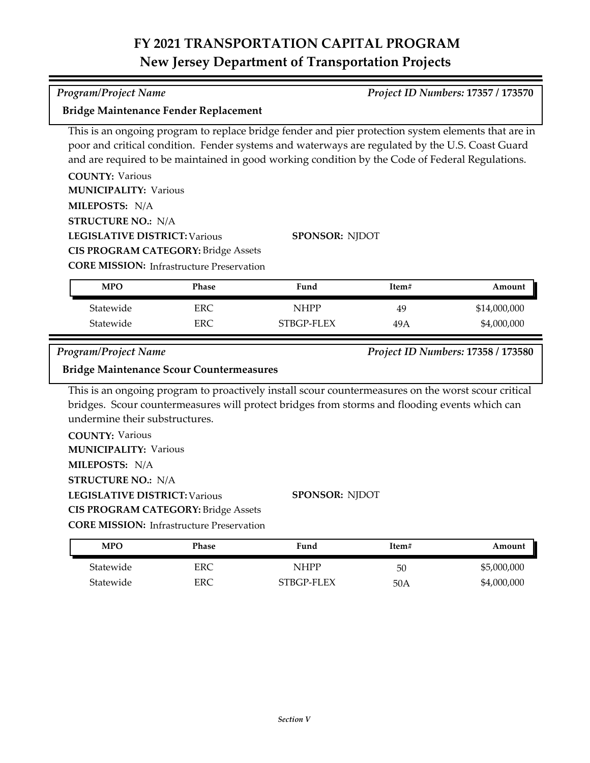# FY 2021 TRANSPORTATION CAPITAL PROGRAM
## New Jersey Department of Transportation Projects

*Program/Project Name* *Project ID Numbers:* **17357 / 173570**

**Bridge Maintenance Fender Replacement**

This is an ongoing program to replace bridge fender and pier protection system elements that are in poor and critical condition. Fender systems and waterways are regulated by the U.S. Coast Guard and are required to be maintained in good working condition by the Code of Federal Regulations.

**COUNTY:** Various
**MUNICIPALITY:** Various
**MILEPOSTS:** N/A
**STRUCTURE NO.:** N/A
**LEGISLATIVE DISTRICT:** Various
**SPONSOR:** NJDOT
**CIS PROGRAM CATEGORY:** Bridge Assets
**CORE MISSION:** Infrastructure Preservation

| MPO | Phase | Fund | Item# | Amount |
|---|---|---|---|---|
| Statewide | ERC | NHPP | 49 | $14,000,000 |
| Statewide | ERC | STBGP-FLEX | 49A | $4,000,000 |

*Program/Project Name* *Project ID Numbers:* **17358 / 173580**

**Bridge Maintenance Scour Countermeasures**

This is an ongoing program to proactively install scour countermeasures on the worst scour critical bridges. Scour countermeasures will protect bridges from storms and flooding events which can undermine their substructures.

**COUNTY:** Various
**MUNICIPALITY:** Various
**MILEPOSTS:** N/A
**STRUCTURE NO.:** N/A
**LEGISLATIVE DISTRICT:** Various
**SPONSOR:** NJDOT
**CIS PROGRAM CATEGORY:** Bridge Assets
**CORE MISSION:** Infrastructure Preservation

| MPO | Phase | Fund | Item# | Amount |
|---|---|---|---|---|
| Statewide | ERC | NHPP | 50 | $5,000,000 |
| Statewide | ERC | STBGP-FLEX | 50A | $4,000,000 |

*Section V*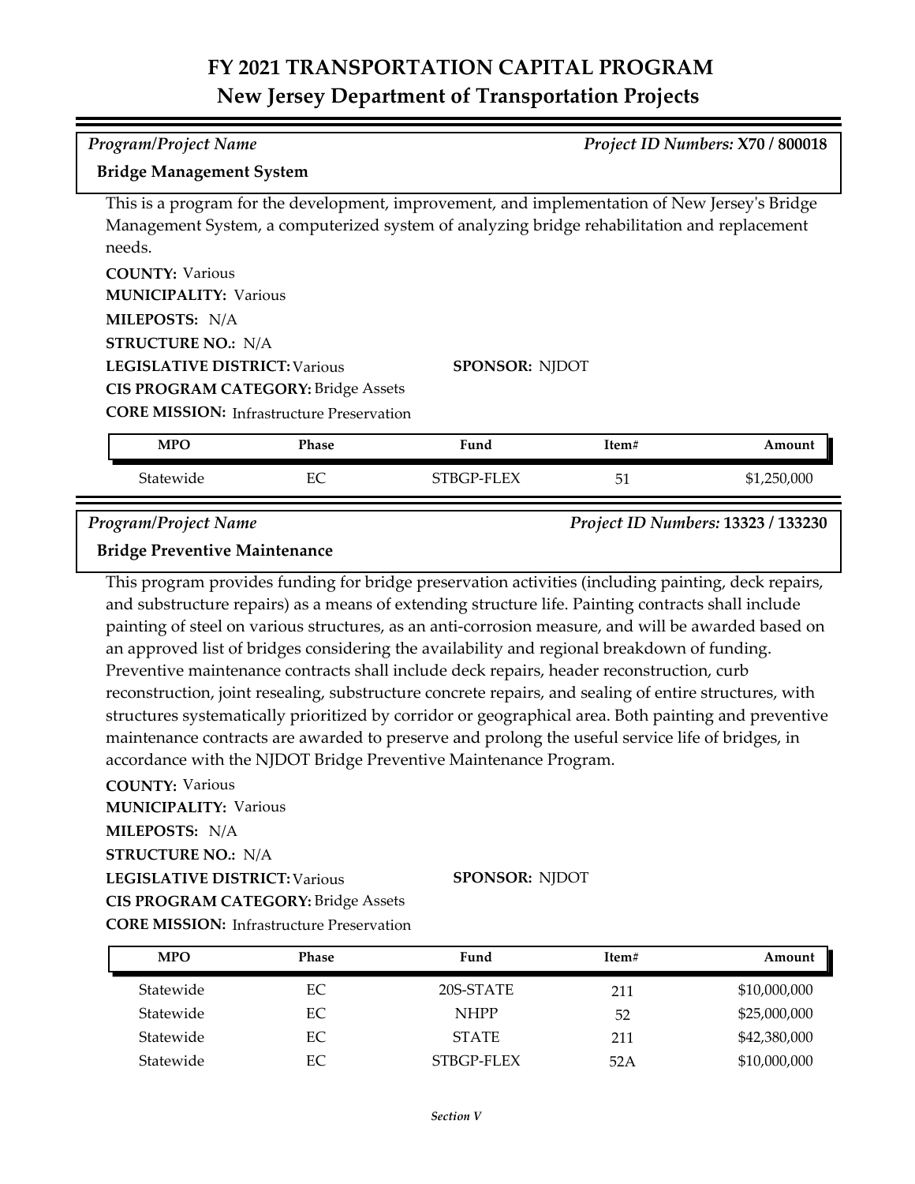# FY 2021 TRANSPORTATION CAPITAL PROGRAM
## New Jersey Department of Transportation Projects

*Program/Project Name* | *Project ID Numbers:* **X70 / 800018**

**Bridge Management System**

This is a program for the development, improvement, and implementation of New Jersey's Bridge Management System, a computerized system of analyzing bridge rehabilitation and replacement needs.

**COUNTY:** Various
**MUNICIPALITY:** Various
**MILEPOSTS:** N/A
**STRUCTURE NO.:** N/A
**LEGISLATIVE DISTRICT:** Various
**SPONSOR:** NJDOT
**CIS PROGRAM CATEGORY:** Bridge Assets
**CORE MISSION:** Infrastructure Preservation

| MPO | Phase | Fund | Item# | Amount |
|---|---|---|---|---|
| Statewide | EC | STBGP-FLEX | 51 | $1,250,000 |

*Program/Project Name* | *Project ID Numbers:* **13323 / 133230**

**Bridge Preventive Maintenance**

This program provides funding for bridge preservation activities (including painting, deck repairs, and substructure repairs) as a means of extending structure life. Painting contracts shall include painting of steel on various structures, as an anti-corrosion measure, and will be awarded based on an approved list of bridges considering the availability and regional breakdown of funding. Preventive maintenance contracts shall include deck repairs, header reconstruction, curb reconstruction, joint resealing, substructure concrete repairs, and sealing of entire structures, with structures systematically prioritized by corridor or geographical area. Both painting and preventive maintenance contracts are awarded to preserve and prolong the useful service life of bridges, in accordance with the NJDOT Bridge Preventive Maintenance Program.

**COUNTY:** Various
**MUNICIPALITY:** Various
**MILEPOSTS:** N/A
**STRUCTURE NO.:** N/A
**LEGISLATIVE DISTRICT:** Various
**SPONSOR:** NJDOT
**CIS PROGRAM CATEGORY:** Bridge Assets
**CORE MISSION:** Infrastructure Preservation

| MPO | Phase | Fund | Item# | Amount |
|---|---|---|---|---|
| Statewide | EC | 20S-STATE | 211 | $10,000,000 |
| Statewide | EC | NHPP | 52 | $25,000,000 |
| Statewide | EC | STATE | 211 | $42,380,000 |
| Statewide | EC | STBGP-FLEX | 52A | $10,000,000 |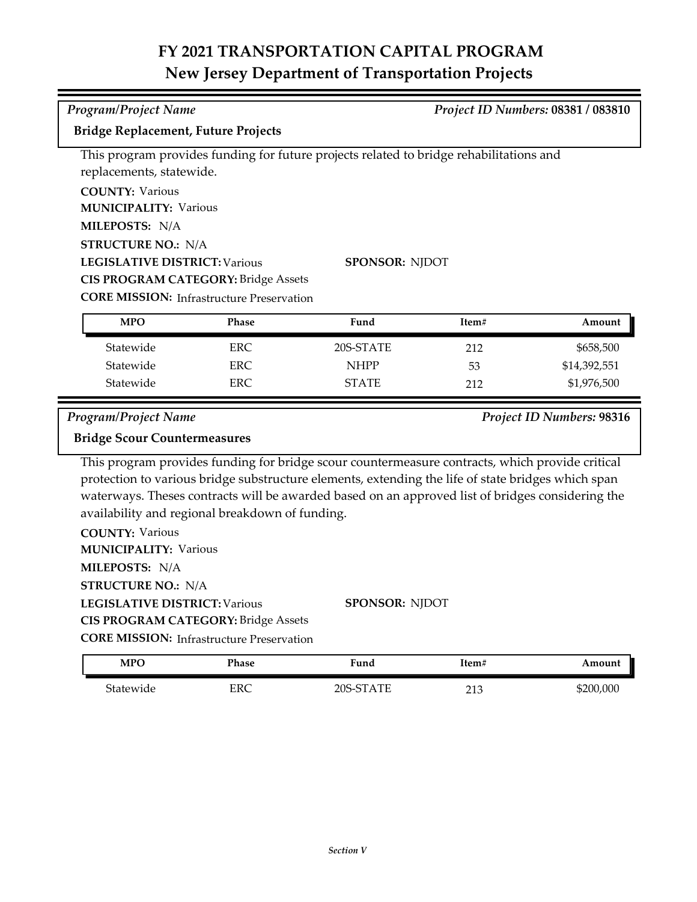# FY 2021 TRANSPORTATION CAPITAL PROGRAM
## New Jersey Department of Transportation Projects

*Program/Project Name* — *Project ID Numbers:* **08381 / 083810**

**Bridge Replacement, Future Projects**

This program provides funding for future projects related to bridge rehabilitations and replacements, statewide.

**COUNTY:** Various
**MUNICIPALITY:** Various
**MILEPOSTS:** N/A
**STRUCTURE NO.:** N/A
**LEGISLATIVE DISTRICT:** Various
**SPONSOR:** NJDOT
**CIS PROGRAM CATEGORY:** Bridge Assets
**CORE MISSION:** Infrastructure Preservation

| MPO | Phase | Fund | Item# | Amount |
|---|---|---|---|---|
| Statewide | ERC | 20S-STATE | 212 | $658,500 |
| Statewide | ERC | NHPP | 53 | $14,392,551 |
| Statewide | ERC | STATE | 212 | $1,976,500 |

*Program/Project Name* — *Project ID Numbers:* **98316**

**Bridge Scour Countermeasures**

This program provides funding for bridge scour countermeasure contracts, which provide critical protection to various bridge substructure elements, extending the life of state bridges which span waterways. Theses contracts will be awarded based on an approved list of bridges considering the availability and regional breakdown of funding.

**COUNTY:** Various
**MUNICIPALITY:** Various
**MILEPOSTS:** N/A
**STRUCTURE NO.:** N/A
**LEGISLATIVE DISTRICT:** Various
**SPONSOR:** NJDOT
**CIS PROGRAM CATEGORY:** Bridge Assets
**CORE MISSION:** Infrastructure Preservation

| MPO | Phase | Fund | Item# | Amount |
|---|---|---|---|---|
| Statewide | ERC | 20S-STATE | 213 | $200,000 |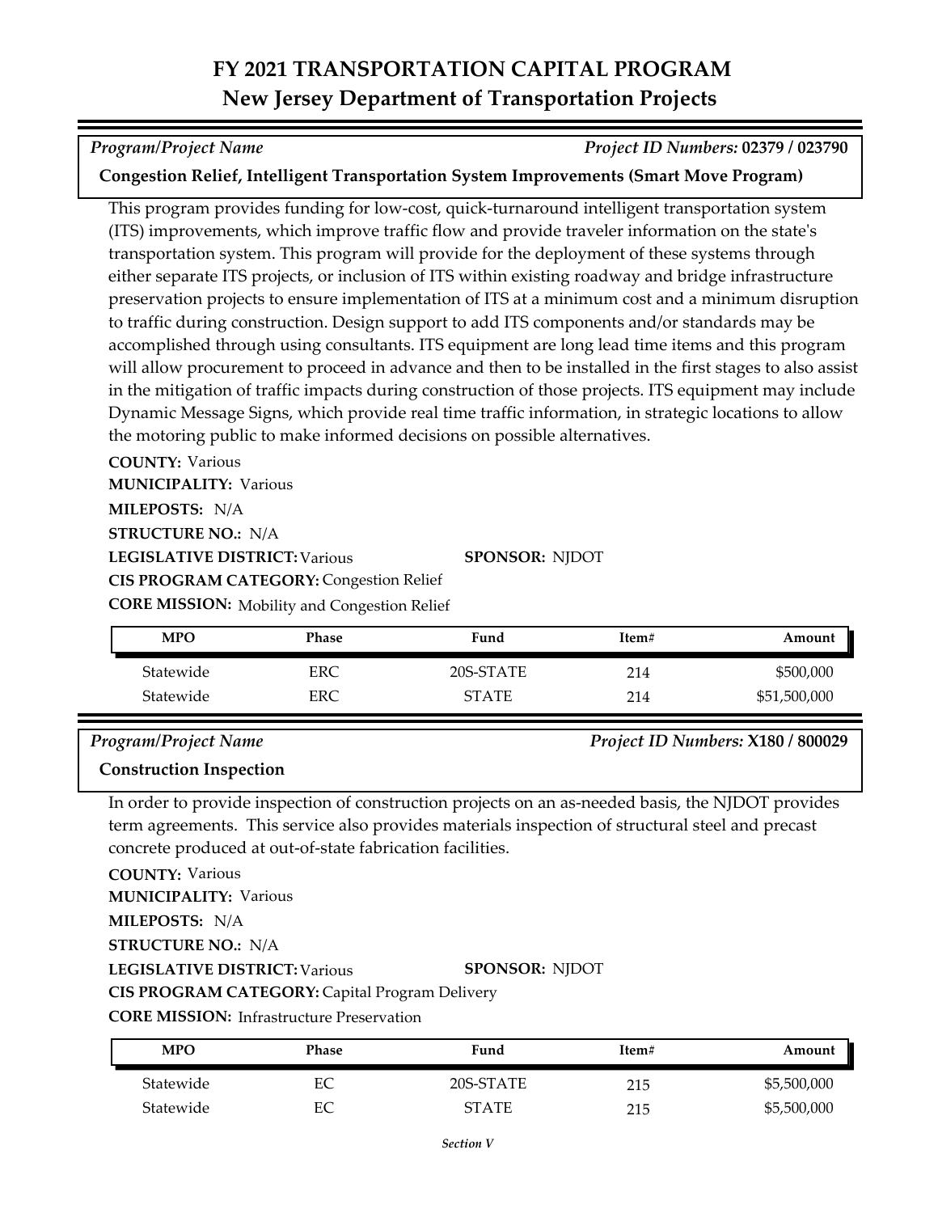# FY 2021 TRANSPORTATION CAPITAL PROGRAM
## New Jersey Department of Transportation Projects

*Program/Project Name* — *Project ID Numbers:* **02379 / 023790**

**Congestion Relief, Intelligent Transportation System Improvements (Smart Move Program)**

This program provides funding for low-cost, quick-turnaround intelligent transportation system (ITS) improvements, which improve traffic flow and provide traveler information on the state's transportation system. This program will provide for the deployment of these systems through either separate ITS projects, or inclusion of ITS within existing roadway and bridge infrastructure preservation projects to ensure implementation of ITS at a minimum cost and a minimum disruption to traffic during construction. Design support to add ITS components and/or standards may be accomplished through using consultants. ITS equipment are long lead time items and this program will allow procurement to proceed in advance and then to be installed in the first stages to also assist in the mitigation of traffic impacts during construction of those projects. ITS equipment may include Dynamic Message Signs, which provide real time traffic information, in strategic locations to allow the motoring public to make informed decisions on possible alternatives.

**COUNTY:** Various
**MUNICIPALITY:** Various
**MILEPOSTS:** N/A
**STRUCTURE NO.:** N/A
**LEGISLATIVE DISTRICT:** Various
**SPONSOR:** NJDOT
**CIS PROGRAM CATEGORY:** Congestion Relief
**CORE MISSION:** Mobility and Congestion Relief

| MPO | Phase | Fund | Item# | Amount |
|---|---|---|---|---|
| Statewide | ERC | 20S-STATE | 214 | $500,000 |
| Statewide | ERC | STATE | 214 | $51,500,000 |

*Program/Project Name* — *Project ID Numbers:* **X180 / 800029**

**Construction Inspection**

In order to provide inspection of construction projects on an as-needed basis, the NJDOT provides term agreements. This service also provides materials inspection of structural steel and precast concrete produced at out-of-state fabrication facilities.

**COUNTY:** Various
**MUNICIPALITY:** Various
**MILEPOSTS:** N/A
**STRUCTURE NO.:** N/A
**LEGISLATIVE DISTRICT:** Various
**SPONSOR:** NJDOT
**CIS PROGRAM CATEGORY:** Capital Program Delivery
**CORE MISSION:** Infrastructure Preservation

| MPO | Phase | Fund | Item# | Amount |
|---|---|---|---|---|
| Statewide | EC | 20S-STATE | 215 | $5,500,000 |
| Statewide | EC | STATE | 215 | $5,500,000 |

*Section V*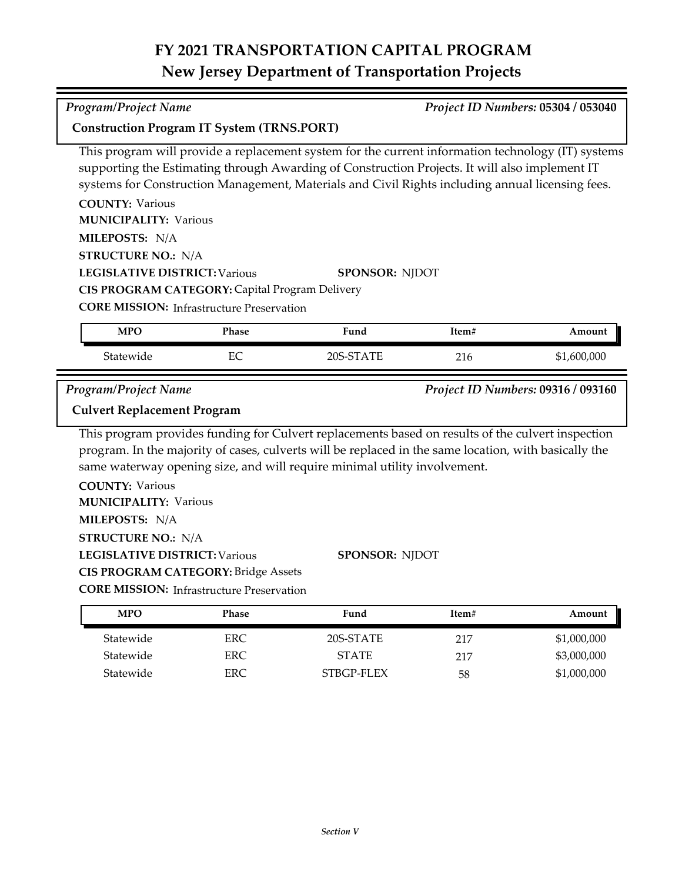# FY 2021 TRANSPORTATION CAPITAL PROGRAM
## New Jersey Department of Transportation Projects

*Program/Project Name* — *Project ID Numbers:* **05304 / 053040**

**Construction Program IT System (TRNS.PORT)**

This program will provide a replacement system for the current information technology (IT) systems supporting the Estimating through Awarding of Construction Projects. It will also implement IT systems for Construction Management, Materials and Civil Rights including annual licensing fees.

**COUNTY:** Various
**MUNICIPALITY:** Various
**MILEPOSTS:** N/A
**STRUCTURE NO.:** N/A
**LEGISLATIVE DISTRICT:** Various **SPONSOR:** NJDOT
**CIS PROGRAM CATEGORY:** Capital Program Delivery
**CORE MISSION:** Infrastructure Preservation

| MPO | Phase | Fund | Item# | Amount |
|---|---|---|---|---|
| Statewide | EC | 20S-STATE | 216 | $1,600,000 |

*Program/Project Name* — *Project ID Numbers:* **09316 / 093160**

**Culvert Replacement Program**

This program provides funding for Culvert replacements based on results of the culvert inspection program. In the majority of cases, culverts will be replaced in the same location, with basically the same waterway opening size, and will require minimal utility involvement.

**COUNTY:** Various
**MUNICIPALITY:** Various
**MILEPOSTS:** N/A
**STRUCTURE NO.:** N/A
**LEGISLATIVE DISTRICT:** Various **SPONSOR:** NJDOT
**CIS PROGRAM CATEGORY:** Bridge Assets
**CORE MISSION:** Infrastructure Preservation

| MPO | Phase | Fund | Item# | Amount |
|---|---|---|---|---|
| Statewide | ERC | 20S-STATE | 217 | $1,000,000 |
| Statewide | ERC | STATE | 217 | $3,000,000 |
| Statewide | ERC | STBGP-FLEX | 58 | $1,000,000 |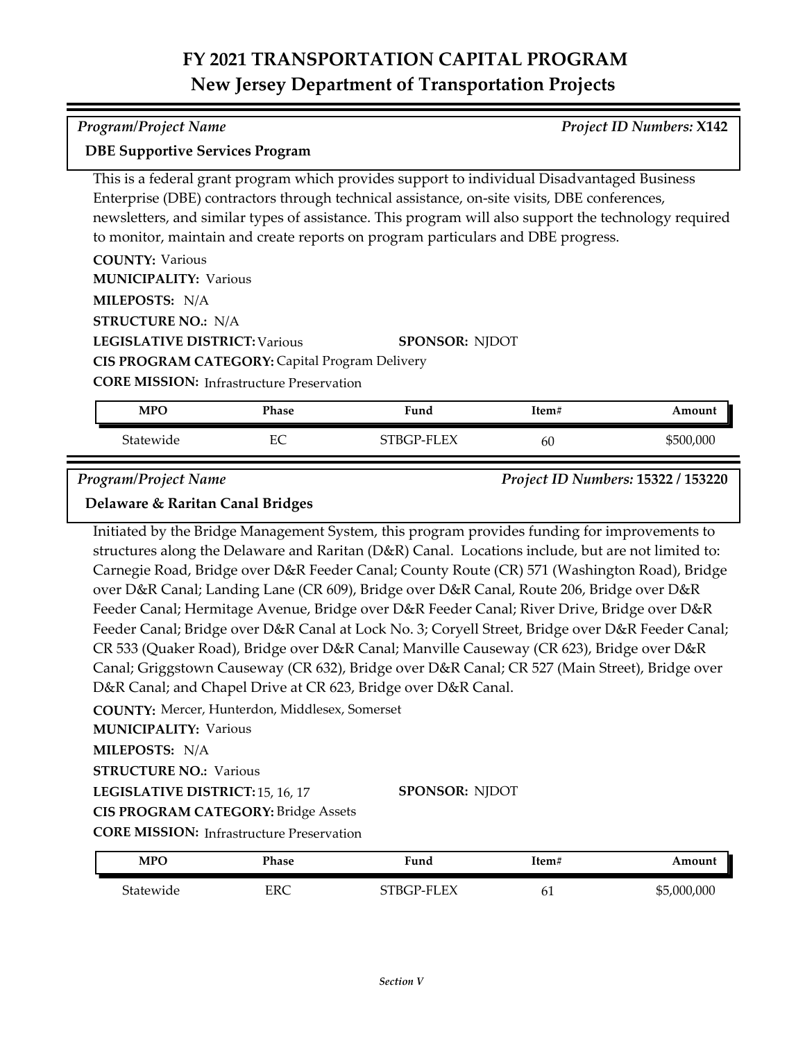# FY 2021 TRANSPORTATION CAPITAL PROGRAM
## New Jersey Department of Transportation Projects

*Program/Project Name* — *Project ID Numbers:* **X142**

**DBE Supportive Services Program**

This is a federal grant program which provides support to individual Disadvantaged Business Enterprise (DBE) contractors through technical assistance, on-site visits, DBE conferences, newsletters, and similar types of assistance. This program will also support the technology required to monitor, maintain and create reports on program particulars and DBE progress.

**COUNTY:** Various
**MUNICIPALITY:** Various
**MILEPOSTS:** N/A
**STRUCTURE NO.:** N/A
**LEGISLATIVE DISTRICT:** Various
**SPONSOR:** NJDOT
**CIS PROGRAM CATEGORY:** Capital Program Delivery
**CORE MISSION:** Infrastructure Preservation

| MPO | Phase | Fund | Item# | Amount |
|---|---|---|---|---|
| Statewide | EC | STBGP-FLEX | 60 | $500,000 |

*Program/Project Name* — *Project ID Numbers:* **15322 / 153220**

**Delaware & Raritan Canal Bridges**

Initiated by the Bridge Management System, this program provides funding for improvements to structures along the Delaware and Raritan (D&R) Canal. Locations include, but are not limited to: Carnegie Road, Bridge over D&R Feeder Canal; County Route (CR) 571 (Washington Road), Bridge over D&R Canal; Landing Lane (CR 609), Bridge over D&R Canal, Route 206, Bridge over D&R Feeder Canal; Hermitage Avenue, Bridge over D&R Feeder Canal; River Drive, Bridge over D&R Feeder Canal; Bridge over D&R Canal at Lock No. 3; Coryell Street, Bridge over D&R Feeder Canal; CR 533 (Quaker Road), Bridge over D&R Canal; Manville Causeway (CR 623), Bridge over D&R Canal; Griggstown Causeway (CR 632), Bridge over D&R Canal; CR 527 (Main Street), Bridge over D&R Canal; and Chapel Drive at CR 623, Bridge over D&R Canal.

**COUNTY:** Mercer, Hunterdon, Middlesex, Somerset
**MUNICIPALITY:** Various
**MILEPOSTS:** N/A
**STRUCTURE NO.:** Various
**LEGISLATIVE DISTRICT:** 15, 16, 17
**SPONSOR:** NJDOT
**CIS PROGRAM CATEGORY:** Bridge Assets
**CORE MISSION:** Infrastructure Preservation

| MPO | Phase | Fund | Item# | Amount |
|---|---|---|---|---|
| Statewide | ERC | STBGP-FLEX | 61 | $5,000,000 |

*Section V*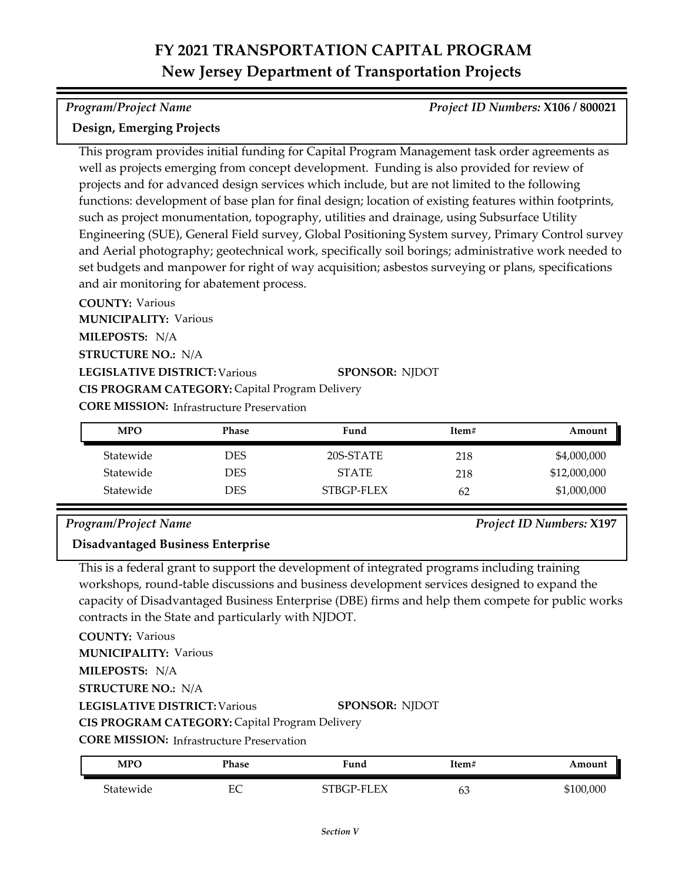# FY 2021 TRANSPORTATION CAPITAL PROGRAM
## New Jersey Department of Transportation Projects

*Program/Project Name* | *Project ID Numbers:* **X106 / 800021**

**Design, Emerging Projects**

This program provides initial funding for Capital Program Management task order agreements as well as projects emerging from concept development. Funding is also provided for review of projects and for advanced design services which include, but are not limited to the following functions: development of base plan for final design; location of existing features within footprints, such as project monumentation, topography, utilities and drainage, using Subsurface Utility Engineering (SUE), General Field survey, Global Positioning System survey, Primary Control survey and Aerial photography; geotechnical work, specifically soil borings; administrative work needed to set budgets and manpower for right of way acquisition; asbestos surveying or plans, specifications and air monitoring for abatement process.

**COUNTY:** Various
**MUNICIPALITY:** Various
**MILEPOSTS:** N/A
**STRUCTURE NO.:** N/A
**LEGISLATIVE DISTRICT:** Various
**SPONSOR:** NJDOT
**CIS PROGRAM CATEGORY:** Capital Program Delivery
**CORE MISSION:** Infrastructure Preservation

| MPO | Phase | Fund | Item# | Amount |
|---|---|---|---|---|
| Statewide | DES | 20S-STATE | 218 | $4,000,000 |
| Statewide | DES | STATE | 218 | $12,000,000 |
| Statewide | DES | STBGP-FLEX | 62 | $1,000,000 |

*Program/Project Name* | *Project ID Numbers:* **X197**

**Disadvantaged Business Enterprise**

This is a federal grant to support the development of integrated programs including training workshops, round-table discussions and business development services designed to expand the capacity of Disadvantaged Business Enterprise (DBE) firms and help them compete for public works contracts in the State and particularly with NJDOT.

**COUNTY:** Various
**MUNICIPALITY:** Various
**MILEPOSTS:** N/A
**STRUCTURE NO.:** N/A
**LEGISLATIVE DISTRICT:** Various
**SPONSOR:** NJDOT
**CIS PROGRAM CATEGORY:** Capital Program Delivery
**CORE MISSION:** Infrastructure Preservation

| MPO | Phase | Fund | Item# | Amount |
|---|---|---|---|---|
| Statewide | EC | STBGP-FLEX | 63 | $100,000 |

*Section V*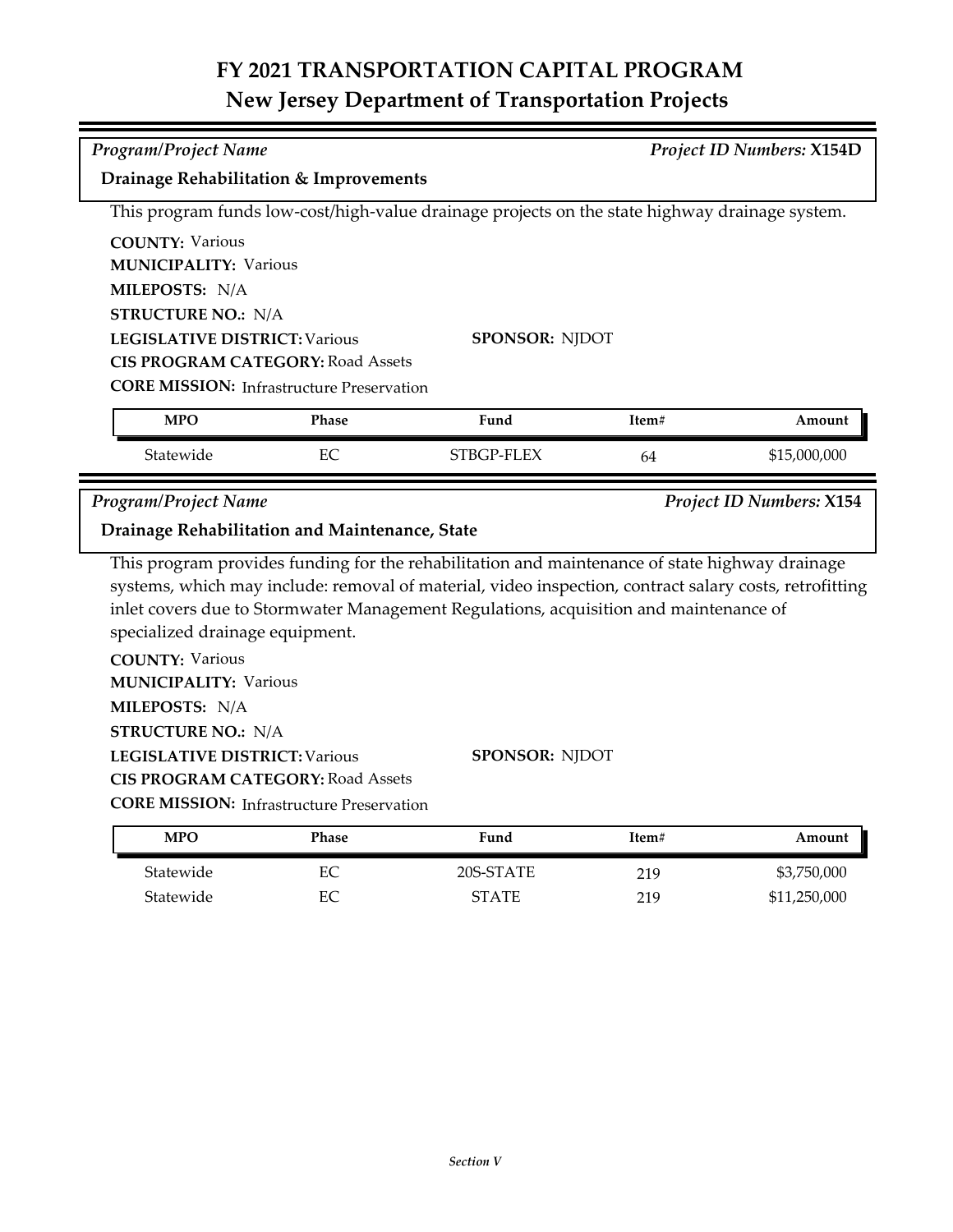# FY 2021 TRANSPORTATION CAPITAL PROGRAM
## New Jersey Department of Transportation Projects

*Program/Project Name* — *Project ID Numbers:* **X154D**

**Drainage Rehabilitation & Improvements**

This program funds low-cost/high-value drainage projects on the state highway drainage system.

**COUNTY:** Various
**MUNICIPALITY:** Various
**MILEPOSTS:** N/A
**STRUCTURE NO.:** N/A
**LEGISLATIVE DISTRICT:** Various
**SPONSOR:** NJDOT
**CIS PROGRAM CATEGORY:** Road Assets
**CORE MISSION:** Infrastructure Preservation

| MPO | Phase | Fund | Item# | Amount |
|---|---|---|---|---|
| Statewide | EC | STBGP-FLEX | 64 | $15,000,000 |

*Program/Project Name* — *Project ID Numbers:* **X154**

**Drainage Rehabilitation and Maintenance, State**

This program provides funding for the rehabilitation and maintenance of state highway drainage systems, which may include: removal of material, video inspection, contract salary costs, retrofitting inlet covers due to Stormwater Management Regulations, acquisition and maintenance of specialized drainage equipment.

**COUNTY:** Various
**MUNICIPALITY:** Various
**MILEPOSTS:** N/A
**STRUCTURE NO.:** N/A
**LEGISLATIVE DISTRICT:** Various
**SPONSOR:** NJDOT
**CIS PROGRAM CATEGORY:** Road Assets
**CORE MISSION:** Infrastructure Preservation

| MPO | Phase | Fund | Item# | Amount |
|---|---|---|---|---|
| Statewide | EC | 20S-STATE | 219 | $3,750,000 |
| Statewide | EC | STATE | 219 | $11,250,000 |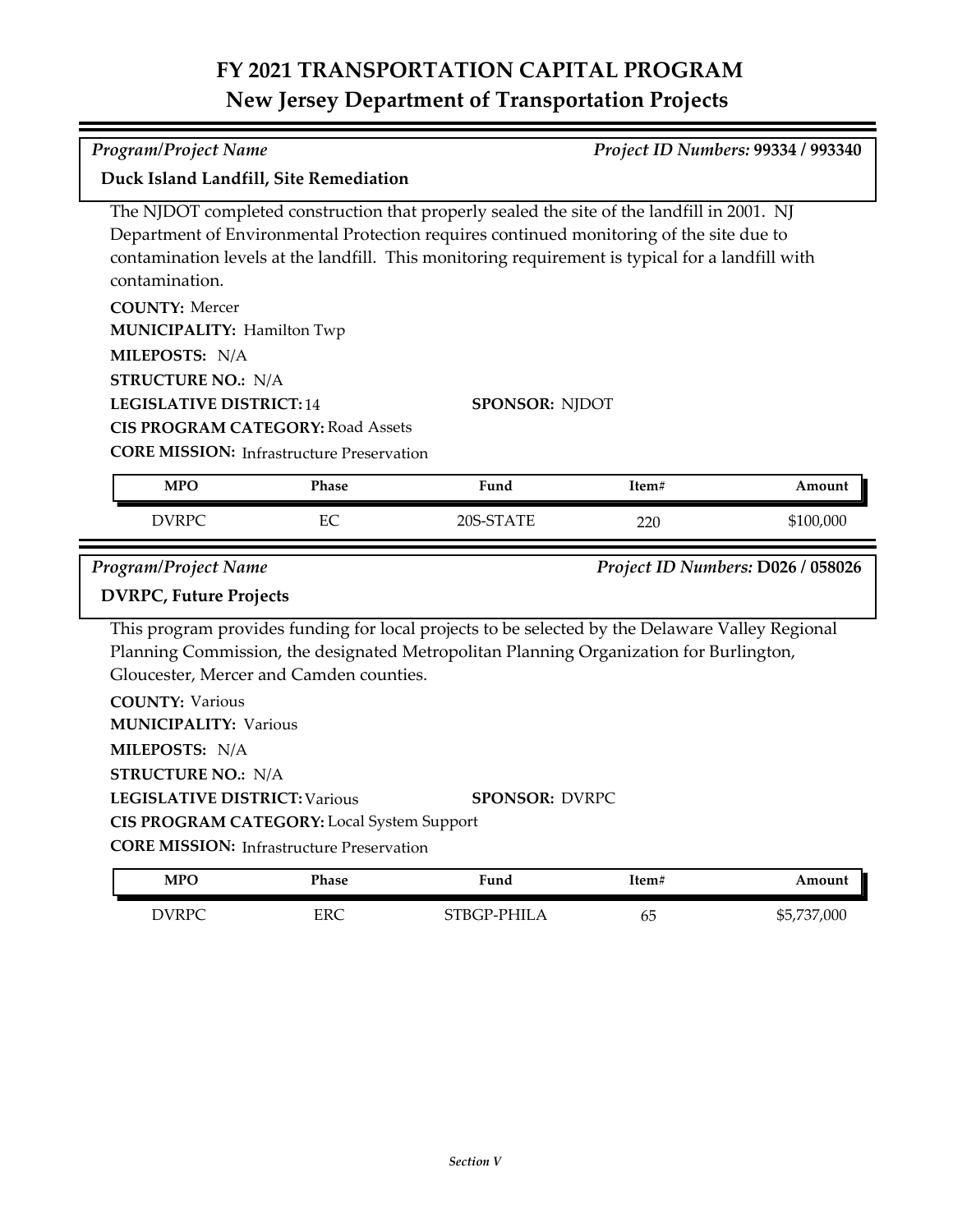# FY 2021 TRANSPORTATION CAPITAL PROGRAM
## New Jersey Department of Transportation Projects

*Program/Project Name* — *Project ID Numbers:* **99334 / 993340**

**Duck Island Landfill, Site Remediation**

The NJDOT completed construction that properly sealed the site of the landfill in 2001. NJ Department of Environmental Protection requires continued monitoring of the site due to contamination levels at the landfill. This monitoring requirement is typical for a landfill with contamination.

**COUNTY:** Mercer
**MUNICIPALITY:** Hamilton Twp
**MILEPOSTS:** N/A
**STRUCTURE NO.:** N/A
**LEGISLATIVE DISTRICT:** 14
**SPONSOR:** NJDOT
**CIS PROGRAM CATEGORY:** Road Assets
**CORE MISSION:** Infrastructure Preservation

| MPO | Phase | Fund | Item# | Amount |
|---|---|---|---|---|
| DVRPC | EC | 20S-STATE | 220 | $100,000 |

*Program/Project Name* — *Project ID Numbers:* **D026 / 058026**

**DVRPC, Future Projects**

This program provides funding for local projects to be selected by the Delaware Valley Regional Planning Commission, the designated Metropolitan Planning Organization for Burlington, Gloucester, Mercer and Camden counties.

**COUNTY:** Various
**MUNICIPALITY:** Various
**MILEPOSTS:** N/A
**STRUCTURE NO.:** N/A
**LEGISLATIVE DISTRICT:** Various
**SPONSOR:** DVRPC
**CIS PROGRAM CATEGORY:** Local System Support
**CORE MISSION:** Infrastructure Preservation

| MPO | Phase | Fund | Item# | Amount |
|---|---|---|---|---|
| DVRPC | ERC | STBGP-PHILA | 65 | $5,737,000 |

*Section V*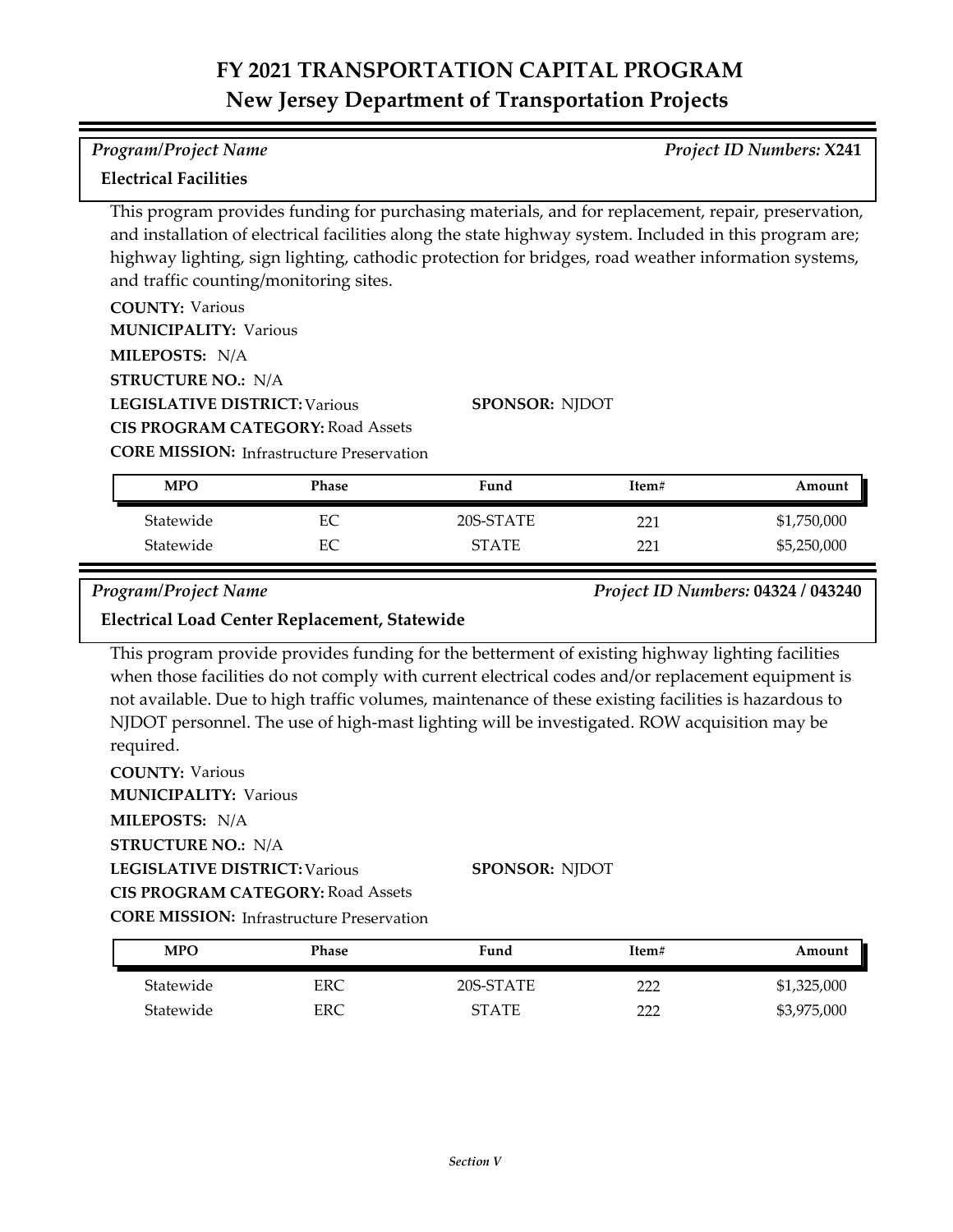# FY 2021 TRANSPORTATION CAPITAL PROGRAM
## New Jersey Department of Transportation Projects

*Program/Project Name* | *Project ID Numbers:* **X241**

**Electrical Facilities**

This program provides funding for purchasing materials, and for replacement, repair, preservation, and installation of electrical facilities along the state highway system. Included in this program are; highway lighting, sign lighting, cathodic protection for bridges, road weather information systems, and traffic counting/monitoring sites.

**COUNTY:** Various
**MUNICIPALITY:** Various
**MILEPOSTS:** N/A
**STRUCTURE NO.:** N/A
**LEGISLATIVE DISTRICT:** Various
**SPONSOR:** NJDOT
**CIS PROGRAM CATEGORY:** Road Assets
**CORE MISSION:** Infrastructure Preservation

| MPO | Phase | Fund | Item# | Amount |
|---|---|---|---|---|
| Statewide | EC | 20S-STATE | 221 | $1,750,000 |
| Statewide | EC | STATE | 221 | $5,250,000 |

*Program/Project Name* | *Project ID Numbers:* **04324 / 043240**

**Electrical Load Center Replacement, Statewide**

This program provide provides funding for the betterment of existing highway lighting facilities when those facilities do not comply with current electrical codes and/or replacement equipment is not available. Due to high traffic volumes, maintenance of these existing facilities is hazardous to NJDOT personnel. The use of high-mast lighting will be investigated. ROW acquisition may be required.

**COUNTY:** Various
**MUNICIPALITY:** Various
**MILEPOSTS:** N/A
**STRUCTURE NO.:** N/A
**LEGISLATIVE DISTRICT:** Various
**SPONSOR:** NJDOT
**CIS PROGRAM CATEGORY:** Road Assets
**CORE MISSION:** Infrastructure Preservation

| MPO | Phase | Fund | Item# | Amount |
|---|---|---|---|---|
| Statewide | ERC | 20S-STATE | 222 | $1,325,000 |
| Statewide | ERC | STATE | 222 | $3,975,000 |

*Section V*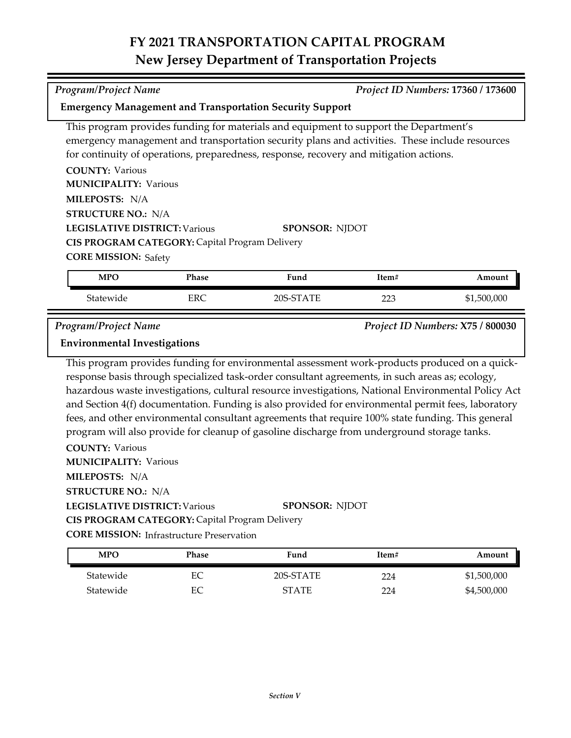# FY 2021 TRANSPORTATION CAPITAL PROGRAM
## New Jersey Department of Transportation Projects

*Program/Project Name* *Project ID Numbers:* **17360 / 173600**

### Emergency Management and Transportation Security Support

This program provides funding for materials and equipment to support the Department's emergency management and transportation security plans and activities. These include resources for continuity of operations, preparedness, response, recovery and mitigation actions.

**COUNTY:** Various
**MUNICIPALITY:** Various
**MILEPOSTS:** N/A
**STRUCTURE NO.:** N/A
**LEGISLATIVE DISTRICT:** Various **SPONSOR:** NJDOT
**CIS PROGRAM CATEGORY:** Capital Program Delivery
**CORE MISSION:** Safety

| MPO | Phase | Fund | Item# | Amount |
|---|---|---|---|---|
| Statewide | ERC | 20S-STATE | 223 | $1,500,000 |

*Program/Project Name* *Project ID Numbers:* **X75 / 800030**

### Environmental Investigations

This program provides funding for environmental assessment work-products produced on a quick-response basis through specialized task-order consultant agreements, in such areas as; ecology, hazardous waste investigations, cultural resource investigations, National Environmental Policy Act and Section 4(f) documentation. Funding is also provided for environmental permit fees, laboratory fees, and other environmental consultant agreements that require 100% state funding. This general program will also provide for cleanup of gasoline discharge from underground storage tanks.

**COUNTY:** Various
**MUNICIPALITY:** Various
**MILEPOSTS:** N/A
**STRUCTURE NO.:** N/A
**LEGISLATIVE DISTRICT:** Various **SPONSOR:** NJDOT
**CIS PROGRAM CATEGORY:** Capital Program Delivery
**CORE MISSION:** Infrastructure Preservation

| MPO | Phase | Fund | Item# | Amount |
|---|---|---|---|---|
| Statewide | EC | 20S-STATE | 224 | $1,500,000 |
| Statewide | EC | STATE | 224 | $4,500,000 |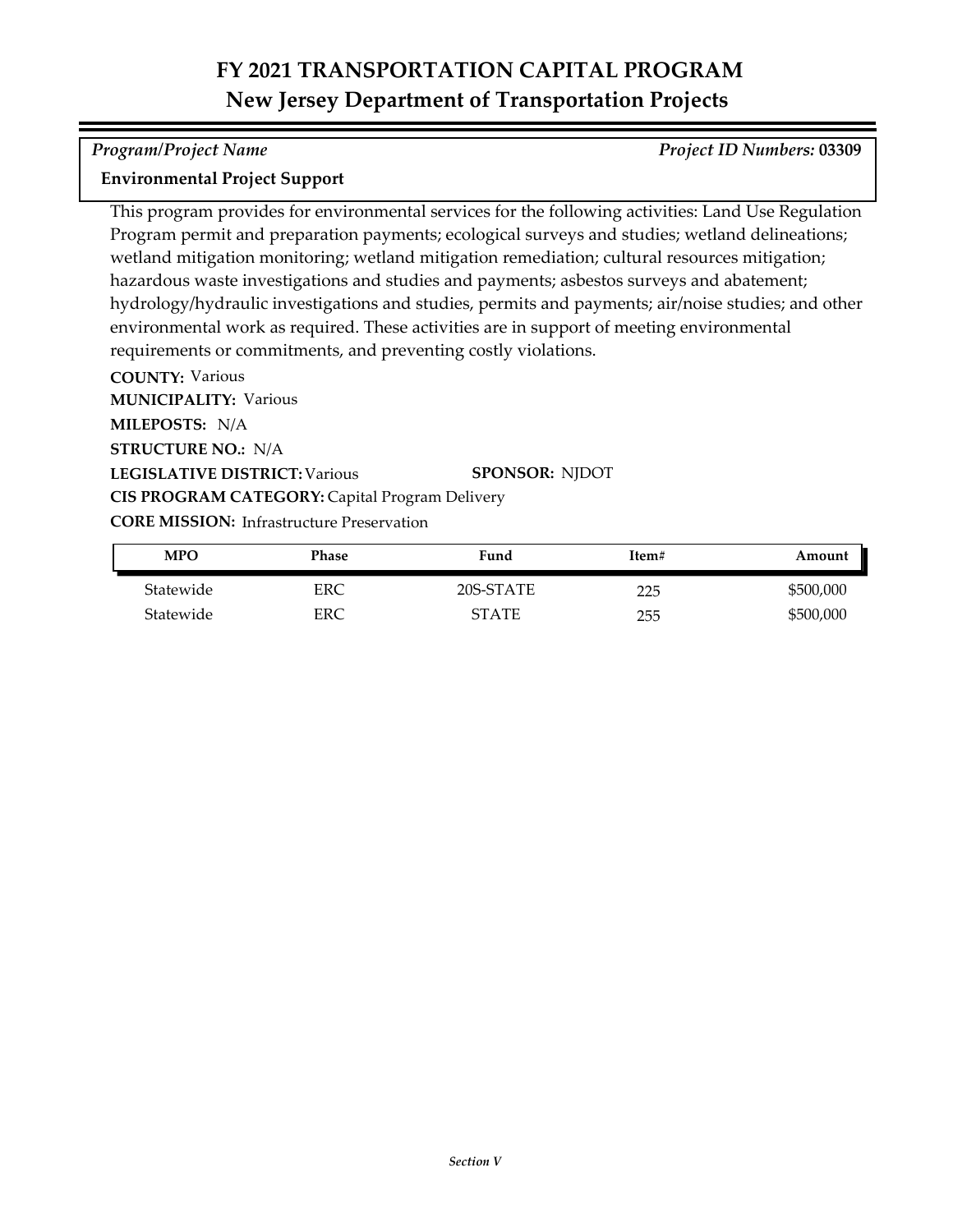# FY 2021 TRANSPORTATION CAPITAL PROGRAM
## New Jersey Department of Transportation Projects

*Program/Project Name* | *Project ID Numbers:* **03309**

**Environmental Project Support**

This program provides for environmental services for the following activities: Land Use Regulation Program permit and preparation payments; ecological surveys and studies; wetland delineations; wetland mitigation monitoring; wetland mitigation remediation; cultural resources mitigation; hazardous waste investigations and studies and payments; asbestos surveys and abatement; hydrology/hydraulic investigations and studies, permits and payments; air/noise studies; and other environmental work as required. These activities are in support of meeting environmental requirements or commitments, and preventing costly violations.

**COUNTY:** Various
**MUNICIPALITY:** Various
**MILEPOSTS:** N/A
**STRUCTURE NO.:** N/A
**LEGISLATIVE DISTRICT:** Various
**SPONSOR:** NJDOT
**CIS PROGRAM CATEGORY:** Capital Program Delivery
**CORE MISSION:** Infrastructure Preservation

| MPO | Phase | Fund | Item# | Amount |
|---|---|---|---|---|
| Statewide | ERC | 20S-STATE | 225 | $500,000 |
| Statewide | ERC | STATE | 255 | $500,000 |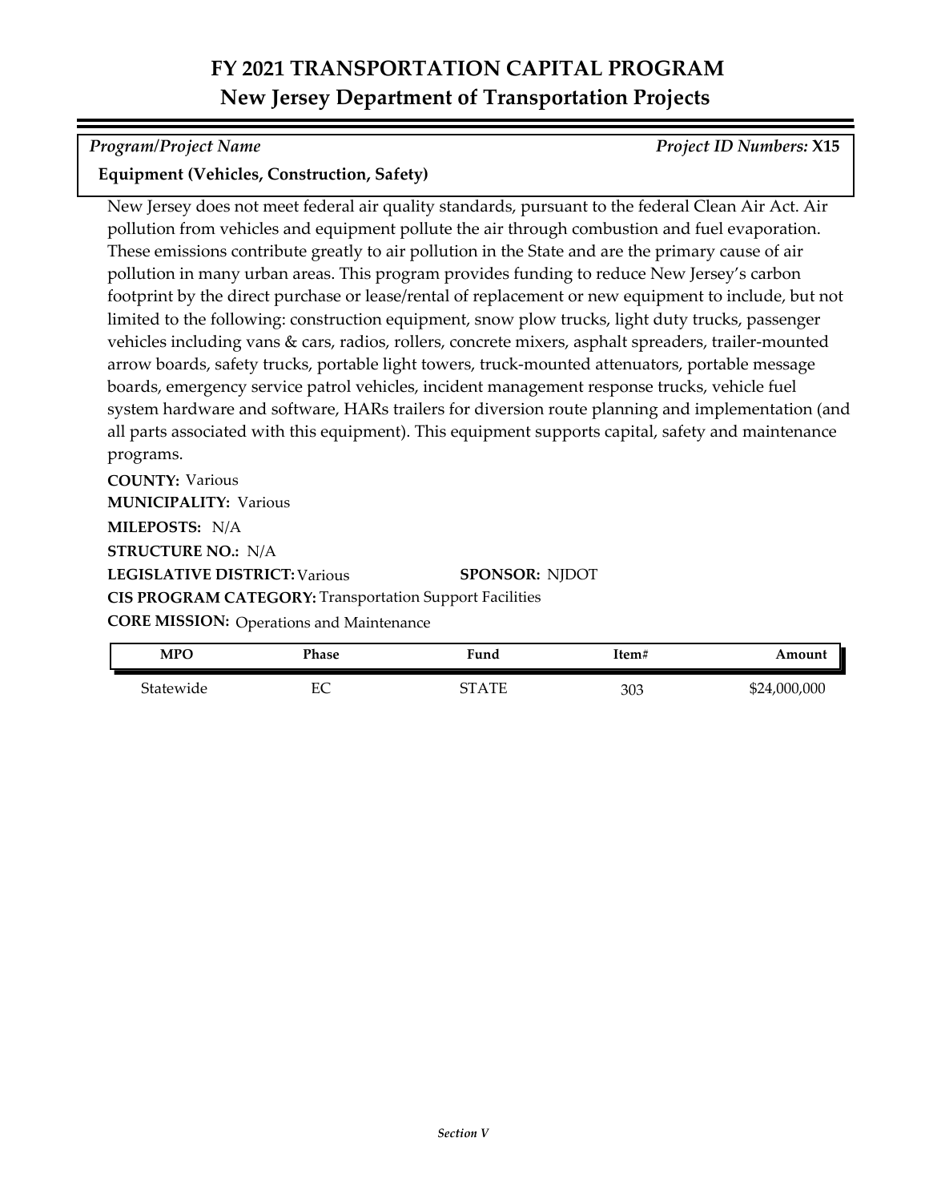# FY 2021 TRANSPORTATION CAPITAL PROGRAM
## New Jersey Department of Transportation Projects

*Program/Project Name* *Project ID Numbers:* **X15**

**Equipment (Vehicles, Construction, Safety)**

New Jersey does not meet federal air quality standards, pursuant to the federal Clean Air Act. Air pollution from vehicles and equipment pollute the air through combustion and fuel evaporation. These emissions contribute greatly to air pollution in the State and are the primary cause of air pollution in many urban areas. This program provides funding to reduce New Jersey's carbon footprint by the direct purchase or lease/rental of replacement or new equipment to include, but not limited to the following: construction equipment, snow plow trucks, light duty trucks, passenger vehicles including vans & cars, radios, rollers, concrete mixers, asphalt spreaders, trailer-mounted arrow boards, safety trucks, portable light towers, truck-mounted attenuators, portable message boards, emergency service patrol vehicles, incident management response trucks, vehicle fuel system hardware and software, HARs trailers for diversion route planning and implementation (and all parts associated with this equipment). This equipment supports capital, safety and maintenance programs.

**COUNTY:** Various
**MUNICIPALITY:** Various
**MILEPOSTS:** N/A
**STRUCTURE NO.:** N/A
**LEGISLATIVE DISTRICT:** Various **SPONSOR:** NJDOT
**CIS PROGRAM CATEGORY:** Transportation Support Facilities
**CORE MISSION:** Operations and Maintenance

| MPO | Phase | Fund | Item# | Amount |
|---|---|---|---|---|
| Statewide | EC | STATE | 303 | $24,000,000 |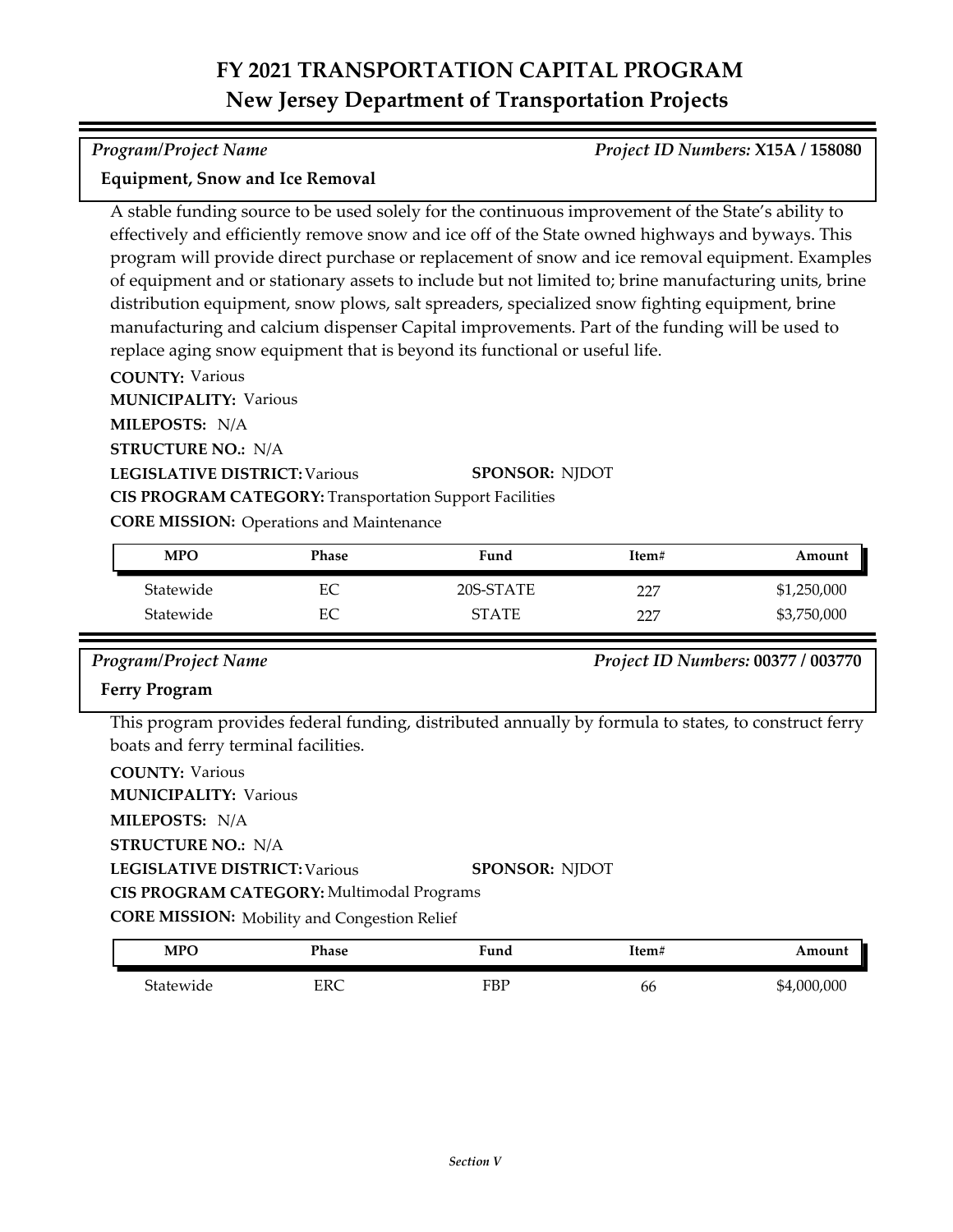# FY 2021 TRANSPORTATION CAPITAL PROGRAM
## New Jersey Department of Transportation Projects

*Program/Project Name* *Project ID Numbers:* **X15A / 158080**

**Equipment, Snow and Ice Removal**

A stable funding source to be used solely for the continuous improvement of the State's ability to effectively and efficiently remove snow and ice off of the State owned highways and byways. This program will provide direct purchase or replacement of snow and ice removal equipment. Examples of equipment and or stationary assets to include but not limited to; brine manufacturing units, brine distribution equipment, snow plows, salt spreaders, specialized snow fighting equipment, brine manufacturing and calcium dispenser Capital improvements. Part of the funding will be used to replace aging snow equipment that is beyond its functional or useful life.

**COUNTY:** Various
**MUNICIPALITY:** Various
**MILEPOSTS:** N/A
**STRUCTURE NO.:** N/A
**LEGISLATIVE DISTRICT:** Various **SPONSOR:** NJDOT
**CIS PROGRAM CATEGORY:** Transportation Support Facilities
**CORE MISSION:** Operations and Maintenance

| MPO | Phase | Fund | Item# | Amount |
|---|---|---|---|---|
| Statewide | EC | 20S-STATE | 227 | $1,250,000 |
| Statewide | EC | STATE | 227 | $3,750,000 |

*Program/Project Name* *Project ID Numbers:* **00377 / 003770**

**Ferry Program**

This program provides federal funding, distributed annually by formula to states, to construct ferry boats and ferry terminal facilities.

**COUNTY:** Various
**MUNICIPALITY:** Various
**MILEPOSTS:** N/A
**STRUCTURE NO.:** N/A
**LEGISLATIVE DISTRICT:** Various **SPONSOR:** NJDOT
**CIS PROGRAM CATEGORY:** Multimodal Programs
**CORE MISSION:** Mobility and Congestion Relief

| MPO | Phase | Fund | Item# | Amount |
|---|---|---|---|---|
| Statewide | ERC | FBP | 66 | $4,000,000 |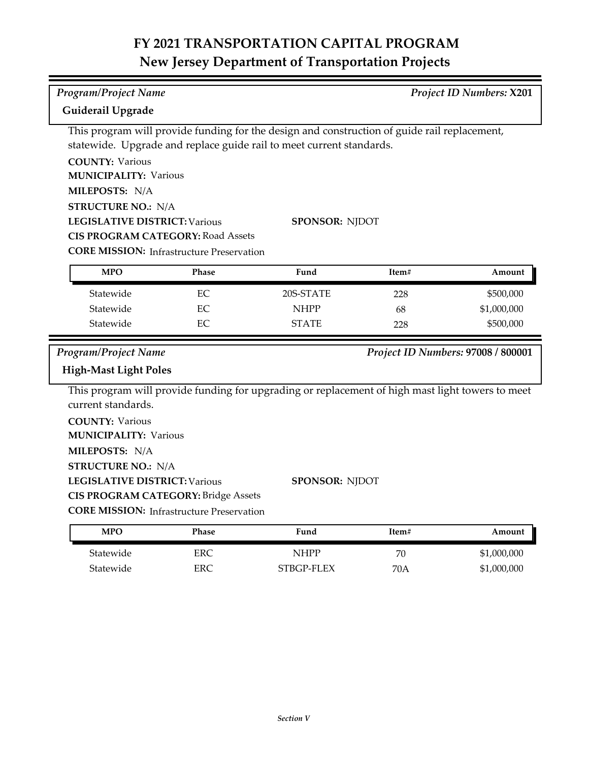# FY 2021 TRANSPORTATION CAPITAL PROGRAM
## New Jersey Department of Transportation Projects

*Program/Project Name* | *Project ID Numbers:* **X201**

**Guiderail Upgrade**

This program will provide funding for the design and construction of guide rail replacement, statewide. Upgrade and replace guide rail to meet current standards.

**COUNTY:** Various
**MUNICIPALITY:** Various
**MILEPOSTS:** N/A
**STRUCTURE NO.:** N/A
**LEGISLATIVE DISTRICT:** Various
**SPONSOR:** NJDOT
**CIS PROGRAM CATEGORY:** Road Assets
**CORE MISSION:** Infrastructure Preservation

| MPO | Phase | Fund | Item# | Amount |
|---|---|---|---|---|
| Statewide | EC | 20S-STATE | 228 | $500,000 |
| Statewide | EC | NHPP | 68 | $1,000,000 |
| Statewide | EC | STATE | 228 | $500,000 |

*Program/Project Name* | *Project ID Numbers:* **97008 / 800001**

**High-Mast Light Poles**

This program will provide funding for upgrading or replacement of high mast light towers to meet current standards.

**COUNTY:** Various
**MUNICIPALITY:** Various
**MILEPOSTS:** N/A
**STRUCTURE NO.:** N/A
**LEGISLATIVE DISTRICT:** Various
**SPONSOR:** NJDOT
**CIS PROGRAM CATEGORY:** Bridge Assets
**CORE MISSION:** Infrastructure Preservation

| MPO | Phase | Fund | Item# | Amount |
|---|---|---|---|---|
| Statewide | ERC | NHPP | 70 | $1,000,000 |
| Statewide | ERC | STBGP-FLEX | 70A | $1,000,000 |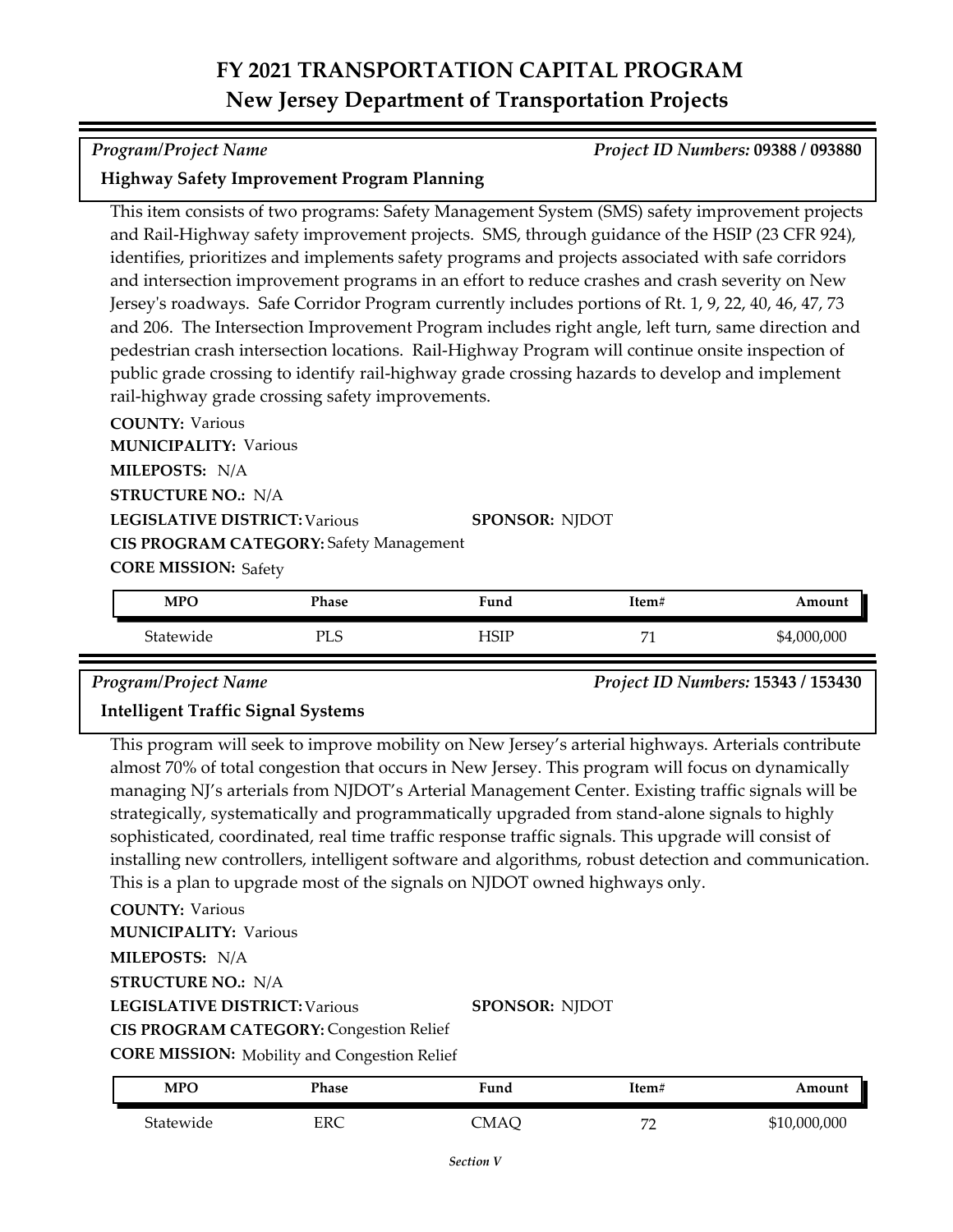# FY 2021 TRANSPORTATION CAPITAL PROGRAM
## New Jersey Department of Transportation Projects

*Program/Project Name* | *Project ID Numbers:* **09388 / 093880**

**Highway Safety Improvement Program Planning**

This item consists of two programs: Safety Management System (SMS) safety improvement projects and Rail-Highway safety improvement projects. SMS, through guidance of the HSIP (23 CFR 924), identifies, prioritizes and implements safety programs and projects associated with safe corridors and intersection improvement programs in an effort to reduce crashes and crash severity on New Jersey's roadways. Safe Corridor Program currently includes portions of Rt. 1, 9, 22, 40, 46, 47, 73 and 206. The Intersection Improvement Program includes right angle, left turn, same direction and pedestrian crash intersection locations. Rail-Highway Program will continue onsite inspection of public grade crossing to identify rail-highway grade crossing hazards to develop and implement rail-highway grade crossing safety improvements.

**COUNTY:** Various
**MUNICIPALITY:** Various
**MILEPOSTS:** N/A
**STRUCTURE NO.:** N/A
**LEGISLATIVE DISTRICT:** Various
**SPONSOR:** NJDOT
**CIS PROGRAM CATEGORY:** Safety Management
**CORE MISSION:** Safety

| MPO | Phase | Fund | Item# | Amount |
|---|---|---|---|---|
| Statewide | PLS | HSIP | 71 | $4,000,000 |

*Program/Project Name* | *Project ID Numbers:* **15343 / 153430**

**Intelligent Traffic Signal Systems**

This program will seek to improve mobility on New Jersey's arterial highways. Arterials contribute almost 70% of total congestion that occurs in New Jersey. This program will focus on dynamically managing NJ's arterials from NJDOT's Arterial Management Center. Existing traffic signals will be strategically, systematically and programmatically upgraded from stand-alone signals to highly sophisticated, coordinated, real time traffic response traffic signals. This upgrade will consist of installing new controllers, intelligent software and algorithms, robust detection and communication. This is a plan to upgrade most of the signals on NJDOT owned highways only.

**COUNTY:** Various
**MUNICIPALITY:** Various
**MILEPOSTS:** N/A
**STRUCTURE NO.:** N/A
**LEGISLATIVE DISTRICT:** Various
**SPONSOR:** NJDOT
**CIS PROGRAM CATEGORY:** Congestion Relief
**CORE MISSION:** Mobility and Congestion Relief

| MPO | Phase | Fund | Item# | Amount |
|---|---|---|---|---|
| Statewide | ERC | CMAQ | 72 | $10,000,000 |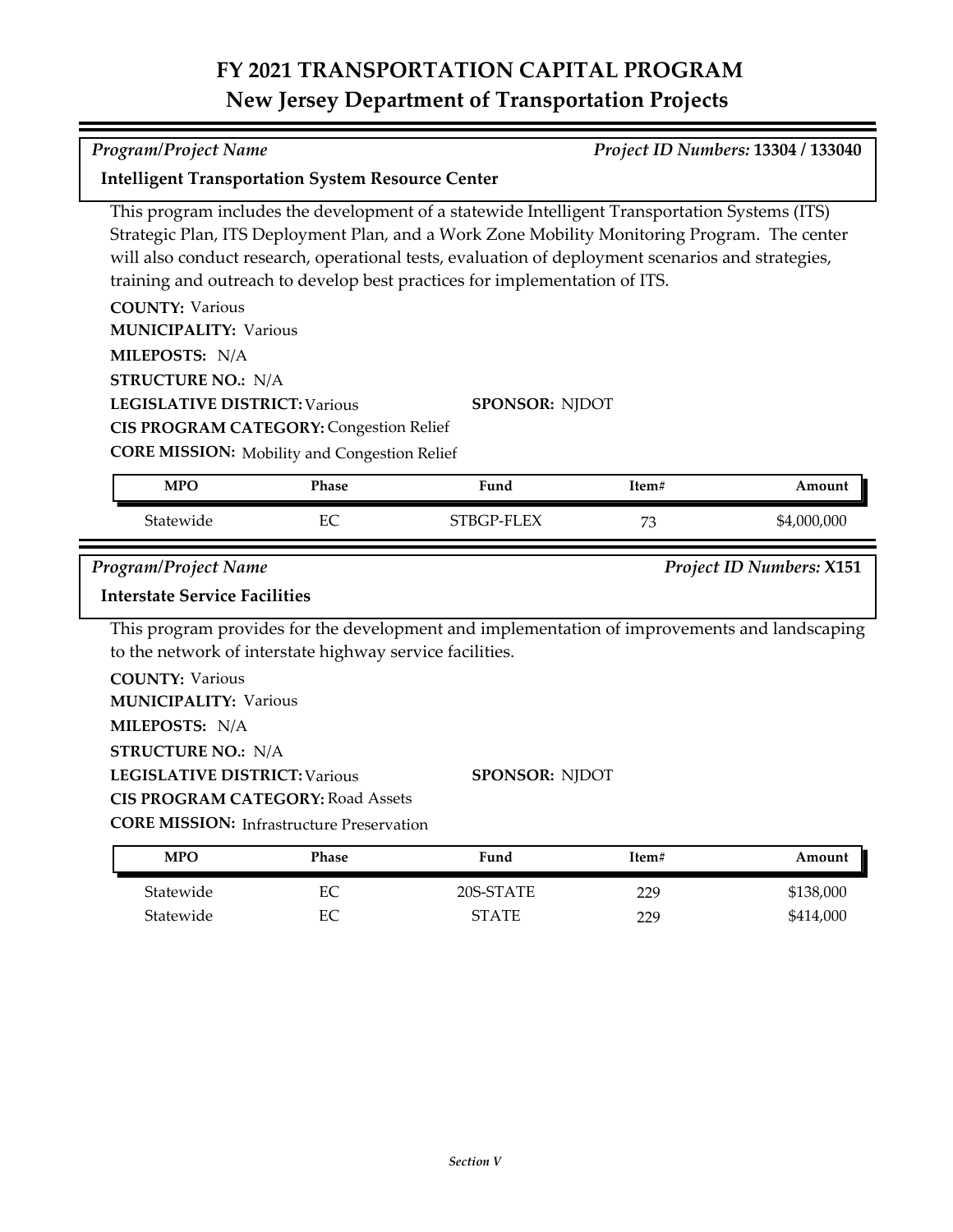# FY 2021 TRANSPORTATION CAPITAL PROGRAM
## New Jersey Department of Transportation Projects

*Program/Project Name* *Project ID Numbers:* **13304 / 133040**

**Intelligent Transportation System Resource Center**

This program includes the development of a statewide Intelligent Transportation Systems (ITS) Strategic Plan, ITS Deployment Plan, and a Work Zone Mobility Monitoring Program. The center will also conduct research, operational tests, evaluation of deployment scenarios and strategies, training and outreach to develop best practices for implementation of ITS.

**COUNTY:** Various
**MUNICIPALITY:** Various
**MILEPOSTS:** N/A
**STRUCTURE NO.:** N/A
**LEGISLATIVE DISTRICT:** Various
**SPONSOR:** NJDOT
**CIS PROGRAM CATEGORY:** Congestion Relief
**CORE MISSION:** Mobility and Congestion Relief

| MPO | Phase | Fund | Item# | Amount |
|---|---|---|---|---|
| Statewide | EC | STBGP-FLEX | 73 | $4,000,000 |

*Program/Project Name* *Project ID Numbers:* **X151**

**Interstate Service Facilities**

This program provides for the development and implementation of improvements and landscaping to the network of interstate highway service facilities.

**COUNTY:** Various
**MUNICIPALITY:** Various
**MILEPOSTS:** N/A
**STRUCTURE NO.:** N/A
**LEGISLATIVE DISTRICT:** Various
**SPONSOR:** NJDOT
**CIS PROGRAM CATEGORY:** Road Assets
**CORE MISSION:** Infrastructure Preservation

| MPO | Phase | Fund | Item# | Amount |
|---|---|---|---|---|
| Statewide | EC | 20S-STATE | 229 | $138,000 |
| Statewide | EC | STATE | 229 | $414,000 |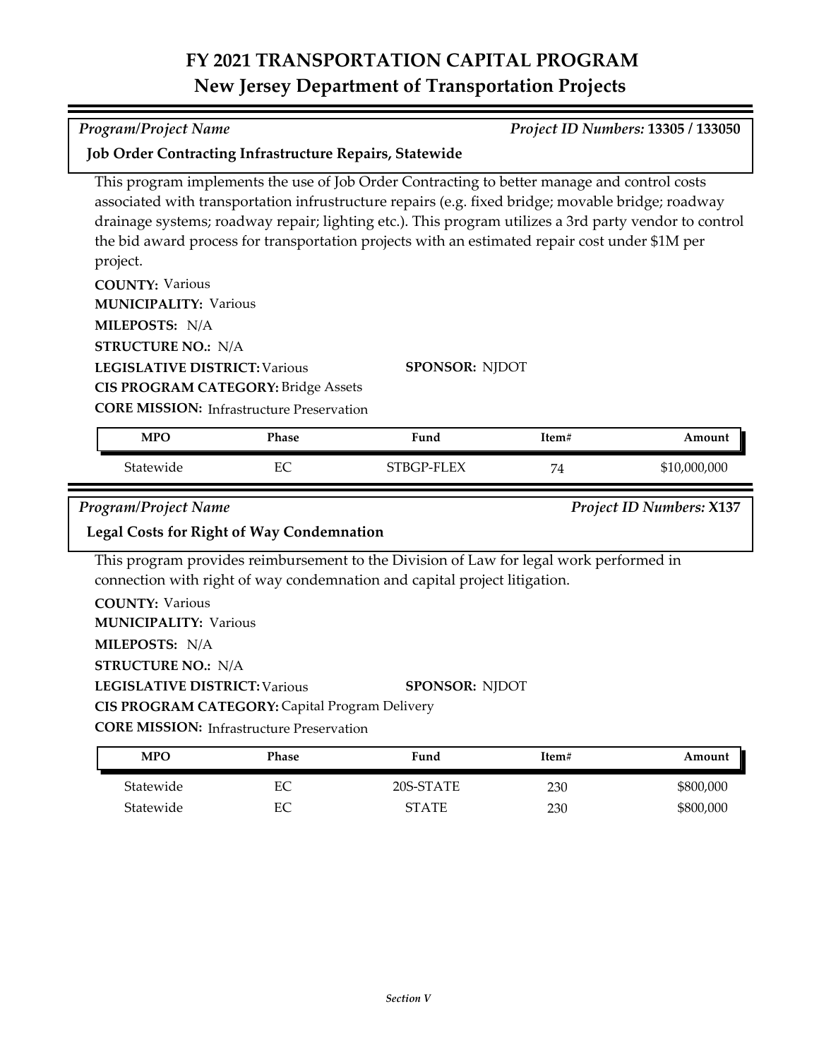# FY 2021 TRANSPORTATION CAPITAL PROGRAM
## New Jersey Department of Transportation Projects

*Program/Project Name* *Project ID Numbers:* **13305 / 133050**

**Job Order Contracting Infrastructure Repairs, Statewide**

This program implements the use of Job Order Contracting to better manage and control costs associated with transportation infrustructure repairs (e.g. fixed bridge; movable bridge; roadway drainage systems; roadway repair; lighting etc.). This program utilizes a 3rd party vendor to control the bid award process for transportation projects with an estimated repair cost under $1M per project.

**COUNTY:** Various
**MUNICIPALITY:** Various
**MILEPOSTS:** N/A
**STRUCTURE NO.:** N/A
**LEGISLATIVE DISTRICT:** Various
**SPONSOR:** NJDOT
**CIS PROGRAM CATEGORY:** Bridge Assets
**CORE MISSION:** Infrastructure Preservation

| MPO | Phase | Fund | Item# | Amount |
|---|---|---|---|---|
| Statewide | EC | STBGP-FLEX | 74 | $10,000,000 |

*Program/Project Name* *Project ID Numbers:* **X137**

**Legal Costs for Right of Way Condemnation**

This program provides reimbursement to the Division of Law for legal work performed in connection with right of way condemnation and capital project litigation.

**COUNTY:** Various
**MUNICIPALITY:** Various
**MILEPOSTS:** N/A
**STRUCTURE NO.:** N/A
**LEGISLATIVE DISTRICT:** Various
**SPONSOR:** NJDOT
**CIS PROGRAM CATEGORY:** Capital Program Delivery
**CORE MISSION:** Infrastructure Preservation

| MPO | Phase | Fund | Item# | Amount |
|---|---|---|---|---|
| Statewide | EC | 20S-STATE | 230 | $800,000 |
| Statewide | EC | STATE | 230 | $800,000 |

*Section V*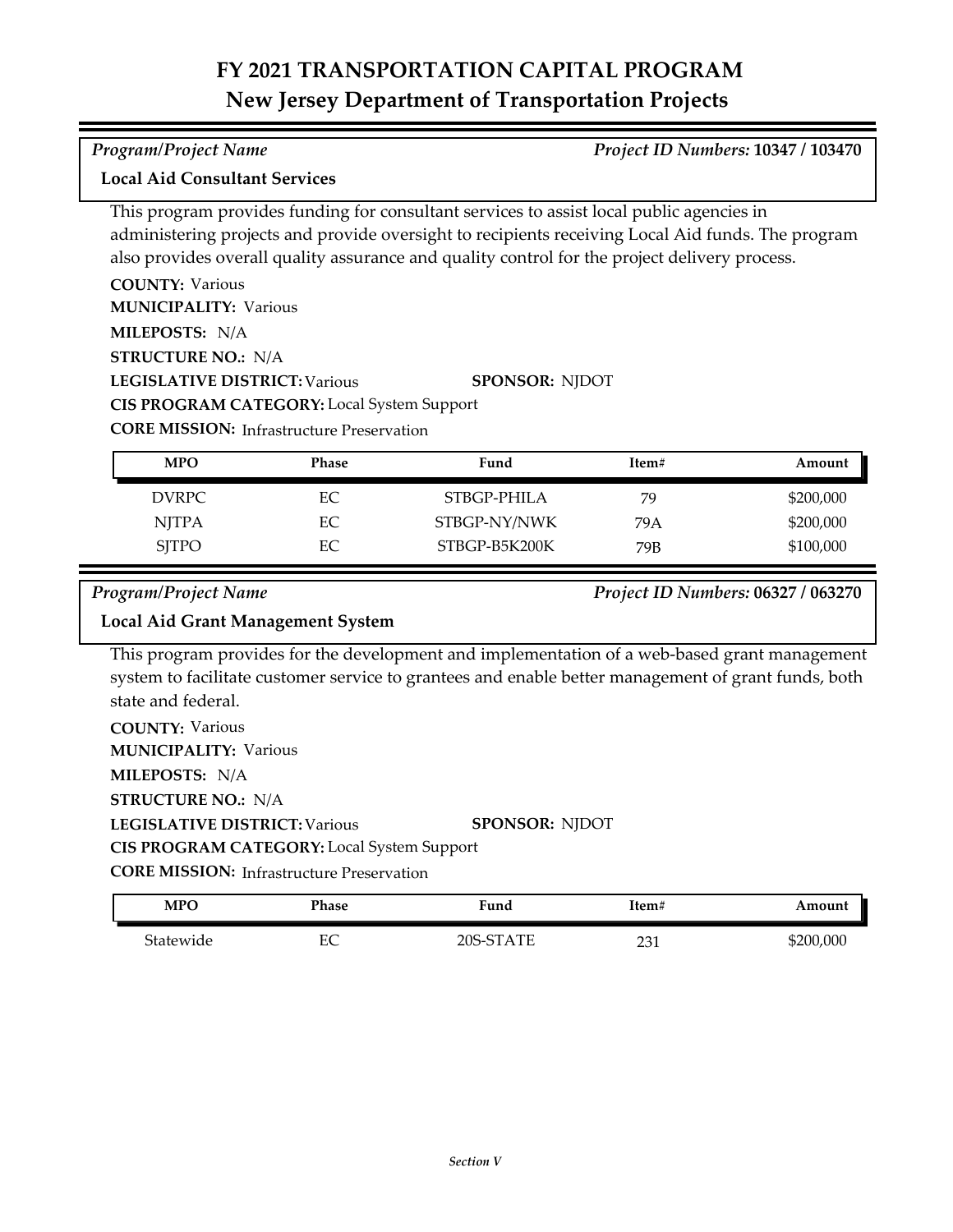# FY 2021 TRANSPORTATION CAPITAL PROGRAM
## New Jersey Department of Transportation Projects

*Program/Project Name* *Project ID Numbers:* **10347 / 103470**

**Local Aid Consultant Services**

This program provides funding for consultant services to assist local public agencies in administering projects and provide oversight to recipients receiving Local Aid funds. The program also provides overall quality assurance and quality control for the project delivery process.

**COUNTY:** Various
**MUNICIPALITY:** Various
**MILEPOSTS:** N/A
**STRUCTURE NO.:** N/A
**LEGISLATIVE DISTRICT:** Various **SPONSOR:** NJDOT
**CIS PROGRAM CATEGORY:** Local System Support
**CORE MISSION:** Infrastructure Preservation

| MPO | Phase | Fund | Item# | Amount |
|---|---|---|---|---|
| DVRPC | EC | STBGP-PHILA | 79 | $200,000 |
| NJTPA | EC | STBGP-NY/NWK | 79A | $200,000 |
| SJTPO | EC | STBGP-B5K200K | 79B | $100,000 |

*Program/Project Name* *Project ID Numbers:* **06327 / 063270**

**Local Aid Grant Management System**

This program provides for the development and implementation of a web-based grant management system to facilitate customer service to grantees and enable better management of grant funds, both state and federal.

**COUNTY:** Various
**MUNICIPALITY:** Various
**MILEPOSTS:** N/A
**STRUCTURE NO.:** N/A
**LEGISLATIVE DISTRICT:** Various **SPONSOR:** NJDOT
**CIS PROGRAM CATEGORY:** Local System Support
**CORE MISSION:** Infrastructure Preservation

| MPO | Phase | Fund | Item# | Amount |
|---|---|---|---|---|
| Statewide | EC | 20S-STATE | 231 | $200,000 |

*Section V*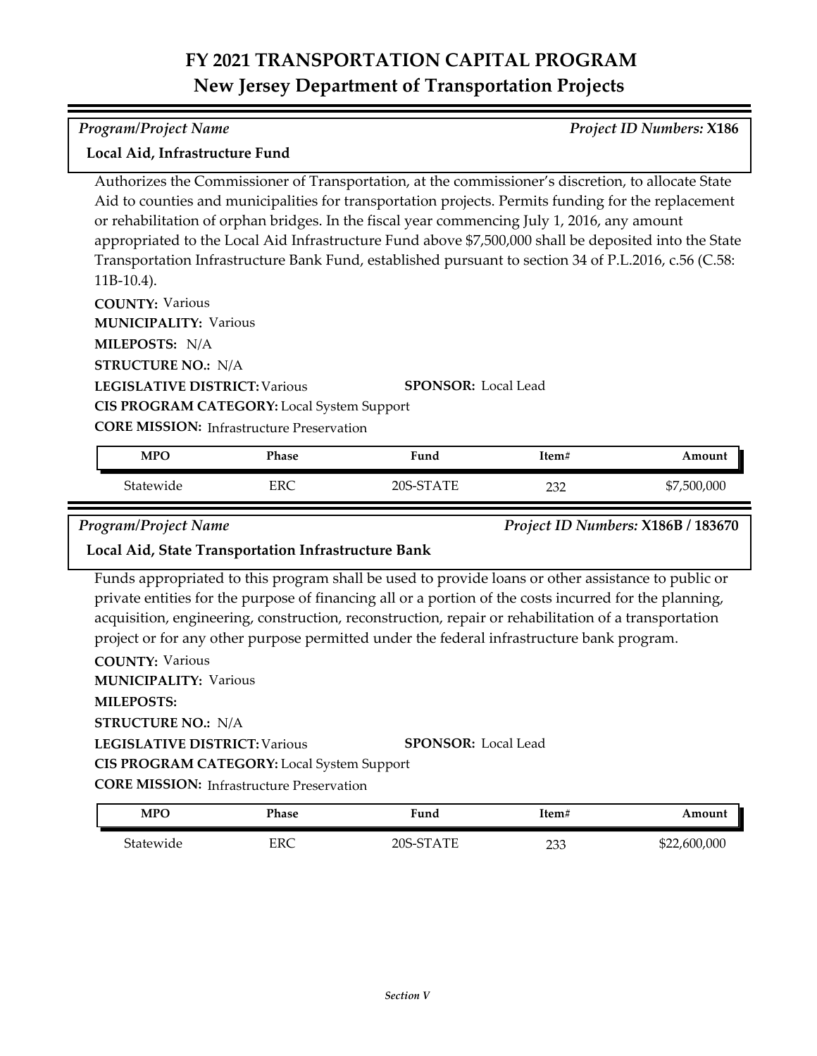# FY 2021 TRANSPORTATION CAPITAL PROGRAM
## New Jersey Department of Transportation Projects

*Program/Project Name* — *Project ID Numbers:* **X186**

**Local Aid, Infrastructure Fund**

Authorizes the Commissioner of Transportation, at the commissioner's discretion, to allocate State Aid to counties and municipalities for transportation projects. Permits funding for the replacement or rehabilitation of orphan bridges. In the fiscal year commencing July 1, 2016, any amount appropriated to the Local Aid Infrastructure Fund above $7,500,000 shall be deposited into the State Transportation Infrastructure Bank Fund, established pursuant to section 34 of P.L.2016, c.56 (C.58: 11B-10.4).

**COUNTY:** Various
**MUNICIPALITY:** Various
**MILEPOSTS:** N/A
**STRUCTURE NO.:** N/A
**LEGISLATIVE DISTRICT:** Various
**SPONSOR:** Local Lead
**CIS PROGRAM CATEGORY:** Local System Support
**CORE MISSION:** Infrastructure Preservation

| MPO | Phase | Fund | Item# | Amount |
|---|---|---|---|---|
| Statewide | ERC | 20S-STATE | 232 | $7,500,000 |

*Program/Project Name* — *Project ID Numbers:* **X186B / 183670**

**Local Aid, State Transportation Infrastructure Bank**

Funds appropriated to this program shall be used to provide loans or other assistance to public or private entities for the purpose of financing all or a portion of the costs incurred for the planning, acquisition, engineering, construction, reconstruction, repair or rehabilitation of a transportation project or for any other purpose permitted under the federal infrastructure bank program.

**COUNTY:** Various
**MUNICIPALITY:** Various
**MILEPOSTS:**
**STRUCTURE NO.:** N/A
**LEGISLATIVE DISTRICT:** Various
**SPONSOR:** Local Lead
**CIS PROGRAM CATEGORY:** Local System Support
**CORE MISSION:** Infrastructure Preservation

| MPO | Phase | Fund | Item# | Amount |
|---|---|---|---|---|
| Statewide | ERC | 20S-STATE | 233 | $22,600,000 |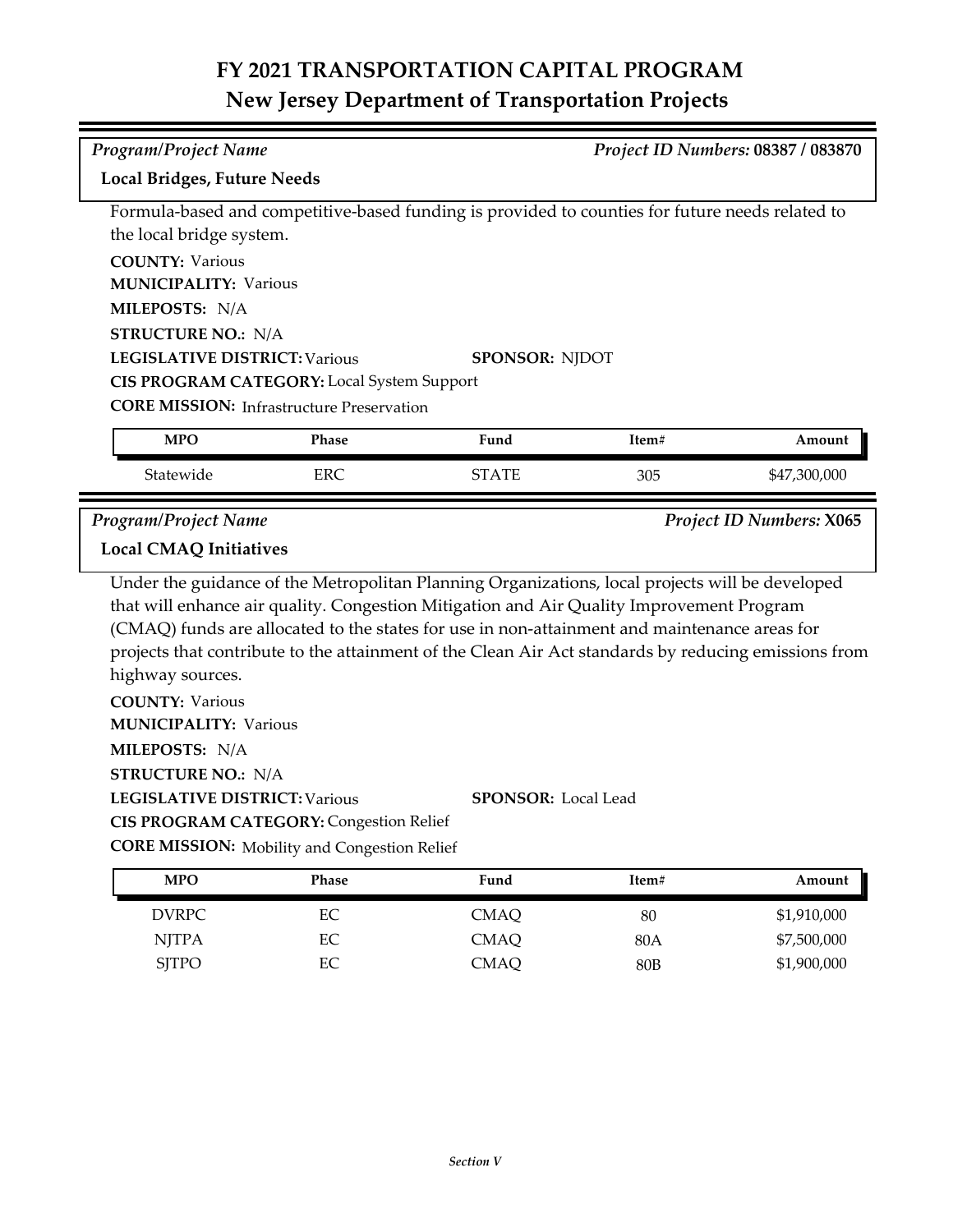# FY 2021 TRANSPORTATION CAPITAL PROGRAM
## New Jersey Department of Transportation Projects

*Program/Project Name* — *Project ID Numbers:* **08387 / 083870**

**Local Bridges, Future Needs**

Formula-based and competitive-based funding is provided to counties for future needs related to the local bridge system.

**COUNTY:** Various
**MUNICIPALITY:** Various
**MILEPOSTS:** N/A
**STRUCTURE NO.:** N/A
**LEGISLATIVE DISTRICT:** Various — **SPONSOR:** NJDOT
**CIS PROGRAM CATEGORY:** Local System Support
**CORE MISSION:** Infrastructure Preservation

| MPO | Phase | Fund | Item# | Amount |
|---|---|---|---|---|
| Statewide | ERC | STATE | 305 | $47,300,000 |

*Program/Project Name* — *Project ID Numbers:* **X065**

**Local CMAQ Initiatives**

Under the guidance of the Metropolitan Planning Organizations, local projects will be developed that will enhance air quality. Congestion Mitigation and Air Quality Improvement Program (CMAQ) funds are allocated to the states for use in non-attainment and maintenance areas for projects that contribute to the attainment of the Clean Air Act standards by reducing emissions from highway sources.

**COUNTY:** Various
**MUNICIPALITY:** Various
**MILEPOSTS:** N/A
**STRUCTURE NO.:** N/A
**LEGISLATIVE DISTRICT:** Various — **SPONSOR:** Local Lead
**CIS PROGRAM CATEGORY:** Congestion Relief
**CORE MISSION:** Mobility and Congestion Relief

| MPO | Phase | Fund | Item# | Amount |
|---|---|---|---|---|
| DVRPC | EC | CMAQ | 80 | $1,910,000 |
| NJTPA | EC | CMAQ | 80A | $7,500,000 |
| SJTPO | EC | CMAQ | 80B | $1,900,000 |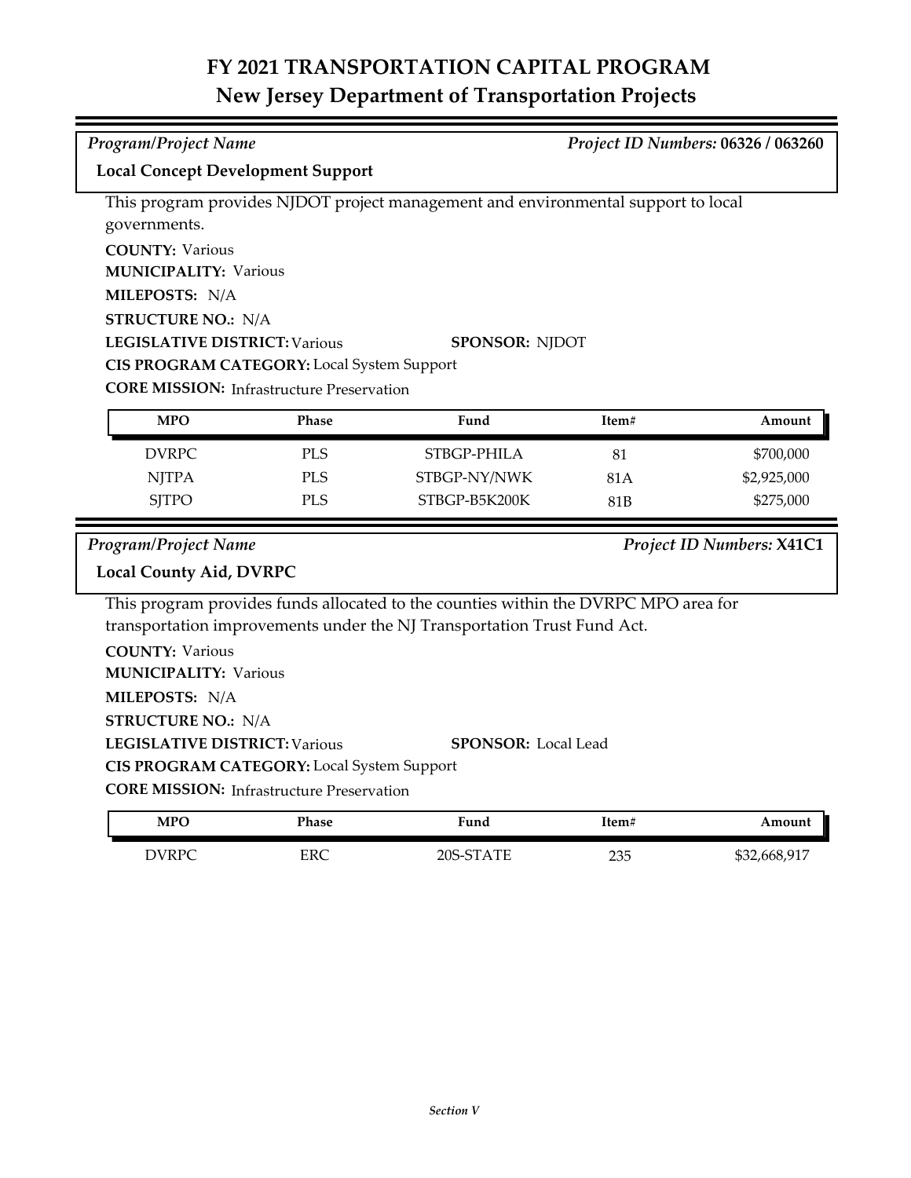# FY 2021 TRANSPORTATION CAPITAL PROGRAM
## New Jersey Department of Transportation Projects

*Program/Project Name* | *Project ID Numbers:* **06326 / 063260**

**Local Concept Development Support**

This program provides NJDOT project management and environmental support to local governments.

**COUNTY:** Various
**MUNICIPALITY:** Various
**MILEPOSTS:** N/A
**STRUCTURE NO.:** N/A
**LEGISLATIVE DISTRICT:** Various
**SPONSOR:** NJDOT
**CIS PROGRAM CATEGORY:** Local System Support
**CORE MISSION:** Infrastructure Preservation

| MPO | Phase | Fund | Item# | Amount |
|---|---|---|---|---|
| DVRPC | PLS | STBGP-PHILA | 81 | $700,000 |
| NJTPA | PLS | STBGP-NY/NWK | 81A | $2,925,000 |
| SJTPO | PLS | STBGP-B5K200K | 81B | $275,000 |

*Program/Project Name* | *Project ID Numbers:* **X41C1**

**Local County Aid, DVRPC**

This program provides funds allocated to the counties within the DVRPC MPO area for transportation improvements under the NJ Transportation Trust Fund Act.

**COUNTY:** Various
**MUNICIPALITY:** Various
**MILEPOSTS:** N/A
**STRUCTURE NO.:** N/A
**LEGISLATIVE DISTRICT:** Various
**SPONSOR:** Local Lead
**CIS PROGRAM CATEGORY:** Local System Support
**CORE MISSION:** Infrastructure Preservation

| MPO | Phase | Fund | Item# | Amount |
|---|---|---|---|---|
| DVRPC | ERC | 20S-STATE | 235 | $32,668,917 |

*Section V*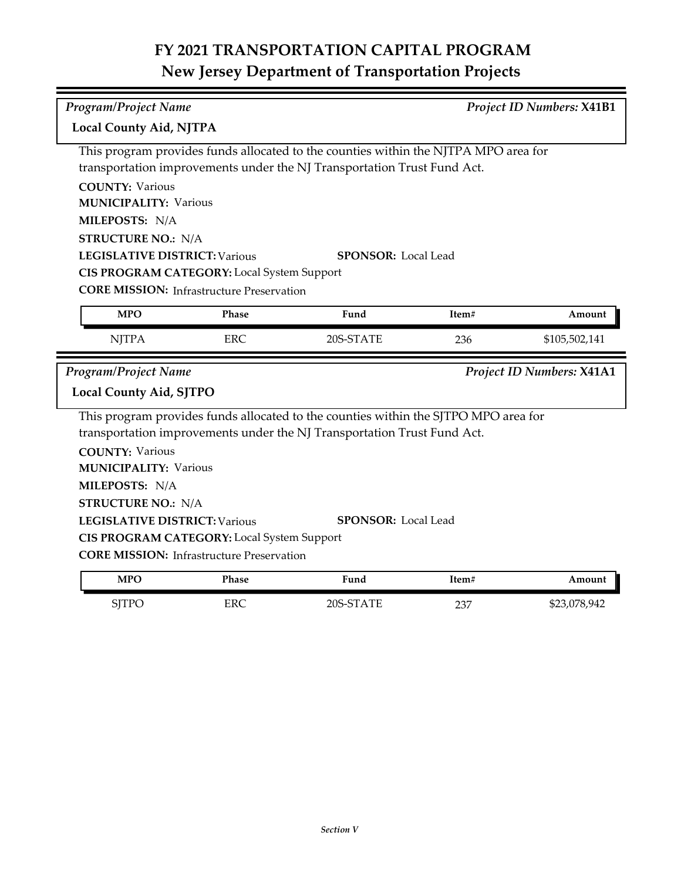# FY 2021 TRANSPORTATION CAPITAL PROGRAM
## New Jersey Department of Transportation Projects

*Program/Project Name* *Project ID Numbers:* **X41B1**

**Local County Aid, NJTPA**

This program provides funds allocated to the counties within the NJTPA MPO area for transportation improvements under the NJ Transportation Trust Fund Act.

**COUNTY:** Various
**MUNICIPALITY:** Various
**MILEPOSTS:** N/A
**STRUCTURE NO.:** N/A
**LEGISLATIVE DISTRICT:** Various **SPONSOR:** Local Lead
**CIS PROGRAM CATEGORY:** Local System Support
**CORE MISSION:** Infrastructure Preservation

| MPO | Phase | Fund | Item# | Amount |
|---|---|---|---|---|
| NJTPA | ERC | 20S-STATE | 236 | $105,502,141 |

*Program/Project Name* *Project ID Numbers:* **X41A1**

**Local County Aid, SJTPO**

This program provides funds allocated to the counties within the SJTPO MPO area for transportation improvements under the NJ Transportation Trust Fund Act.

**COUNTY:** Various
**MUNICIPALITY:** Various
**MILEPOSTS:** N/A
**STRUCTURE NO.:** N/A
**LEGISLATIVE DISTRICT:** Various **SPONSOR:** Local Lead
**CIS PROGRAM CATEGORY:** Local System Support
**CORE MISSION:** Infrastructure Preservation

| MPO | Phase | Fund | Item# | Amount |
|---|---|---|---|---|
| SJTPO | ERC | 20S-STATE | 237 | $23,078,942 |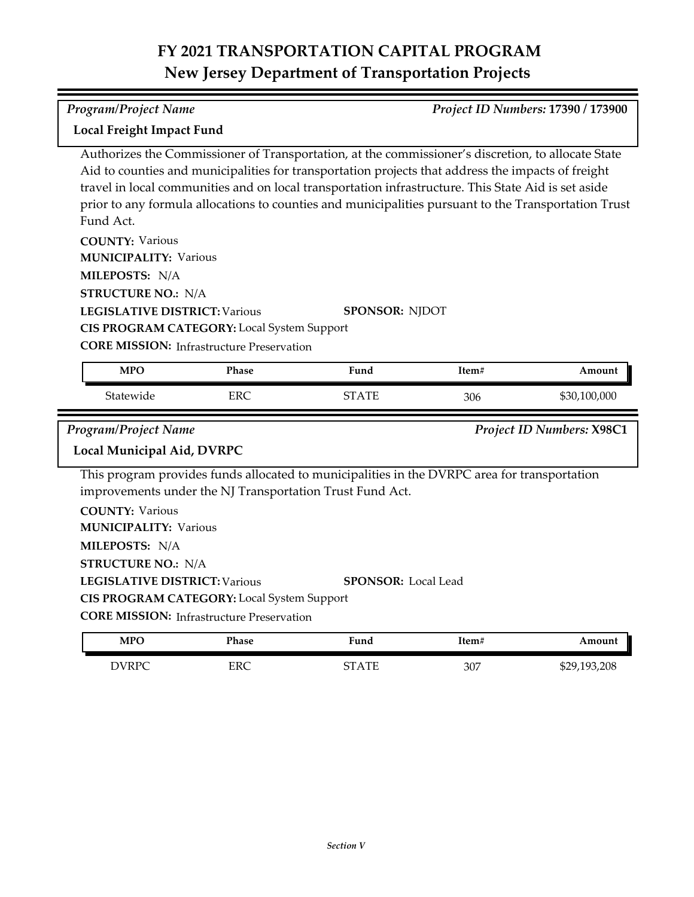# FY 2021 TRANSPORTATION CAPITAL PROGRAM
## New Jersey Department of Transportation Projects

*Program/Project Name* — *Project ID Numbers:* **17390 / 173900**

**Local Freight Impact Fund**

Authorizes the Commissioner of Transportation, at the commissioner's discretion, to allocate State Aid to counties and municipalities for transportation projects that address the impacts of freight travel in local communities and on local transportation infrastructure. This State Aid is set aside prior to any formula allocations to counties and municipalities pursuant to the Transportation Trust Fund Act.

**COUNTY:** Various
**MUNICIPALITY:** Various
**MILEPOSTS:** N/A
**STRUCTURE NO.:** N/A
**LEGISLATIVE DISTRICT:** Various
**SPONSOR:** NJDOT
**CIS PROGRAM CATEGORY:** Local System Support
**CORE MISSION:** Infrastructure Preservation

| MPO | Phase | Fund | Item# | Amount |
|---|---|---|---|---|
| Statewide | ERC | STATE | 306 | $30,100,000 |

*Program/Project Name* — *Project ID Numbers:* **X98C1**

**Local Municipal Aid, DVRPC**

This program provides funds allocated to municipalities in the DVRPC area for transportation improvements under the NJ Transportation Trust Fund Act.

**COUNTY:** Various
**MUNICIPALITY:** Various
**MILEPOSTS:** N/A
**STRUCTURE NO.:** N/A
**LEGISLATIVE DISTRICT:** Various
**SPONSOR:** Local Lead
**CIS PROGRAM CATEGORY:** Local System Support
**CORE MISSION:** Infrastructure Preservation

| MPO | Phase | Fund | Item# | Amount |
|---|---|---|---|---|
| DVRPC | ERC | STATE | 307 | $29,193,208 |

*Section V*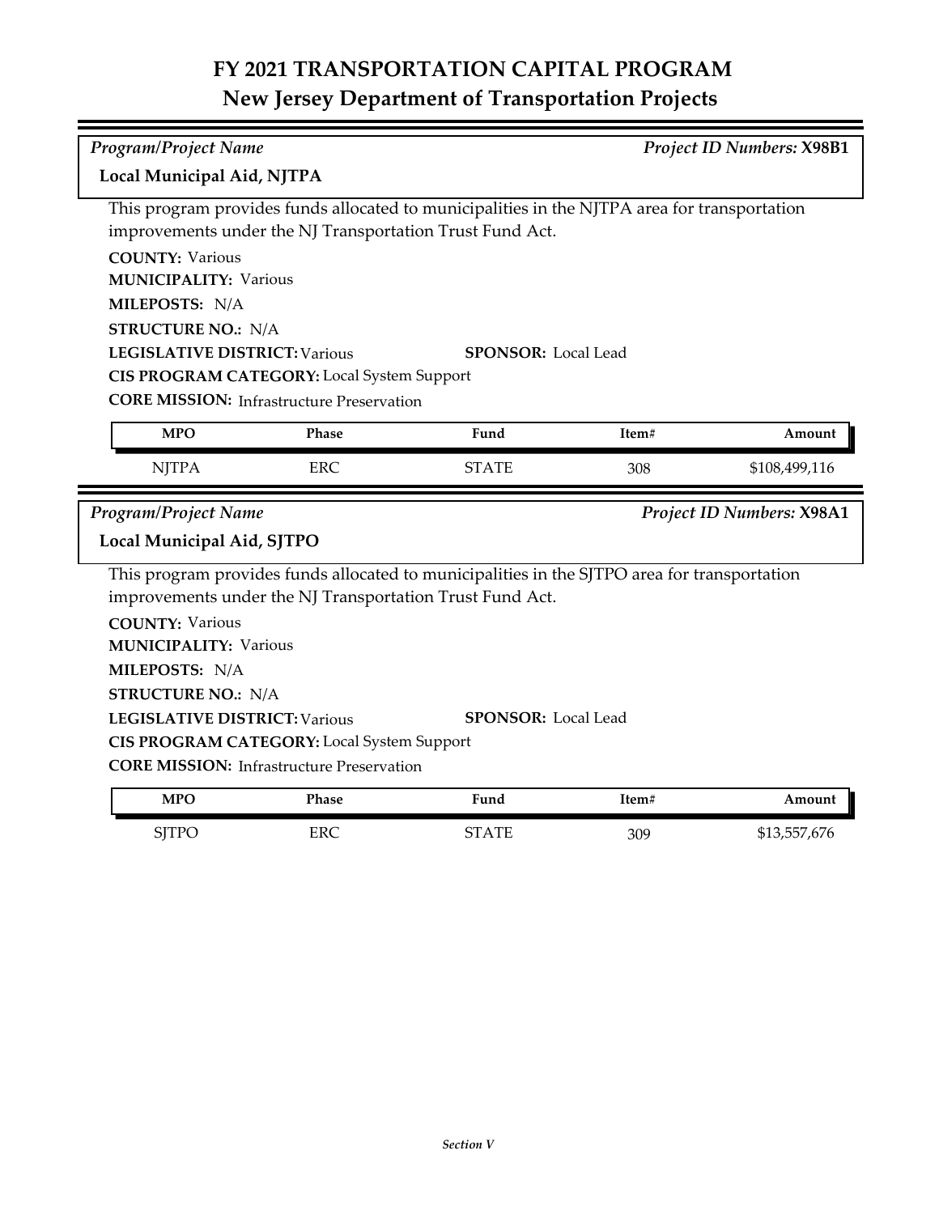# FY 2021 TRANSPORTATION CAPITAL PROGRAM
## New Jersey Department of Transportation Projects

*Program/Project Name* | *Project ID Numbers:* **X98B1**

**Local Municipal Aid, NJTPA**

This program provides funds allocated to municipalities in the NJTPA area for transportation improvements under the NJ Transportation Trust Fund Act.

**COUNTY:** Various
**MUNICIPALITY:** Various
**MILEPOSTS:** N/A
**STRUCTURE NO.:** N/A
**LEGISLATIVE DISTRICT:** Various
**SPONSOR:** Local Lead
**CIS PROGRAM CATEGORY:** Local System Support
**CORE MISSION:** Infrastructure Preservation

| MPO | Phase | Fund | Item# | Amount |
|---|---|---|---|---|
| NJTPA | ERC | STATE | 308 | $108,499,116 |

---

*Program/Project Name* | *Project ID Numbers:* **X98A1**

**Local Municipal Aid, SJTPO**

This program provides funds allocated to municipalities in the SJTPO area for transportation improvements under the NJ Transportation Trust Fund Act.

**COUNTY:** Various
**MUNICIPALITY:** Various
**MILEPOSTS:** N/A
**STRUCTURE NO.:** N/A
**LEGISLATIVE DISTRICT:** Various
**SPONSOR:** Local Lead
**CIS PROGRAM CATEGORY:** Local System Support
**CORE MISSION:** Infrastructure Preservation

| MPO | Phase | Fund | Item# | Amount |
|---|---|---|---|---|
| SJTPO | ERC | STATE | 309 | $13,557,676 |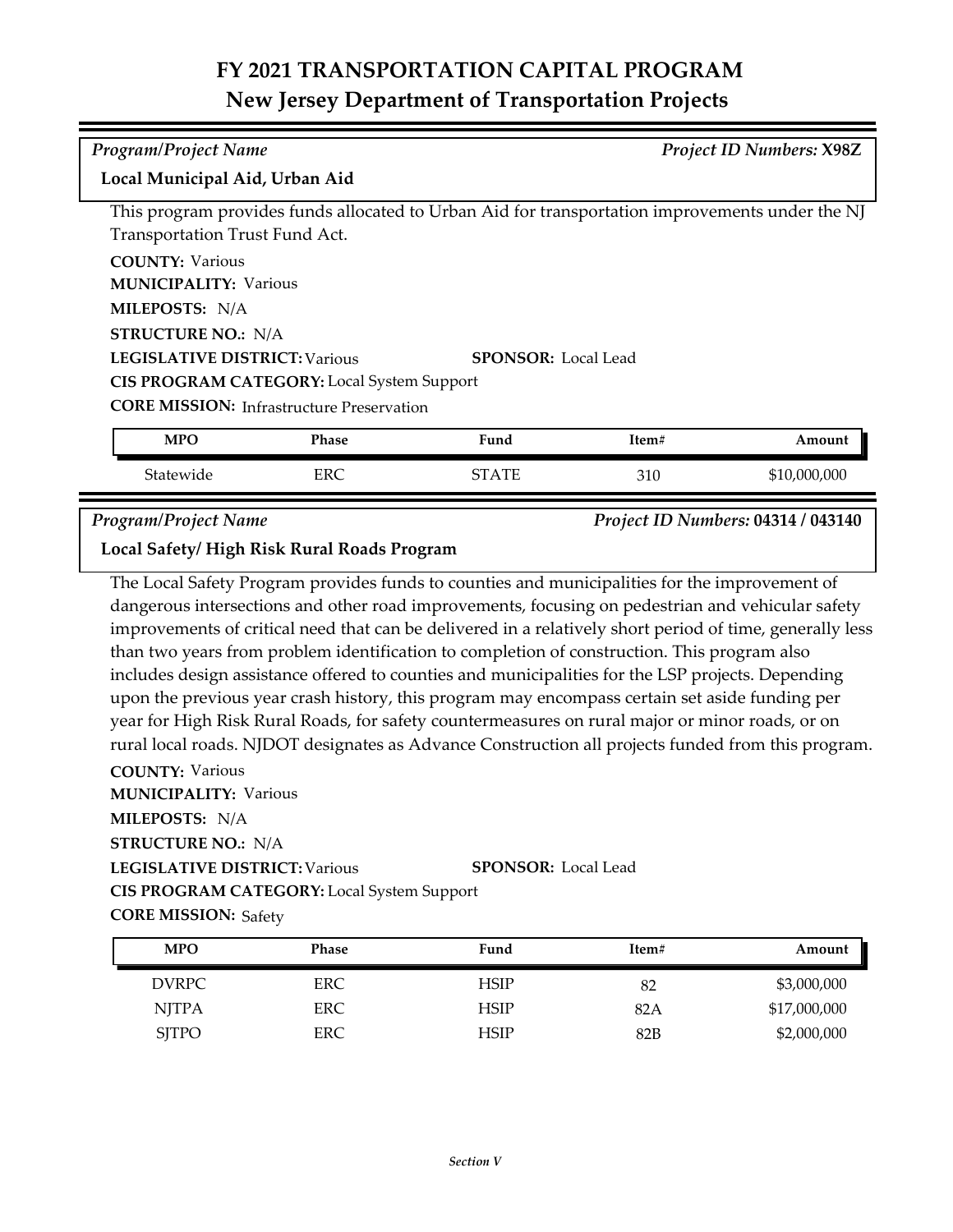# FY 2021 TRANSPORTATION CAPITAL PROGRAM
## New Jersey Department of Transportation Projects

*Program/Project Name* | *Project ID Numbers:* **X98Z**

**Local Municipal Aid, Urban Aid**

This program provides funds allocated to Urban Aid for transportation improvements under the NJ Transportation Trust Fund Act.

**COUNTY:** Various
**MUNICIPALITY:** Various
**MILEPOSTS:** N/A
**STRUCTURE NO.:** N/A
**LEGISLATIVE DISTRICT:** Various
**SPONSOR:** Local Lead
**CIS PROGRAM CATEGORY:** Local System Support
**CORE MISSION:** Infrastructure Preservation

| MPO | Phase | Fund | Item# | Amount |
|---|---|---|---|---|
| Statewide | ERC | STATE | 310 | $10,000,000 |

*Program/Project Name* | *Project ID Numbers:* **04314 / 043140**

**Local Safety/ High Risk Rural Roads Program**

The Local Safety Program provides funds to counties and municipalities for the improvement of dangerous intersections and other road improvements, focusing on pedestrian and vehicular safety improvements of critical need that can be delivered in a relatively short period of time, generally less than two years from problem identification to completion of construction. This program also includes design assistance offered to counties and municipalities for the LSP projects. Depending upon the previous year crash history, this program may encompass certain set aside funding per year for High Risk Rural Roads, for safety countermeasures on rural major or minor roads, or on rural local roads. NJDOT designates as Advance Construction all projects funded from this program.

**COUNTY:** Various
**MUNICIPALITY:** Various
**MILEPOSTS:** N/A
**STRUCTURE NO.:** N/A
**LEGISLATIVE DISTRICT:** Various
**SPONSOR:** Local Lead
**CIS PROGRAM CATEGORY:** Local System Support
**CORE MISSION:** Safety

| MPO | Phase | Fund | Item# | Amount |
|---|---|---|---|---|
| DVRPC | ERC | HSIP | 82 | $3,000,000 |
| NJTPA | ERC | HSIP | 82A | $17,000,000 |
| SJTPO | ERC | HSIP | 82B | $2,000,000 |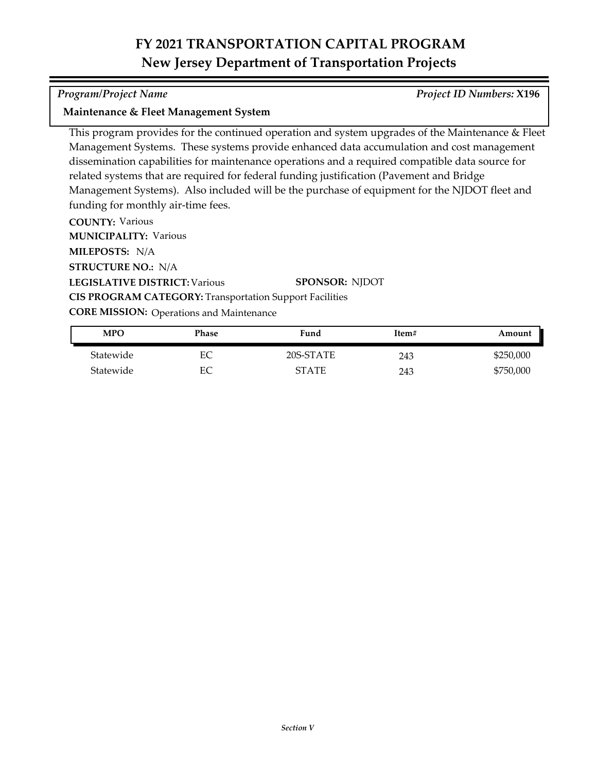# FY 2021 TRANSPORTATION CAPITAL PROGRAM
## New Jersey Department of Transportation Projects

*Program/Project Name* *Project ID Numbers:* **X196**

**Maintenance & Fleet Management System**

This program provides for the continued operation and system upgrades of the Maintenance & Fleet Management Systems. These systems provide enhanced data accumulation and cost management dissemination capabilities for maintenance operations and a required compatible data source for related systems that are required for federal funding justification (Pavement and Bridge Management Systems). Also included will be the purchase of equipment for the NJDOT fleet and funding for monthly air-time fees.

**COUNTY:** Various
**MUNICIPALITY:** Various
**MILEPOSTS:** N/A
**STRUCTURE NO.:** N/A
**LEGISLATIVE DISTRICT:** Various **SPONSOR:** NJDOT
**CIS PROGRAM CATEGORY:** Transportation Support Facilities
**CORE MISSION:** Operations and Maintenance

| MPO | Phase | Fund | Item# | Amount |
|---|---|---|---|---|
| Statewide | EC | 20S-STATE | 243 | $250,000 |
| Statewide | EC | STATE | 243 | $750,000 |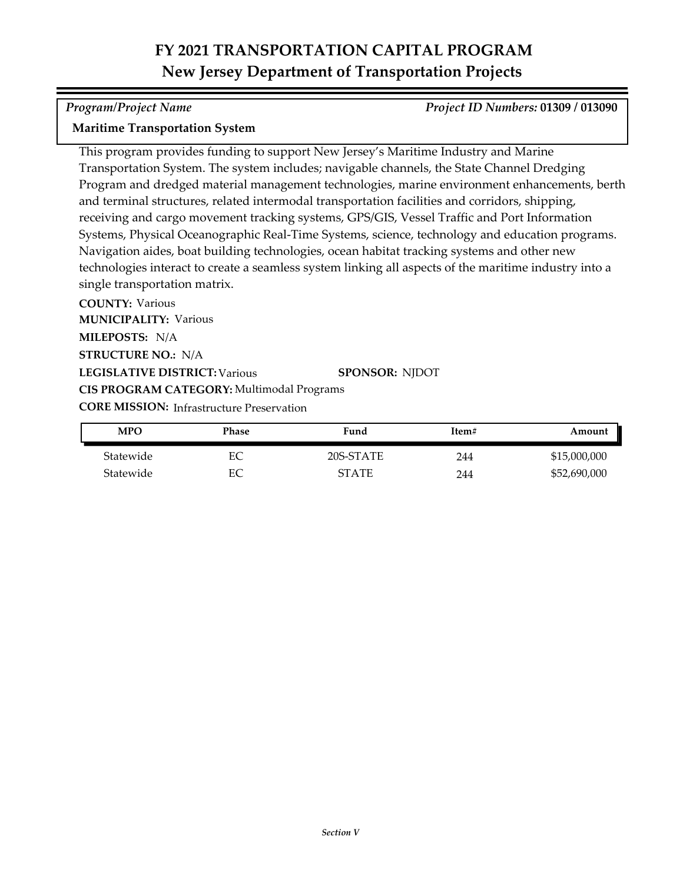# FY 2021 TRANSPORTATION CAPITAL PROGRAM
## New Jersey Department of Transportation Projects

*Program/Project Name* *Project ID Numbers:* **01309 / 013090**

**Maritime Transportation System**

This program provides funding to support New Jersey's Maritime Industry and Marine Transportation System. The system includes; navigable channels, the State Channel Dredging Program and dredged material management technologies, marine environment enhancements, berth and terminal structures, related intermodal transportation facilities and corridors, shipping, receiving and cargo movement tracking systems, GPS/GIS, Vessel Traffic and Port Information Systems, Physical Oceanographic Real-Time Systems, science, technology and education programs. Navigation aides, boat building technologies, ocean habitat tracking systems and other new technologies interact to create a seamless system linking all aspects of the maritime industry into a single transportation matrix.

**COUNTY:** Various
**MUNICIPALITY:** Various
**MILEPOSTS:** N/A
**STRUCTURE NO.:** N/A
**LEGISLATIVE DISTRICT:** Various **SPONSOR:** NJDOT
**CIS PROGRAM CATEGORY:** Multimodal Programs
**CORE MISSION:** Infrastructure Preservation

| MPO | Phase | Fund | Item# | Amount |
|---|---|---|---|---|
| Statewide | EC | 20S-STATE | 244 | $15,000,000 |
| Statewide | EC | STATE | 244 | $52,690,000 |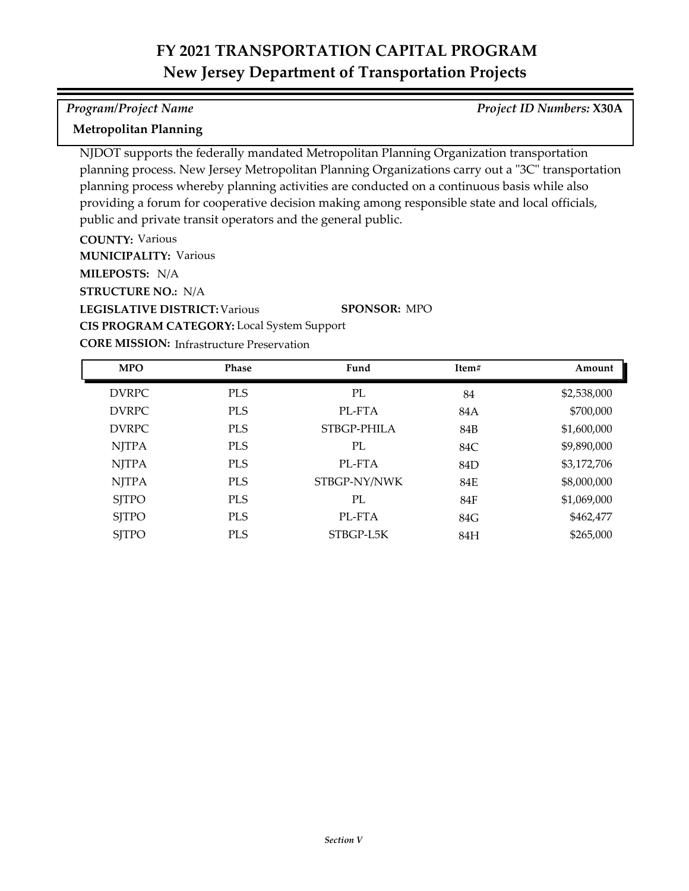# FY 2021 TRANSPORTATION CAPITAL PROGRAM
## New Jersey Department of Transportation Projects

*Program/Project Name* *Project ID Numbers:* **X30A**

**Metropolitan Planning**

NJDOT supports the federally mandated Metropolitan Planning Organization transportation planning process. New Jersey Metropolitan Planning Organizations carry out a "3C" transportation planning process whereby planning activities are conducted on a continuous basis while also providing a forum for cooperative decision making among responsible state and local officials, public and private transit operators and the general public.

**COUNTY:** Various
**MUNICIPALITY:** Various
**MILEPOSTS:** N/A
**STRUCTURE NO.:** N/A
**LEGISLATIVE DISTRICT:** Various **SPONSOR:** MPO
**CIS PROGRAM CATEGORY:** Local System Support
**CORE MISSION:** Infrastructure Preservation

| MPO | Phase | Fund | Item# | Amount |
|---|---|---|---|---|
| DVRPC | PLS | PL | 84 | $2,538,000 |
| DVRPC | PLS | PL-FTA | 84A | $700,000 |
| DVRPC | PLS | STBGP-PHILA | 84B | $1,600,000 |
| NJTPA | PLS | PL | 84C | $9,890,000 |
| NJTPA | PLS | PL-FTA | 84D | $3,172,706 |
| NJTPA | PLS | STBGP-NY/NWK | 84E | $8,000,000 |
| SJTPO | PLS | PL | 84F | $1,069,000 |
| SJTPO | PLS | PL-FTA | 84G | $462,477 |
| SJTPO | PLS | STBGP-L5K | 84H | $265,000 |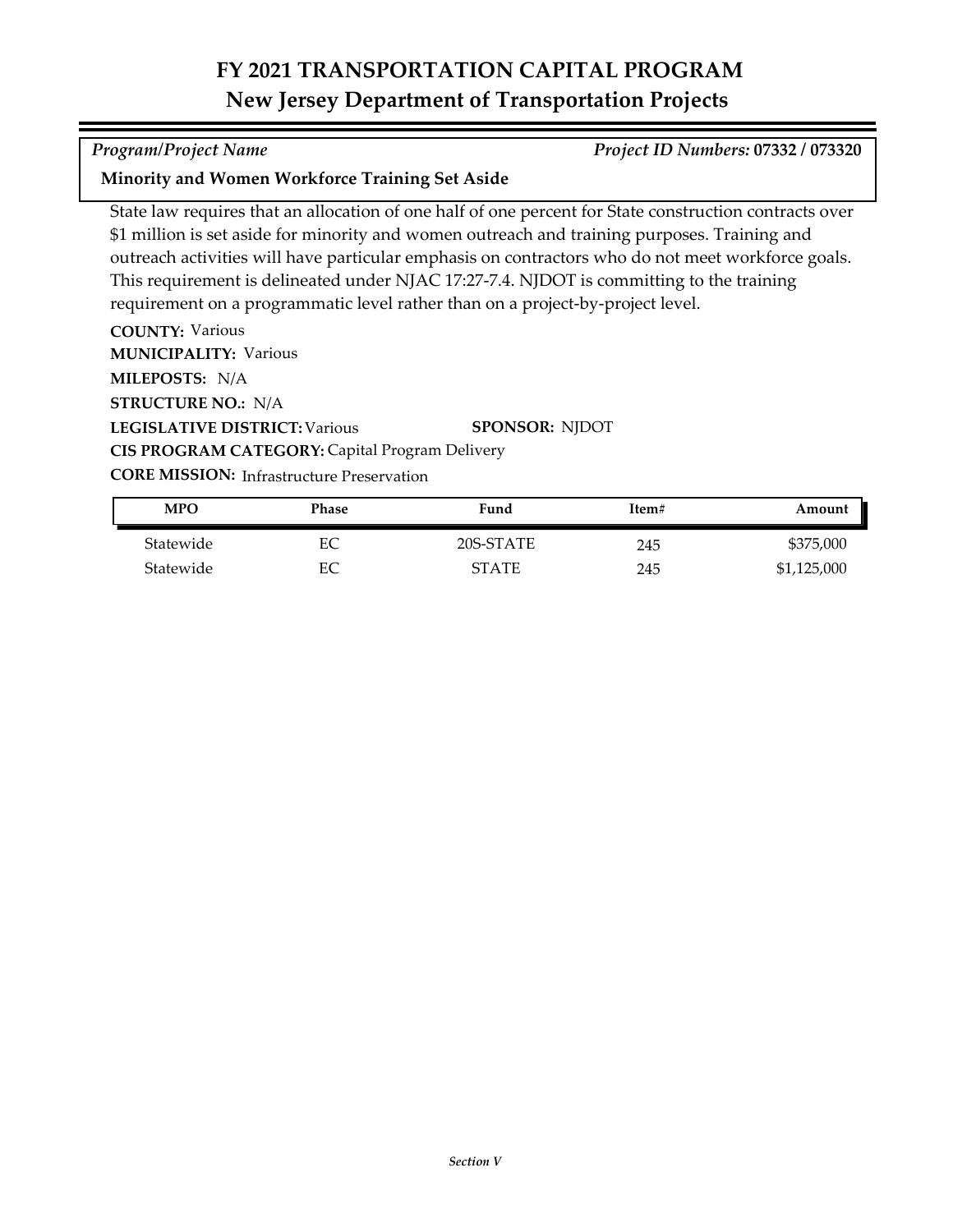# FY 2021 TRANSPORTATION CAPITAL PROGRAM
## New Jersey Department of Transportation Projects

*Program/Project Name* *Project ID Numbers:* **07332 / 073320**

**Minority and Women Workforce Training Set Aside**

State law requires that an allocation of one half of one percent for State construction contracts over $1 million is set aside for minority and women outreach and training purposes. Training and outreach activities will have particular emphasis on contractors who do not meet workforce goals. This requirement is delineated under NJAC 17:27-7.4. NJDOT is committing to the training requirement on a programmatic level rather than on a project-by-project level.

**COUNTY:** Various
**MUNICIPALITY:** Various
**MILEPOSTS:** N/A
**STRUCTURE NO.:** N/A
**LEGISLATIVE DISTRICT:** Various
**SPONSOR:** NJDOT
**CIS PROGRAM CATEGORY:** Capital Program Delivery
**CORE MISSION:** Infrastructure Preservation

| MPO | Phase | Fund | Item# | Amount |
|---|---|---|---|---|
| Statewide | EC | 20S-STATE | 245 | $375,000 |
| Statewide | EC | STATE | 245 | $1,125,000 |

*Section V*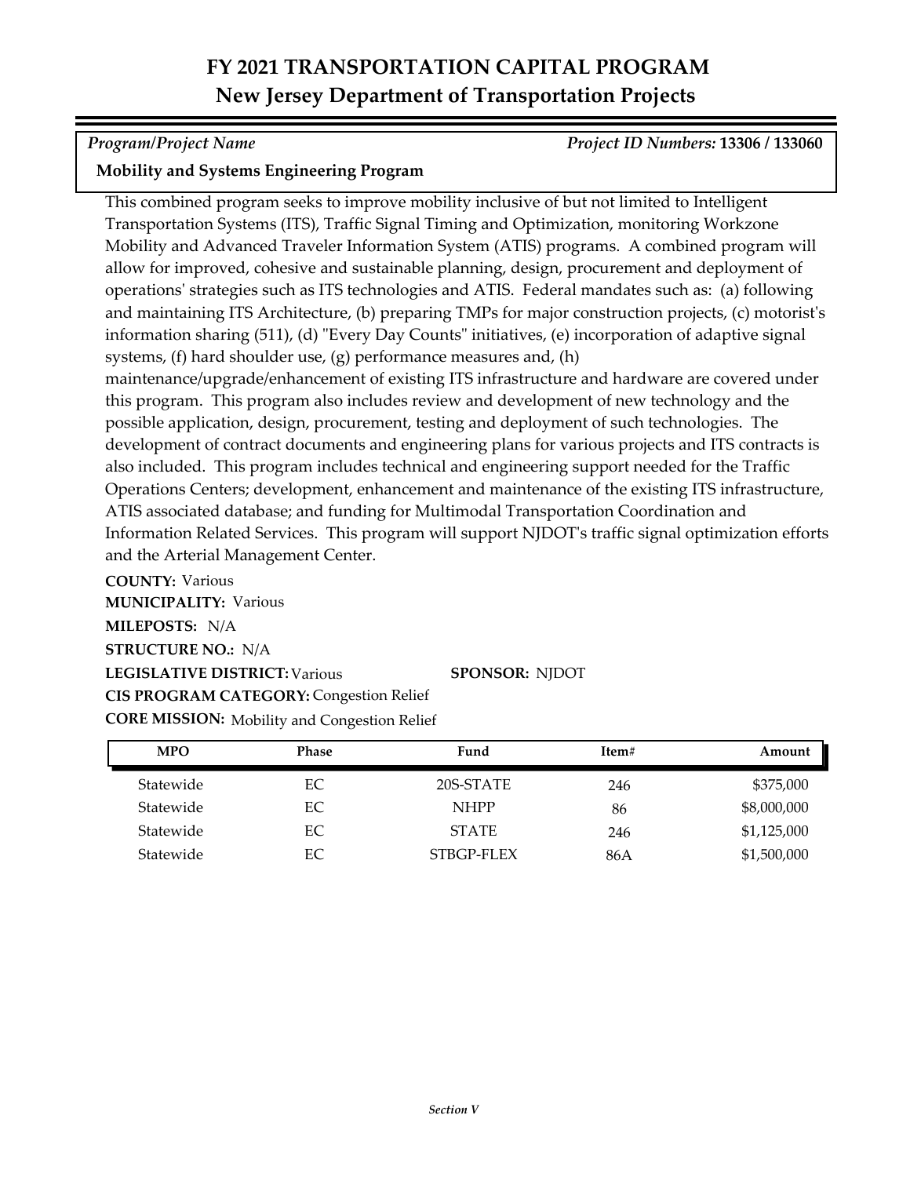# FY 2021 TRANSPORTATION CAPITAL PROGRAM
## New Jersey Department of Transportation Projects

*Program/Project Name* — *Project ID Numbers:* **13306 / 133060**

**Mobility and Systems Engineering Program**

This combined program seeks to improve mobility inclusive of but not limited to Intelligent Transportation Systems (ITS), Traffic Signal Timing and Optimization, monitoring Workzone Mobility and Advanced Traveler Information System (ATIS) programs. A combined program will allow for improved, cohesive and sustainable planning, design, procurement and deployment of operations' strategies such as ITS technologies and ATIS. Federal mandates such as: (a) following and maintaining ITS Architecture, (b) preparing TMPs for major construction projects, (c) motorist's information sharing (511), (d) "Every Day Counts" initiatives, (e) incorporation of adaptive signal systems, (f) hard shoulder use, (g) performance measures and, (h) maintenance/upgrade/enhancement of existing ITS infrastructure and hardware are covered under this program. This program also includes review and development of new technology and the possible application, design, procurement, testing and deployment of such technologies. The development of contract documents and engineering plans for various projects and ITS contracts is also included. This program includes technical and engineering support needed for the Traffic Operations Centers; development, enhancement and maintenance of the existing ITS infrastructure, ATIS associated database; and funding for Multimodal Transportation Coordination and Information Related Services. This program will support NJDOT's traffic signal optimization efforts and the Arterial Management Center.

**COUNTY:** Various
**MUNICIPALITY:** Various
**MILEPOSTS:** N/A
**STRUCTURE NO.:** N/A
**LEGISLATIVE DISTRICT:** Various — **SPONSOR:** NJDOT
**CIS PROGRAM CATEGORY:** Congestion Relief
**CORE MISSION:** Mobility and Congestion Relief

| MPO | Phase | Fund | Item# | Amount |
|---|---|---|---|---|
| Statewide | EC | 20S-STATE | 246 | $375,000 |
| Statewide | EC | NHPP | 86 | $8,000,000 |
| Statewide | EC | STATE | 246 | $1,125,000 |
| Statewide | EC | STBGP-FLEX | 86A | $1,500,000 |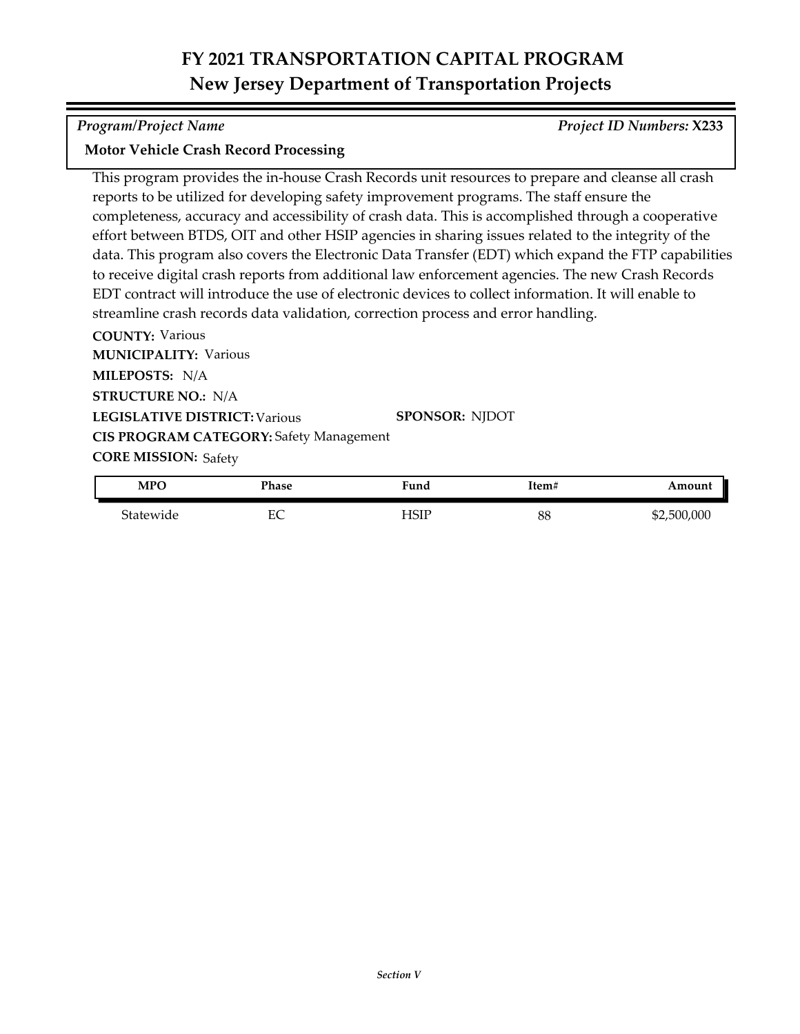# FY 2021 TRANSPORTATION CAPITAL PROGRAM
## New Jersey Department of Transportation Projects

*Program/Project Name* | *Project ID Numbers:* **X233**

**Motor Vehicle Crash Record Processing**

This program provides the in-house Crash Records unit resources to prepare and cleanse all crash reports to be utilized for developing safety improvement programs. The staff ensure the completeness, accuracy and accessibility of crash data. This is accomplished through a cooperative effort between BTDS, OIT and other HSIP agencies in sharing issues related to the integrity of the data. This program also covers the Electronic Data Transfer (EDT) which expand the FTP capabilities to receive digital crash reports from additional law enforcement agencies. The new Crash Records EDT contract will introduce the use of electronic devices to collect information. It will enable to streamline crash records data validation, correction process and error handling.

**COUNTY:** Various
**MUNICIPALITY:** Various
**MILEPOSTS:** N/A
**STRUCTURE NO.:** N/A
**LEGISLATIVE DISTRICT:** Various
**SPONSOR:** NJDOT
**CIS PROGRAM CATEGORY:** Safety Management
**CORE MISSION:** Safety

| MPO | Phase | Fund | Item# | Amount |
|---|---|---|---|---|
| Statewide | EC | HSIP | 88 | $2,500,000 |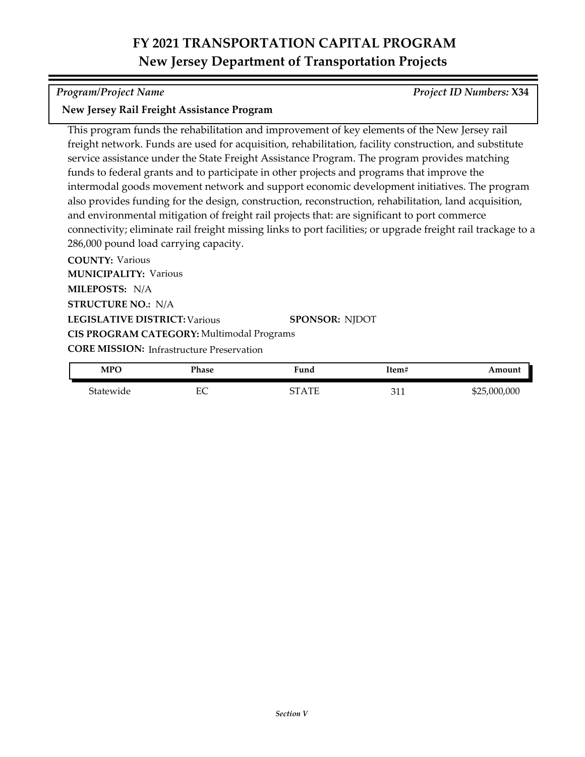# FY 2021 TRANSPORTATION CAPITAL PROGRAM
## New Jersey Department of Transportation Projects

*Program/Project Name* — *Project ID Numbers:* **X34**

**New Jersey Rail Freight Assistance Program**

This program funds the rehabilitation and improvement of key elements of the New Jersey rail freight network. Funds are used for acquisition, rehabilitation, facility construction, and substitute service assistance under the State Freight Assistance Program. The program provides matching funds to federal grants and to participate in other projects and programs that improve the intermodal goods movement network and support economic development initiatives. The program also provides funding for the design, construction, reconstruction, rehabilitation, land acquisition, and environmental mitigation of freight rail projects that: are significant to port commerce connectivity; eliminate rail freight missing links to port facilities; or upgrade freight rail trackage to a 286,000 pound load carrying capacity.

**COUNTY:** Various
**MUNICIPALITY:** Various
**MILEPOSTS:** N/A
**STRUCTURE NO.:** N/A
**LEGISLATIVE DISTRICT:** Various **SPONSOR:** NJDOT
**CIS PROGRAM CATEGORY:** Multimodal Programs
**CORE MISSION:** Infrastructure Preservation

| MPO | Phase | Fund | Item# | Amount |
|---|---|---|---|---|
| Statewide | EC | STATE | 311 | $25,000,000 |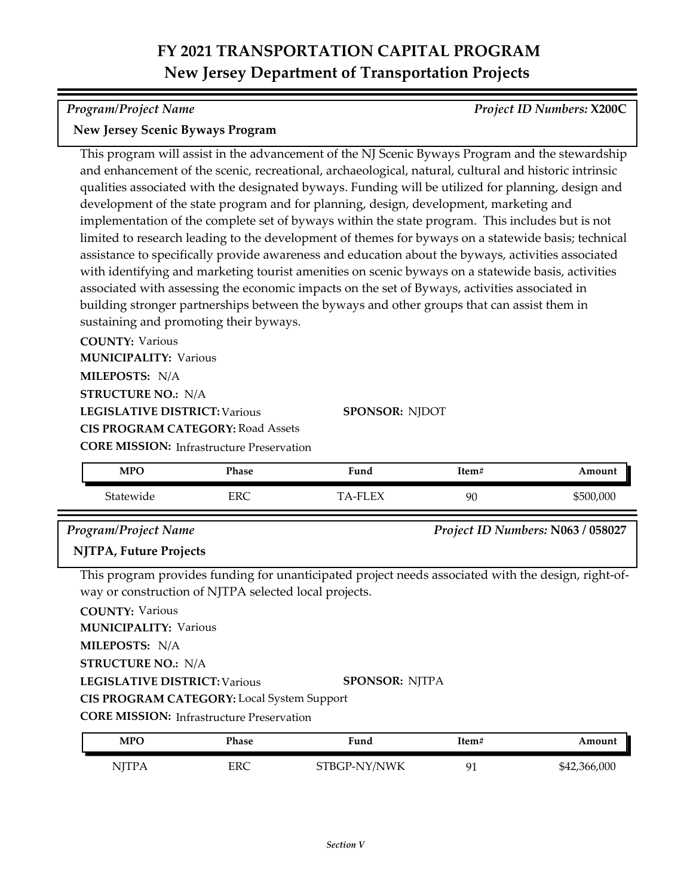# FY 2021 TRANSPORTATION CAPITAL PROGRAM
## New Jersey Department of Transportation Projects

*Program/Project Name* — *Project ID Numbers:* **X200C**

**New Jersey Scenic Byways Program**

This program will assist in the advancement of the NJ Scenic Byways Program and the stewardship and enhancement of the scenic, recreational, archaeological, natural, cultural and historic intrinsic qualities associated with the designated byways. Funding will be utilized for planning, design and development of the state program and for planning, design, development, marketing and implementation of the complete set of byways within the state program. This includes but is not limited to research leading to the development of themes for byways on a statewide basis; technical assistance to specifically provide awareness and education about the byways, activities associated with identifying and marketing tourist amenities on scenic byways on a statewide basis, activities associated with assessing the economic impacts on the set of Byways, activities associated in building stronger partnerships between the byways and other groups that can assist them in sustaining and promoting their byways.

**COUNTY:** Various
**MUNICIPALITY:** Various
**MILEPOSTS:** N/A
**STRUCTURE NO.:** N/A
**LEGISLATIVE DISTRICT:** Various
**SPONSOR:** NJDOT
**CIS PROGRAM CATEGORY:** Road Assets
**CORE MISSION:** Infrastructure Preservation

| MPO | Phase | Fund | Item# | Amount |
|---|---|---|---|---|
| Statewide | ERC | TA-FLEX | 90 | $500,000 |

*Program/Project Name* — *Project ID Numbers:* **N063 / 058027**

**NJTPA, Future Projects**

This program provides funding for unanticipated project needs associated with the design, right-of-way or construction of NJTPA selected local projects.

**COUNTY:** Various
**MUNICIPALITY:** Various
**MILEPOSTS:** N/A
**STRUCTURE NO.:** N/A
**LEGISLATIVE DISTRICT:** Various
**SPONSOR:** NJTPA
**CIS PROGRAM CATEGORY:** Local System Support
**CORE MISSION:** Infrastructure Preservation

| MPO | Phase | Fund | Item# | Amount |
|---|---|---|---|---|
| NJTPA | ERC | STBGP-NY/NWK | 91 | $42,366,000 |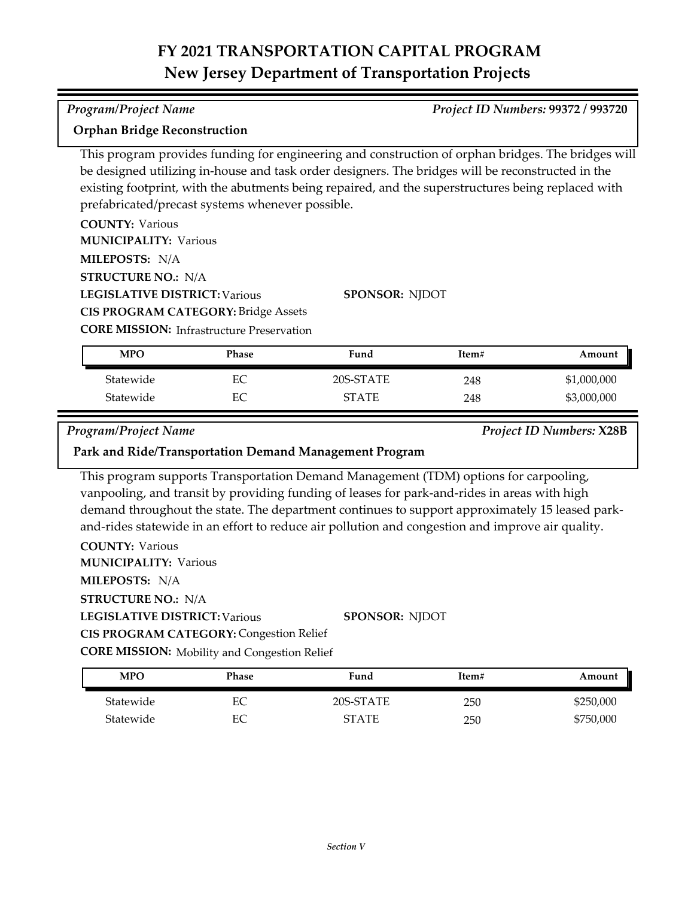# FY 2021 TRANSPORTATION CAPITAL PROGRAM
## New Jersey Department of Transportation Projects

*Program/Project Name* — *Project ID Numbers:* **99372 / 993720**

### Orphan Bridge Reconstruction

This program provides funding for engineering and construction of orphan bridges. The bridges will be designed utilizing in-house and task order designers. The bridges will be reconstructed in the existing footprint, with the abutments being repaired, and the superstructures being replaced with prefabricated/precast systems whenever possible.

**COUNTY:** Various
**MUNICIPALITY:** Various
**MILEPOSTS:** N/A
**STRUCTURE NO.:** N/A
**LEGISLATIVE DISTRICT:** Various
**SPONSOR:** NJDOT
**CIS PROGRAM CATEGORY:** Bridge Assets
**CORE MISSION:** Infrastructure Preservation

| MPO | Phase | Fund | Item# | Amount |
|---|---|---|---|---|
| Statewide | EC | 20S-STATE | 248 | $1,000,000 |
| Statewide | EC | STATE | 248 | $3,000,000 |

*Program/Project Name* — *Project ID Numbers:* **X28B**

### Park and Ride/Transportation Demand Management Program

This program supports Transportation Demand Management (TDM) options for carpooling, vanpooling, and transit by providing funding of leases for park-and-rides in areas with high demand throughout the state. The department continues to support approximately 15 leased park-and-rides statewide in an effort to reduce air pollution and congestion and improve air quality.

**COUNTY:** Various
**MUNICIPALITY:** Various
**MILEPOSTS:** N/A
**STRUCTURE NO.:** N/A
**LEGISLATIVE DISTRICT:** Various
**SPONSOR:** NJDOT
**CIS PROGRAM CATEGORY:** Congestion Relief
**CORE MISSION:** Mobility and Congestion Relief

| MPO | Phase | Fund | Item# | Amount |
|---|---|---|---|---|
| Statewide | EC | 20S-STATE | 250 | $250,000 |
| Statewide | EC | STATE | 250 | $750,000 |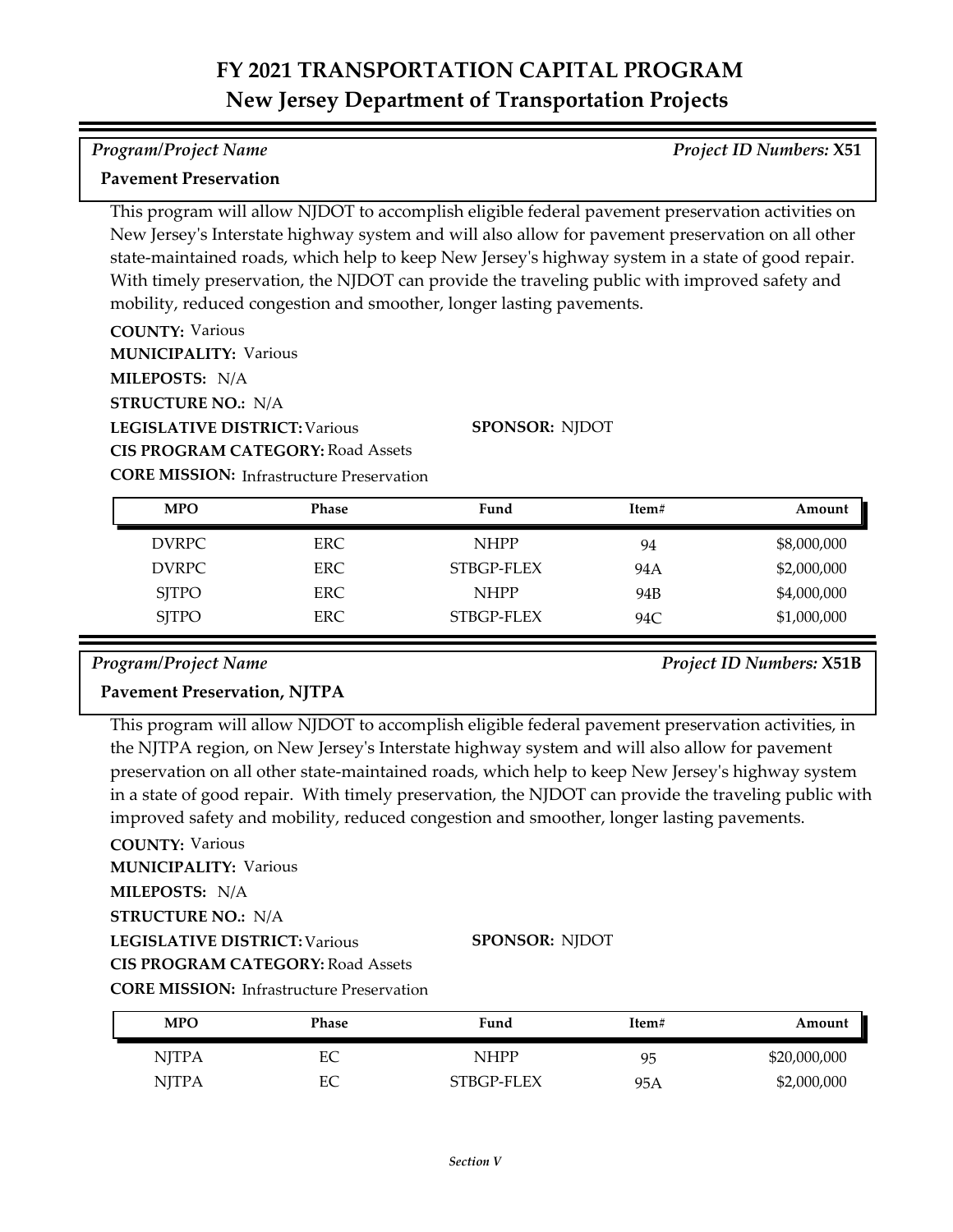# FY 2021 TRANSPORTATION CAPITAL PROGRAM
## New Jersey Department of Transportation Projects

*Program/Project Name* | *Project ID Numbers:* **X51**

**Pavement Preservation**

This program will allow NJDOT to accomplish eligible federal pavement preservation activities on New Jersey's Interstate highway system and will also allow for pavement preservation on all other state-maintained roads, which help to keep New Jersey's highway system in a state of good repair. With timely preservation, the NJDOT can provide the traveling public with improved safety and mobility, reduced congestion and smoother, longer lasting pavements.

**COUNTY:** Various
**MUNICIPALITY:** Various
**MILEPOSTS:** N/A
**STRUCTURE NO.:** N/A
**LEGISLATIVE DISTRICT:** Various
**SPONSOR:** NJDOT
**CIS PROGRAM CATEGORY:** Road Assets
**CORE MISSION:** Infrastructure Preservation

| MPO | Phase | Fund | Item# | Amount |
|---|---|---|---|---|
| DVRPC | ERC | NHPP | 94 | $8,000,000 |
| DVRPC | ERC | STBGP-FLEX | 94A | $2,000,000 |
| SJTPO | ERC | NHPP | 94B | $4,000,000 |
| SJTPO | ERC | STBGP-FLEX | 94C | $1,000,000 |

*Program/Project Name* | *Project ID Numbers:* **X51B**

**Pavement Preservation, NJTPA**

This program will allow NJDOT to accomplish eligible federal pavement preservation activities, in the NJTPA region, on New Jersey's Interstate highway system and will also allow for pavement preservation on all other state-maintained roads, which help to keep New Jersey's highway system in a state of good repair. With timely preservation, the NJDOT can provide the traveling public with improved safety and mobility, reduced congestion and smoother, longer lasting pavements.

**COUNTY:** Various
**MUNICIPALITY:** Various
**MILEPOSTS:** N/A
**STRUCTURE NO.:** N/A
**LEGISLATIVE DISTRICT:** Various
**SPONSOR:** NJDOT
**CIS PROGRAM CATEGORY:** Road Assets
**CORE MISSION:** Infrastructure Preservation

| MPO | Phase | Fund | Item# | Amount |
|---|---|---|---|---|
| NJTPA | EC | NHPP | 95 | $20,000,000 |
| NJTPA | EC | STBGP-FLEX | 95A | $2,000,000 |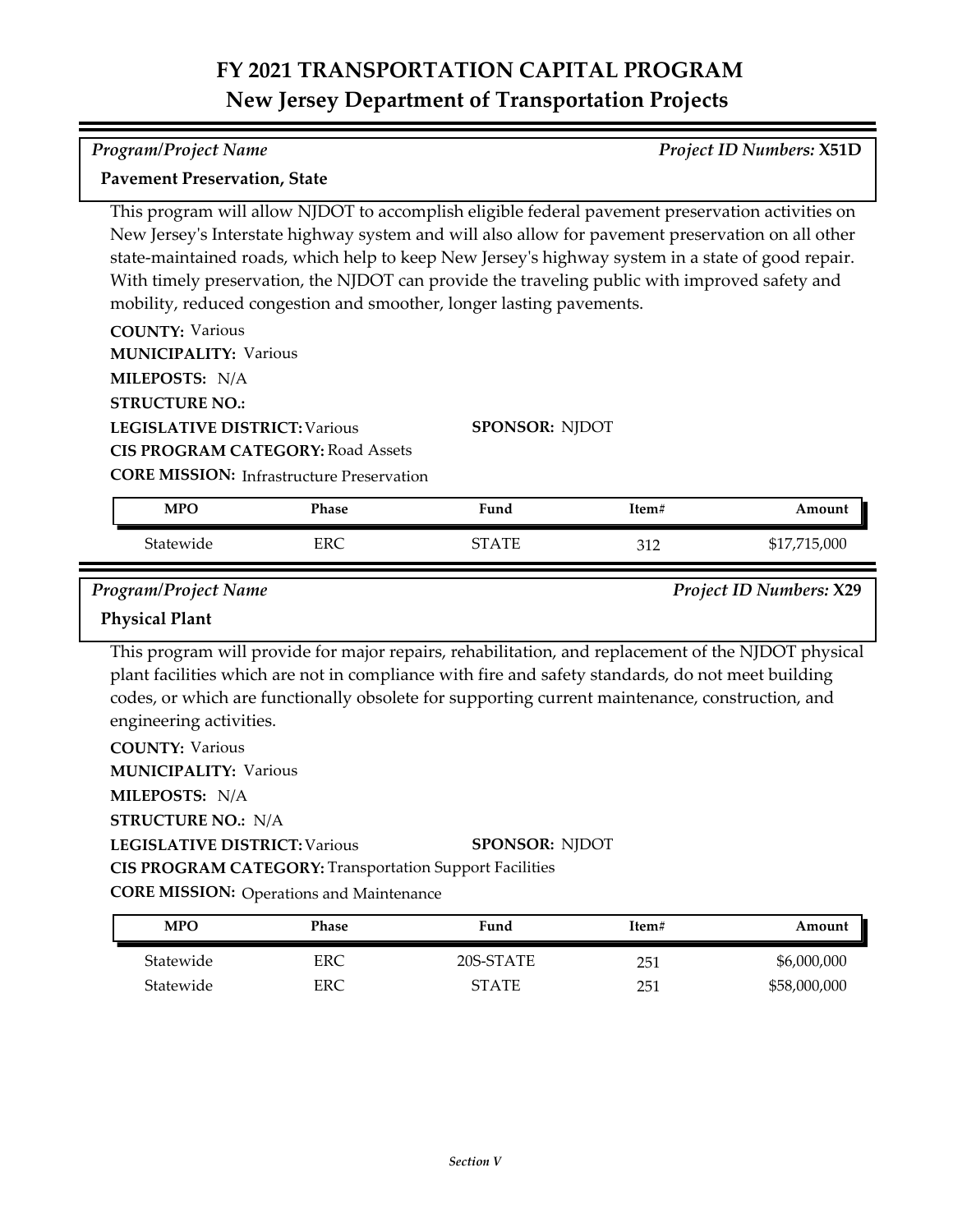# FY 2021 TRANSPORTATION CAPITAL PROGRAM
## New Jersey Department of Transportation Projects

*Program/Project Name* — *Project ID Numbers:* **X51D**

**Pavement Preservation, State**

This program will allow NJDOT to accomplish eligible federal pavement preservation activities on New Jersey's Interstate highway system and will also allow for pavement preservation on all other state-maintained roads, which help to keep New Jersey's highway system in a state of good repair. With timely preservation, the NJDOT can provide the traveling public with improved safety and mobility, reduced congestion and smoother, longer lasting pavements.

**COUNTY:** Various
**MUNICIPALITY:** Various
**MILEPOSTS:** N/A
**STRUCTURE NO.:**
**LEGISLATIVE DISTRICT:** Various
**SPONSOR:** NJDOT
**CIS PROGRAM CATEGORY:** Road Assets
**CORE MISSION:** Infrastructure Preservation

| MPO | Phase | Fund | Item# | Amount |
|---|---|---|---|---|
| Statewide | ERC | STATE | 312 | $17,715,000 |

*Program/Project Name* — *Project ID Numbers:* **X29**

**Physical Plant**

This program will provide for major repairs, rehabilitation, and replacement of the NJDOT physical plant facilities which are not in compliance with fire and safety standards, do not meet building codes, or which are functionally obsolete for supporting current maintenance, construction, and engineering activities.

**COUNTY:** Various
**MUNICIPALITY:** Various
**MILEPOSTS:** N/A
**STRUCTURE NO.:** N/A
**LEGISLATIVE DISTRICT:** Various
**SPONSOR:** NJDOT
**CIS PROGRAM CATEGORY:** Transportation Support Facilities
**CORE MISSION:** Operations and Maintenance

| MPO | Phase | Fund | Item# | Amount |
|---|---|---|---|---|
| Statewide | ERC | 20S-STATE | 251 | $6,000,000 |
| Statewide | ERC | STATE | 251 | $58,000,000 |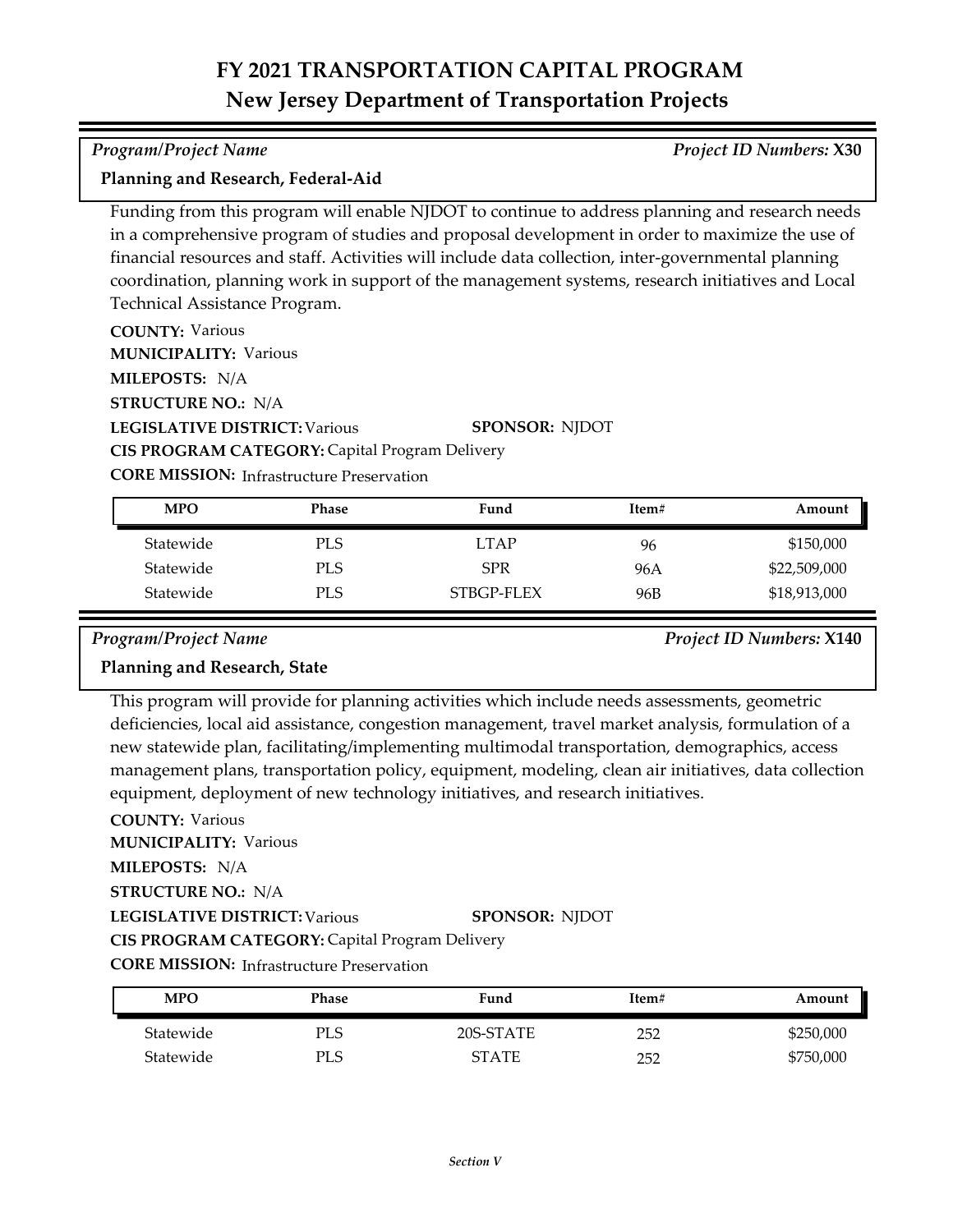# FY 2021 TRANSPORTATION CAPITAL PROGRAM
## New Jersey Department of Transportation Projects

*Program/Project Name* *Project ID Numbers:* **X30**

**Planning and Research, Federal-Aid**

Funding from this program will enable NJDOT to continue to address planning and research needs in a comprehensive program of studies and proposal development in order to maximize the use of financial resources and staff. Activities will include data collection, inter-governmental planning coordination, planning work in support of the management systems, research initiatives and Local Technical Assistance Program.

**COUNTY:** Various
**MUNICIPALITY:** Various
**MILEPOSTS:** N/A
**STRUCTURE NO.:** N/A
**LEGISLATIVE DISTRICT:** Various **SPONSOR:** NJDOT
**CIS PROGRAM CATEGORY:** Capital Program Delivery
**CORE MISSION:** Infrastructure Preservation

| MPO | Phase | Fund | Item# | Amount |
|---|---|---|---|---|
| Statewide | PLS | LTAP | 96 | $150,000 |
| Statewide | PLS | SPR | 96A | $22,509,000 |
| Statewide | PLS | STBGP-FLEX | 96B | $18,913,000 |

*Program/Project Name* *Project ID Numbers:* **X140**

**Planning and Research, State**

This program will provide for planning activities which include needs assessments, geometric deficiencies, local aid assistance, congestion management, travel market analysis, formulation of a new statewide plan, facilitating/implementing multimodal transportation, demographics, access management plans, transportation policy, equipment, modeling, clean air initiatives, data collection equipment, deployment of new technology initiatives, and research initiatives.

**COUNTY:** Various
**MUNICIPALITY:** Various
**MILEPOSTS:** N/A
**STRUCTURE NO.:** N/A
**LEGISLATIVE DISTRICT:** Various **SPONSOR:** NJDOT
**CIS PROGRAM CATEGORY:** Capital Program Delivery
**CORE MISSION:** Infrastructure Preservation

| MPO | Phase | Fund | Item# | Amount |
|---|---|---|---|---|
| Statewide | PLS | 20S-STATE | 252 | $250,000 |
| Statewide | PLS | STATE | 252 | $750,000 |

*Section V*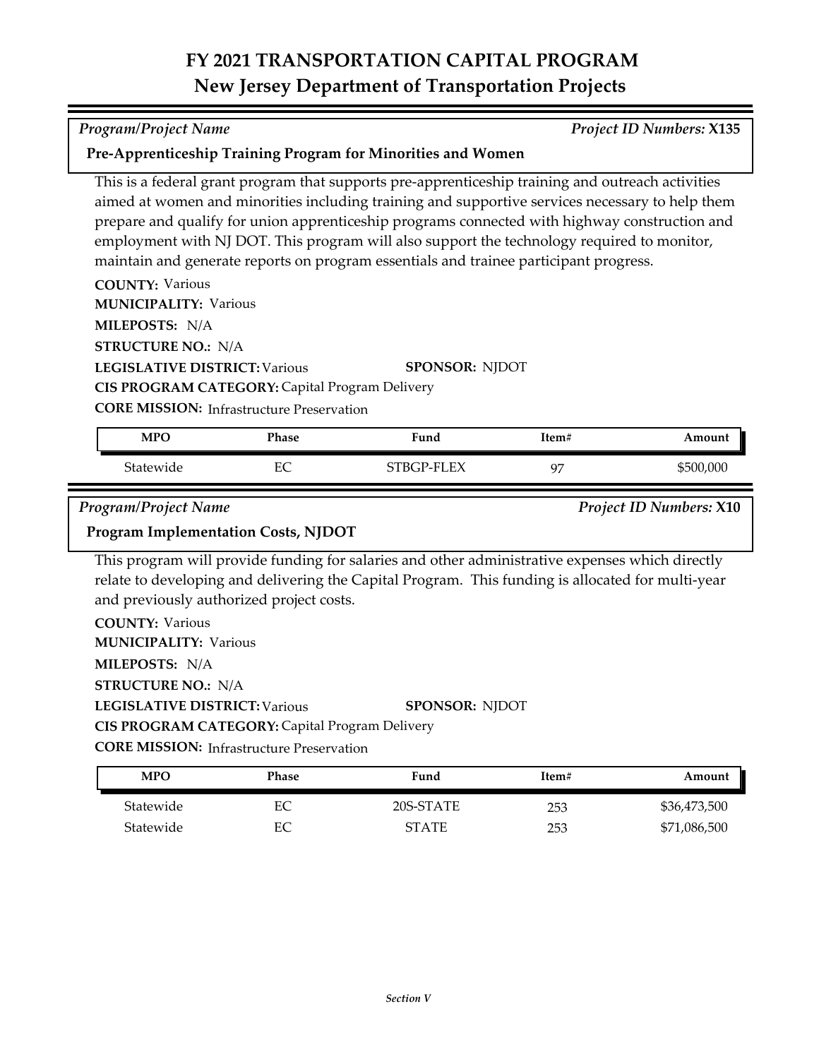# FY 2021 TRANSPORTATION CAPITAL PROGRAM
## New Jersey Department of Transportation Projects

*Program/Project Name* *Project ID Numbers:* **X135**

### Pre-Apprenticeship Training Program for Minorities and Women

This is a federal grant program that supports pre-apprenticeship training and outreach activities aimed at women and minorities including training and supportive services necessary to help them prepare and qualify for union apprenticeship programs connected with highway construction and employment with NJ DOT. This program will also support the technology required to monitor, maintain and generate reports on program essentials and trainee participant progress.

**COUNTY:** Various
**MUNICIPALITY:** Various
**MILEPOSTS:** N/A
**STRUCTURE NO.:** N/A
**LEGISLATIVE DISTRICT:** Various **SPONSOR:** NJDOT
**CIS PROGRAM CATEGORY:** Capital Program Delivery
**CORE MISSION:** Infrastructure Preservation

| MPO | Phase | Fund | Item# | Amount |
|---|---|---|---|---|
| Statewide | EC | STBGP-FLEX | 97 | $500,000 |

*Program/Project Name* *Project ID Numbers:* **X10**

### Program Implementation Costs, NJDOT

This program will provide funding for salaries and other administrative expenses which directly relate to developing and delivering the Capital Program. This funding is allocated for multi-year and previously authorized project costs.

**COUNTY:** Various
**MUNICIPALITY:** Various
**MILEPOSTS:** N/A
**STRUCTURE NO.:** N/A
**LEGISLATIVE DISTRICT:** Various **SPONSOR:** NJDOT
**CIS PROGRAM CATEGORY:** Capital Program Delivery
**CORE MISSION:** Infrastructure Preservation

| MPO | Phase | Fund | Item# | Amount |
|---|---|---|---|---|
| Statewide | EC | 20S-STATE | 253 | $36,473,500 |
| Statewide | EC | STATE | 253 | $71,086,500 |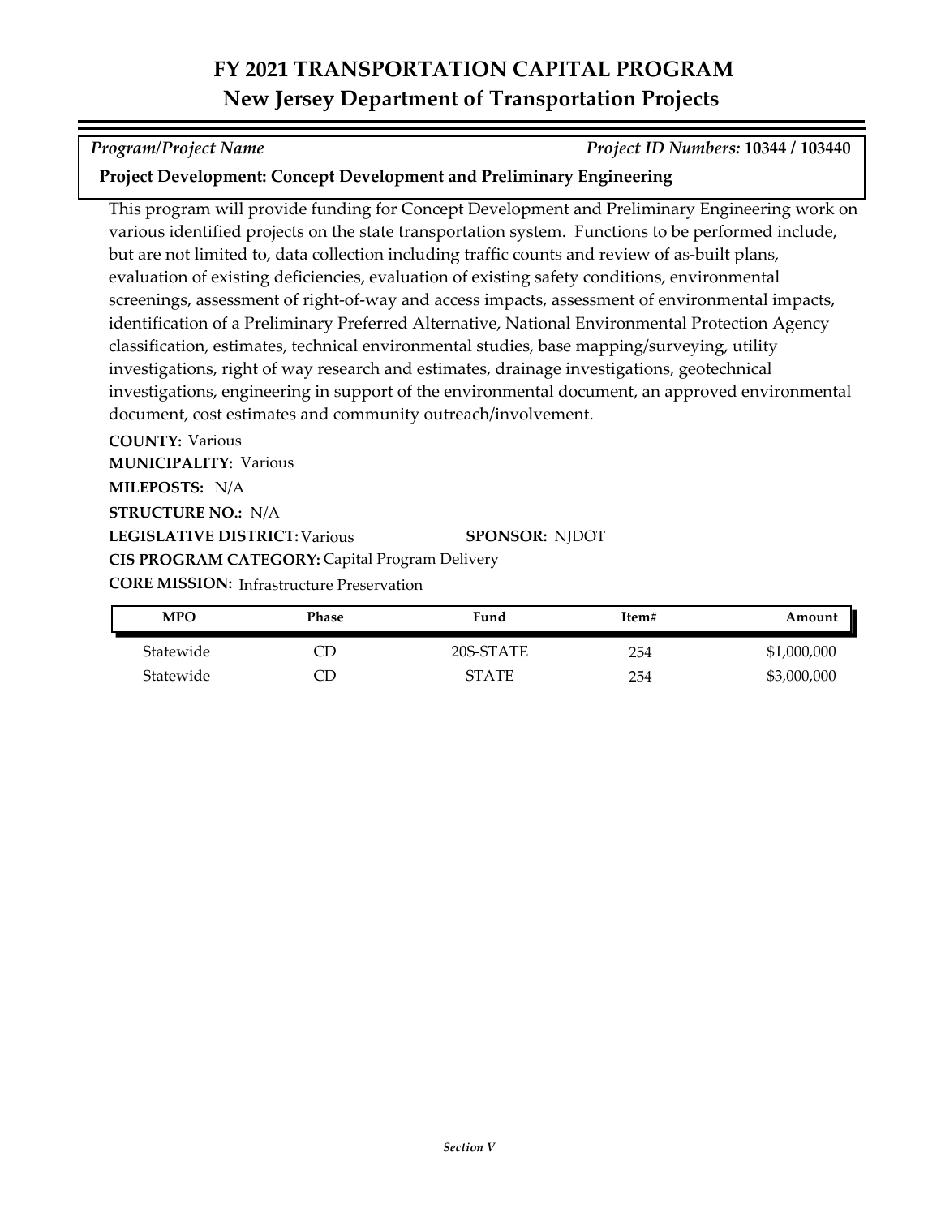# FY 2021 TRANSPORTATION CAPITAL PROGRAM
## New Jersey Department of Transportation Projects

*Program/Project Name* — *Project ID Numbers:* **10344 / 103440**

**Project Development: Concept Development and Preliminary Engineering**

This program will provide funding for Concept Development and Preliminary Engineering work on various identified projects on the state transportation system. Functions to be performed include, but are not limited to, data collection including traffic counts and review of as-built plans, evaluation of existing deficiencies, evaluation of existing safety conditions, environmental screenings, assessment of right-of-way and access impacts, assessment of environmental impacts, identification of a Preliminary Preferred Alternative, National Environmental Protection Agency classification, estimates, technical environmental studies, base mapping/surveying, utility investigations, right of way research and estimates, drainage investigations, geotechnical investigations, engineering in support of the environmental document, an approved environmental document, cost estimates and community outreach/involvement.

**COUNTY:** Various
**MUNICIPALITY:** Various
**MILEPOSTS:** N/A
**STRUCTURE NO.:** N/A
**LEGISLATIVE DISTRICT:** Various **SPONSOR:** NJDOT
**CIS PROGRAM CATEGORY:** Capital Program Delivery
**CORE MISSION:** Infrastructure Preservation

| MPO | Phase | Fund | Item# | Amount |
|---|---|---|---|---|
| Statewide | CD | 20S-STATE | 254 | $1,000,000 |
| Statewide | CD | STATE | 254 | $3,000,000 |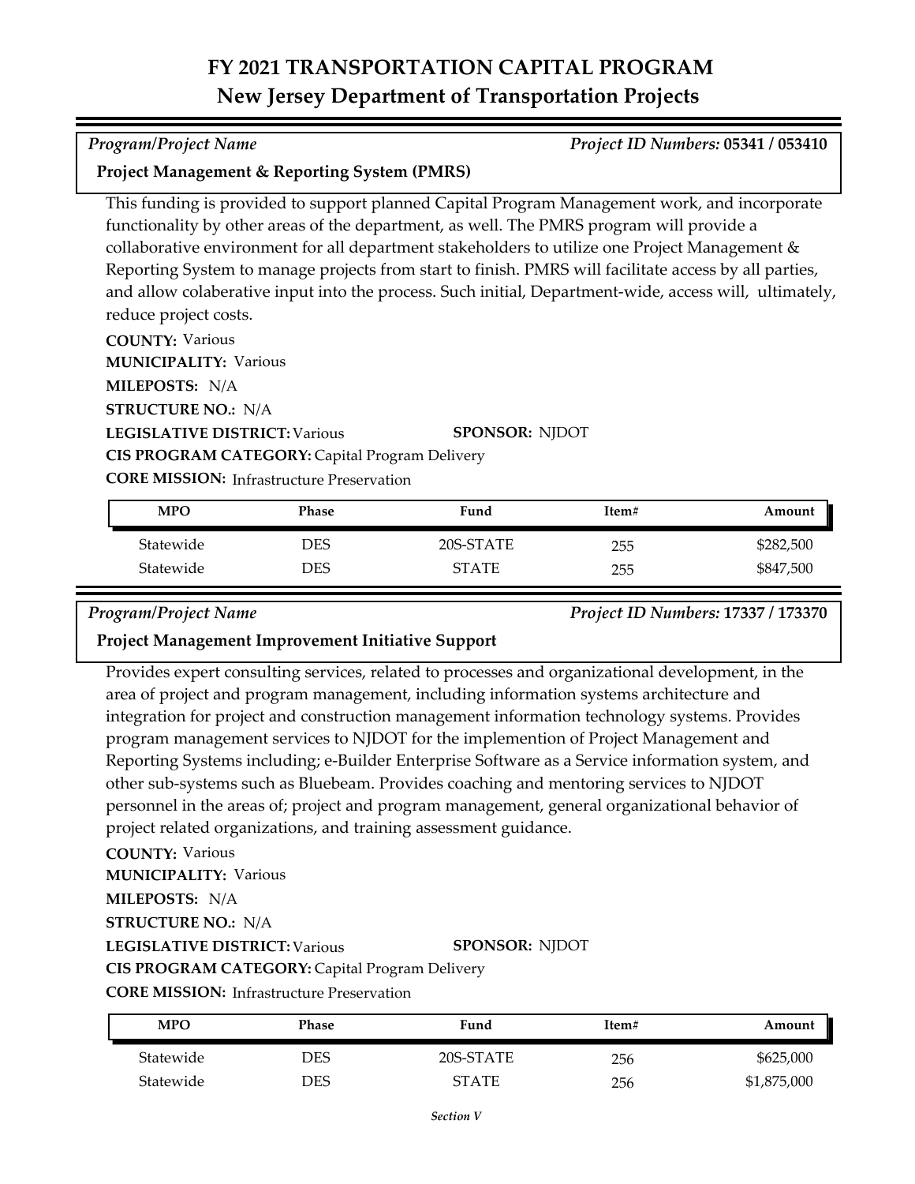# FY 2021 TRANSPORTATION CAPITAL PROGRAM
## New Jersey Department of Transportation Projects

*Program/Project Name* — *Project ID Numbers:* **05341 / 053410**

### Project Management & Reporting System (PMRS)

This funding is provided to support planned Capital Program Management work, and incorporate functionality by other areas of the department, as well. The PMRS program will provide a collaborative environment for all department stakeholders to utilize one Project Management & Reporting System to manage projects from start to finish. PMRS will facilitate access by all parties, and allow colaberative input into the process. Such initial, Department-wide, access will, ultimately, reduce project costs.

**COUNTY:** Various
**MUNICIPALITY:** Various
**MILEPOSTS:** N/A
**STRUCTURE NO.:** N/A
**LEGISLATIVE DISTRICT:** Various
**SPONSOR:** NJDOT
**CIS PROGRAM CATEGORY:** Capital Program Delivery
**CORE MISSION:** Infrastructure Preservation

| MPO | Phase | Fund | Item# | Amount |
|---|---|---|---|---|
| Statewide | DES | 20S-STATE | 255 | $282,500 |
| Statewide | DES | STATE | 255 | $847,500 |

*Program/Project Name* — *Project ID Numbers:* **17337 / 173370**

### Project Management Improvement Initiative Support

Provides expert consulting services, related to processes and organizational development, in the area of project and program management, including information systems architecture and integration for project and construction management information technology systems. Provides program management services to NJDOT for the implemention of Project Management and Reporting Systems including; e-Builder Enterprise Software as a Service information system, and other sub-systems such as Bluebeam. Provides coaching and mentoring services to NJDOT personnel in the areas of; project and program management, general organizational behavior of project related organizations, and training assessment guidance.

**COUNTY:** Various
**MUNICIPALITY:** Various
**MILEPOSTS:** N/A
**STRUCTURE NO.:** N/A
**LEGISLATIVE DISTRICT:** Various
**SPONSOR:** NJDOT
**CIS PROGRAM CATEGORY:** Capital Program Delivery
**CORE MISSION:** Infrastructure Preservation

| MPO | Phase | Fund | Item# | Amount |
|---|---|---|---|---|
| Statewide | DES | 20S-STATE | 256 | $625,000 |
| Statewide | DES | STATE | 256 | $1,875,000 |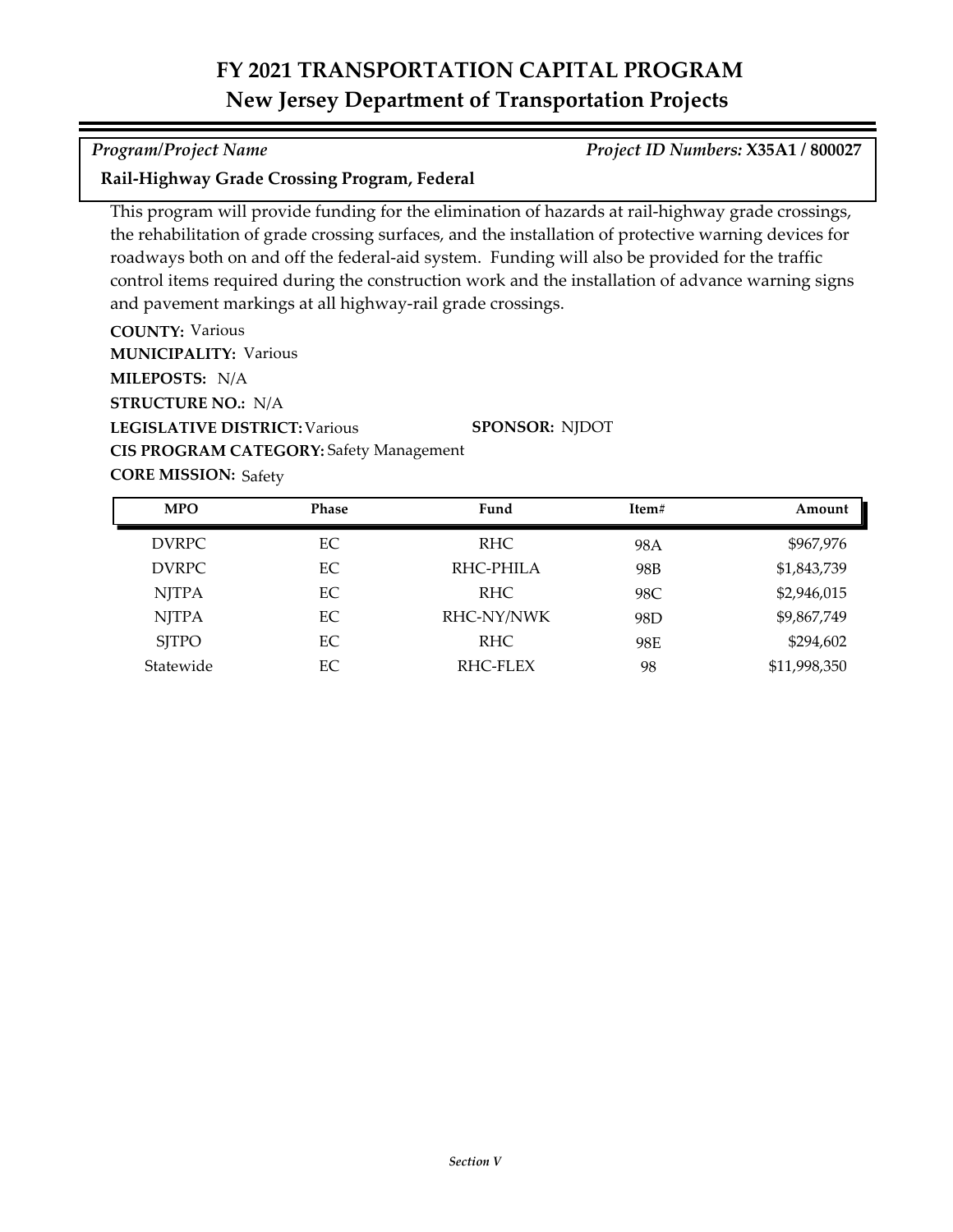# FY 2021 TRANSPORTATION CAPITAL PROGRAM
## New Jersey Department of Transportation Projects

*Program/Project Name* *Project ID Numbers:* **X35A1 / 800027**

**Rail-Highway Grade Crossing Program, Federal**

This program will provide funding for the elimination of hazards at rail-highway grade crossings, the rehabilitation of grade crossing surfaces, and the installation of protective warning devices for roadways both on and off the federal-aid system. Funding will also be provided for the traffic control items required during the construction work and the installation of advance warning signs and pavement markings at all highway-rail grade crossings.

**COUNTY:** Various
**MUNICIPALITY:** Various
**MILEPOSTS:** N/A
**STRUCTURE NO.:** N/A
**LEGISLATIVE DISTRICT:** Various **SPONSOR:** NJDOT
**CIS PROGRAM CATEGORY:** Safety Management
**CORE MISSION:** Safety

| MPO | Phase | Fund | Item# | Amount |
|---|---|---|---|---|
| DVRPC | EC | RHC | 98A | $967,976 |
| DVRPC | EC | RHC-PHILA | 98B | $1,843,739 |
| NJTPA | EC | RHC | 98C | $2,946,015 |
| NJTPA | EC | RHC-NY/NWK | 98D | $9,867,749 |
| SJTPO | EC | RHC | 98E | $294,602 |
| Statewide | EC | RHC-FLEX | 98 | $11,998,350 |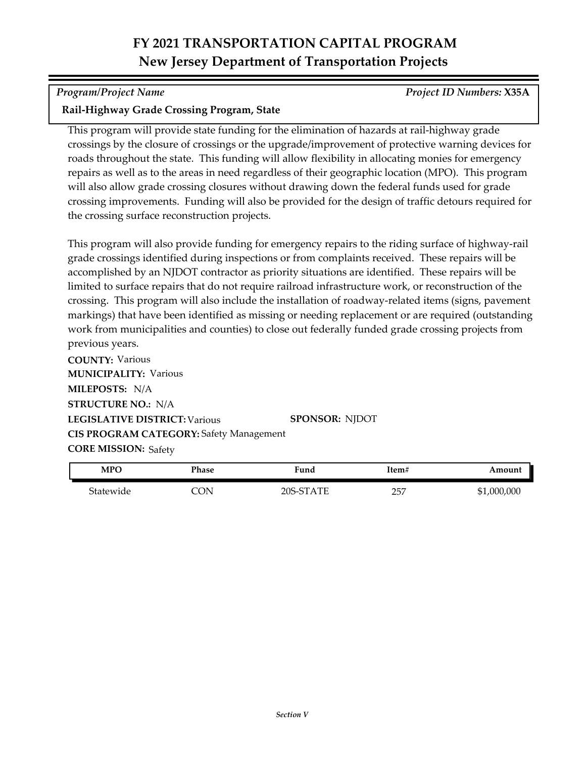# FY 2021 TRANSPORTATION CAPITAL PROGRAM
## New Jersey Department of Transportation Projects

*Program/Project Name* — *Project ID Numbers:* **X35A**

**Rail-Highway Grade Crossing Program, State**

This program will provide state funding for the elimination of hazards at rail-highway grade crossings by the closure of crossings or the upgrade/improvement of protective warning devices for roads throughout the state. This funding will allow flexibility in allocating monies for emergency repairs as well as to the areas in need regardless of their geographic location (MPO). This program will also allow grade crossing closures without drawing down the federal funds used for grade crossing improvements. Funding will also be provided for the design of traffic detours required for the crossing surface reconstruction projects.

This program will also provide funding for emergency repairs to the riding surface of highway-rail grade crossings identified during inspections or from complaints received. These repairs will be accomplished by an NJDOT contractor as priority situations are identified. These repairs will be limited to surface repairs that do not require railroad infrastructure work, or reconstruction of the crossing. This program will also include the installation of roadway-related items (signs, pavement markings) that have been identified as missing or needing replacement or are required (outstanding work from municipalities and counties) to close out federally funded grade crossing projects from previous years.

**COUNTY:** Various
**MUNICIPALITY:** Various
**MILEPOSTS:** N/A
**STRUCTURE NO.:** N/A
**LEGISLATIVE DISTRICT:** Various
**SPONSOR:** NJDOT
**CIS PROGRAM CATEGORY:** Safety Management
**CORE MISSION:** Safety

| MPO | Phase | Fund | Item# | Amount |
|---|---|---|---|---|
| Statewide | CON | 20S-STATE | 257 | $1,000,000 |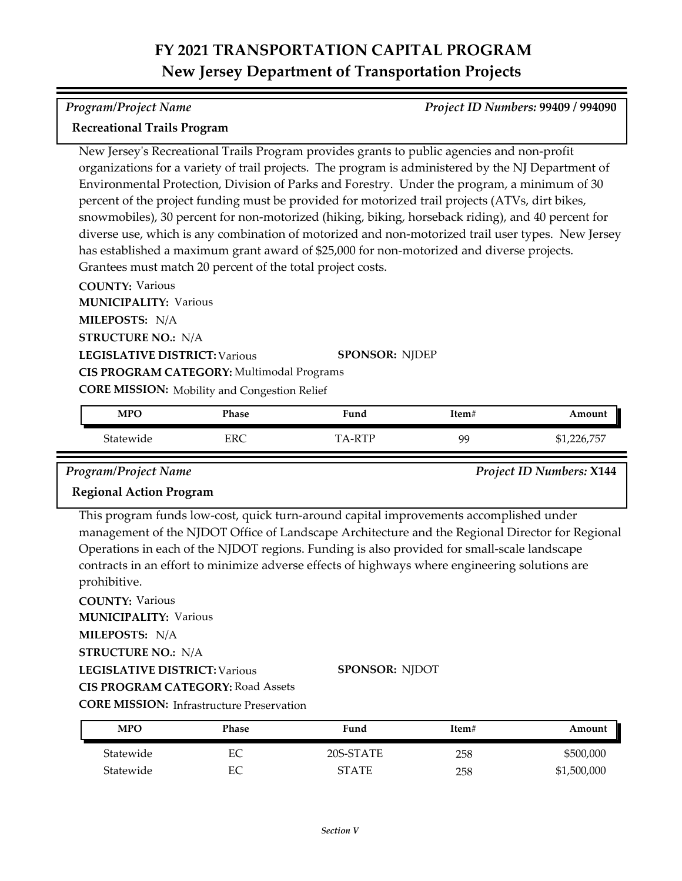# FY 2021 TRANSPORTATION CAPITAL PROGRAM
## New Jersey Department of Transportation Projects

*Program/Project Name* | *Project ID Numbers:* **99409 / 994090**

**Recreational Trails Program**

New Jersey's Recreational Trails Program provides grants to public agencies and non-profit organizations for a variety of trail projects. The program is administered by the NJ Department of Environmental Protection, Division of Parks and Forestry. Under the program, a minimum of 30 percent of the project funding must be provided for motorized trail projects (ATVs, dirt bikes, snowmobiles), 30 percent for non-motorized (hiking, biking, horseback riding), and 40 percent for diverse use, which is any combination of motorized and non-motorized trail user types. New Jersey has established a maximum grant award of $25,000 for non-motorized and diverse projects. Grantees must match 20 percent of the total project costs.

**COUNTY:** Various
**MUNICIPALITY:** Various
**MILEPOSTS:** N/A
**STRUCTURE NO.:** N/A
**LEGISLATIVE DISTRICT:** Various
**SPONSOR:** NJDEP
**CIS PROGRAM CATEGORY:** Multimodal Programs
**CORE MISSION:** Mobility and Congestion Relief

| MPO | Phase | Fund | Item# | Amount |
|---|---|---|---|---|
| Statewide | ERC | TA-RTP | 99 | $1,226,757 |

*Program/Project Name* | *Project ID Numbers:* **X144**

**Regional Action Program**

This program funds low-cost, quick turn-around capital improvements accomplished under management of the NJDOT Office of Landscape Architecture and the Regional Director for Regional Operations in each of the NJDOT regions. Funding is also provided for small-scale landscape contracts in an effort to minimize adverse effects of highways where engineering solutions are prohibitive.

**COUNTY:** Various
**MUNICIPALITY:** Various
**MILEPOSTS:** N/A
**STRUCTURE NO.:** N/A
**LEGISLATIVE DISTRICT:** Various
**SPONSOR:** NJDOT
**CIS PROGRAM CATEGORY:** Road Assets
**CORE MISSION:** Infrastructure Preservation

| MPO | Phase | Fund | Item# | Amount |
|---|---|---|---|---|
| Statewide | EC | 20S-STATE | 258 | $500,000 |
| Statewide | EC | STATE | 258 | $1,500,000 |

*Section V*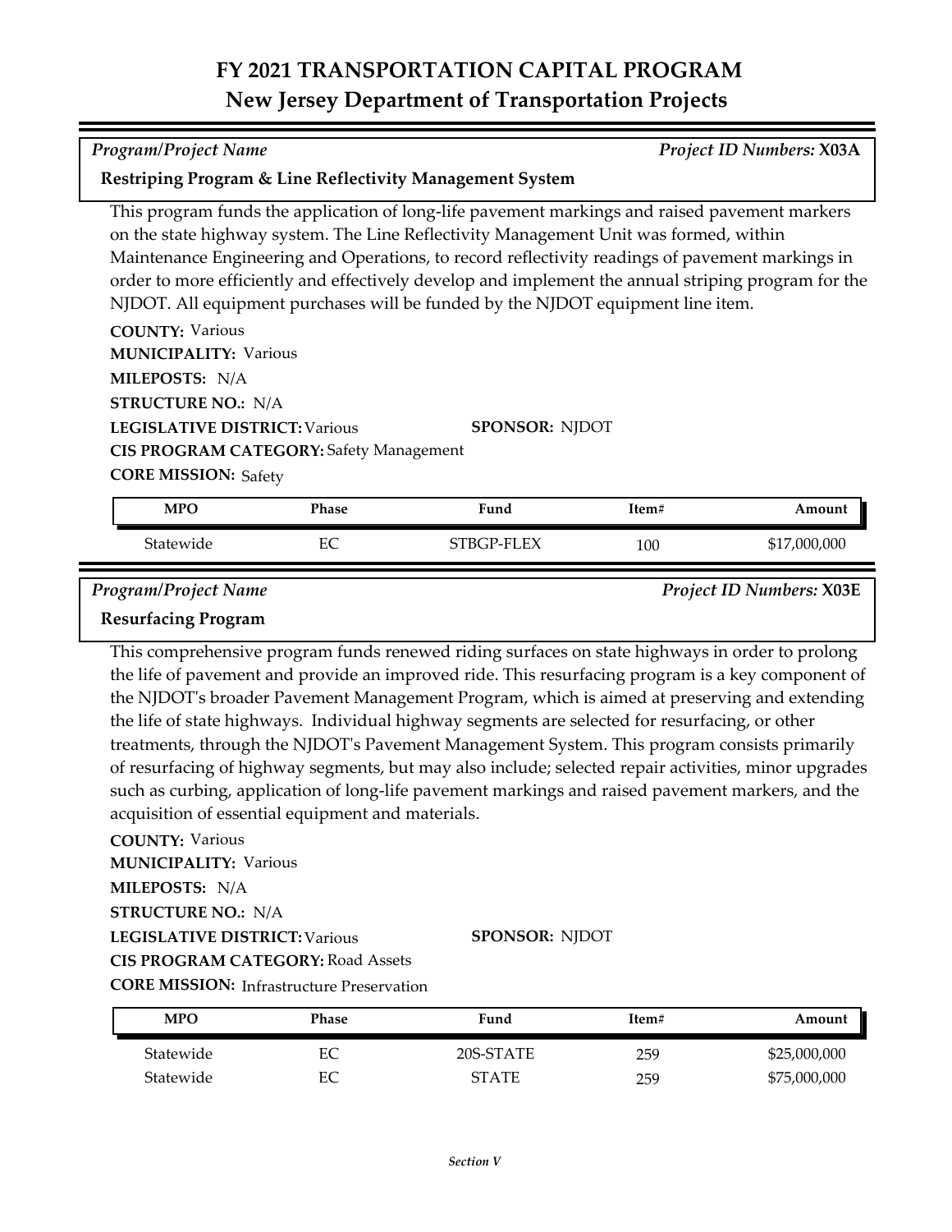# FY 2021 TRANSPORTATION CAPITAL PROGRAM
## New Jersey Department of Transportation Projects

*Program/Project Name* — *Project ID Numbers:* **X03A**

**Restriping Program & Line Reflectivity Management System**

This program funds the application of long-life pavement markings and raised pavement markers on the state highway system. The Line Reflectivity Management Unit was formed, within Maintenance Engineering and Operations, to record reflectivity readings of pavement markings in order to more efficiently and effectively develop and implement the annual striping program for the NJDOT. All equipment purchases will be funded by the NJDOT equipment line item.

**COUNTY:** Various
**MUNICIPALITY:** Various
**MILEPOSTS:** N/A
**STRUCTURE NO.:** N/A
**LEGISLATIVE DISTRICT:** Various
**SPONSOR:** NJDOT
**CIS PROGRAM CATEGORY:** Safety Management
**CORE MISSION:** Safety

| MPO | Phase | Fund | Item# | Amount |
|---|---|---|---|---|
| Statewide | EC | STBGP-FLEX | 100 | $17,000,000 |

*Program/Project Name* — *Project ID Numbers:* **X03E**

**Resurfacing Program**

This comprehensive program funds renewed riding surfaces on state highways in order to prolong the life of pavement and provide an improved ride. This resurfacing program is a key component of the NJDOT's broader Pavement Management Program, which is aimed at preserving and extending the life of state highways. Individual highway segments are selected for resurfacing, or other treatments, through the NJDOT's Pavement Management System. This program consists primarily of resurfacing of highway segments, but may also include; selected repair activities, minor upgrades such as curbing, application of long-life pavement markings and raised pavement markers, and the acquisition of essential equipment and materials.

**COUNTY:** Various
**MUNICIPALITY:** Various
**MILEPOSTS:** N/A
**STRUCTURE NO.:** N/A
**LEGISLATIVE DISTRICT:** Various
**SPONSOR:** NJDOT
**CIS PROGRAM CATEGORY:** Road Assets
**CORE MISSION:** Infrastructure Preservation

| MPO | Phase | Fund | Item# | Amount |
|---|---|---|---|---|
| Statewide | EC | 20S-STATE | 259 | $25,000,000 |
| Statewide | EC | STATE | 259 | $75,000,000 |

*Section V*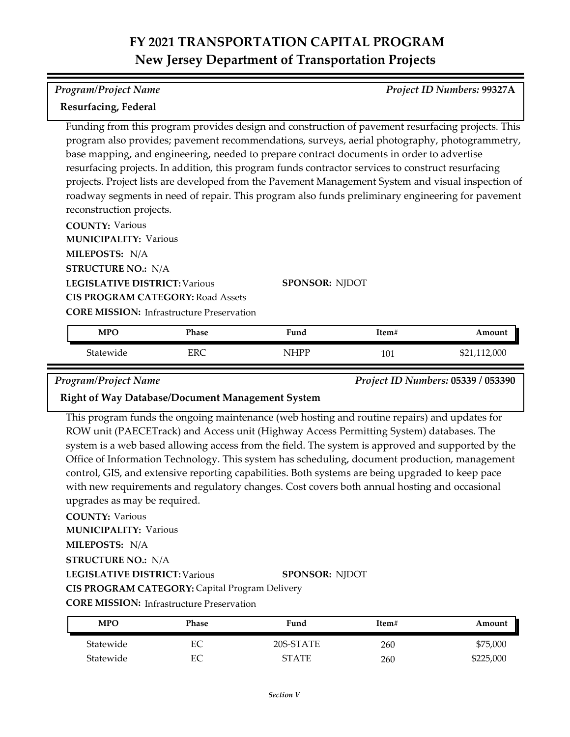# FY 2021 TRANSPORTATION CAPITAL PROGRAM
## New Jersey Department of Transportation Projects

*Program/Project Name* | *Project ID Numbers:* **99327A**

**Resurfacing, Federal**

Funding from this program provides design and construction of pavement resurfacing projects. This program also provides; pavement recommendations, surveys, aerial photography, photogrammetry, base mapping, and engineering, needed to prepare contract documents in order to advertise resurfacing projects. In addition, this program funds contractor services to construct resurfacing projects. Project lists are developed from the Pavement Management System and visual inspection of roadway segments in need of repair. This program also funds preliminary engineering for pavement reconstruction projects.

**COUNTY:** Various
**MUNICIPALITY:** Various
**MILEPOSTS:** N/A
**STRUCTURE NO.:** N/A
**LEGISLATIVE DISTRICT:** Various
**SPONSOR:** NJDOT
**CIS PROGRAM CATEGORY:** Road Assets
**CORE MISSION:** Infrastructure Preservation

| MPO | Phase | Fund | Item# | Amount |
|---|---|---|---|---|
| Statewide | ERC | NHPP | 101 | $21,112,000 |

*Program/Project Name* | *Project ID Numbers:* **05339 / 053390**

**Right of Way Database/Document Management System**

This program funds the ongoing maintenance (web hosting and routine repairs) and updates for ROW unit (PAECETrack) and Access unit (Highway Access Permitting System) databases. The system is a web based allowing access from the field. The system is approved and supported by the Office of Information Technology. This system has scheduling, document production, management control, GIS, and extensive reporting capabilities. Both systems are being upgraded to keep pace with new requirements and regulatory changes. Cost covers both annual hosting and occasional upgrades as may be required.

**COUNTY:** Various
**MUNICIPALITY:** Various
**MILEPOSTS:** N/A
**STRUCTURE NO.:** N/A
**LEGISLATIVE DISTRICT:** Various
**SPONSOR:** NJDOT
**CIS PROGRAM CATEGORY:** Capital Program Delivery
**CORE MISSION:** Infrastructure Preservation

| MPO | Phase | Fund | Item# | Amount |
|---|---|---|---|---|
| Statewide | EC | 20S-STATE | 260 | $75,000 |
| Statewide | EC | STATE | 260 | $225,000 |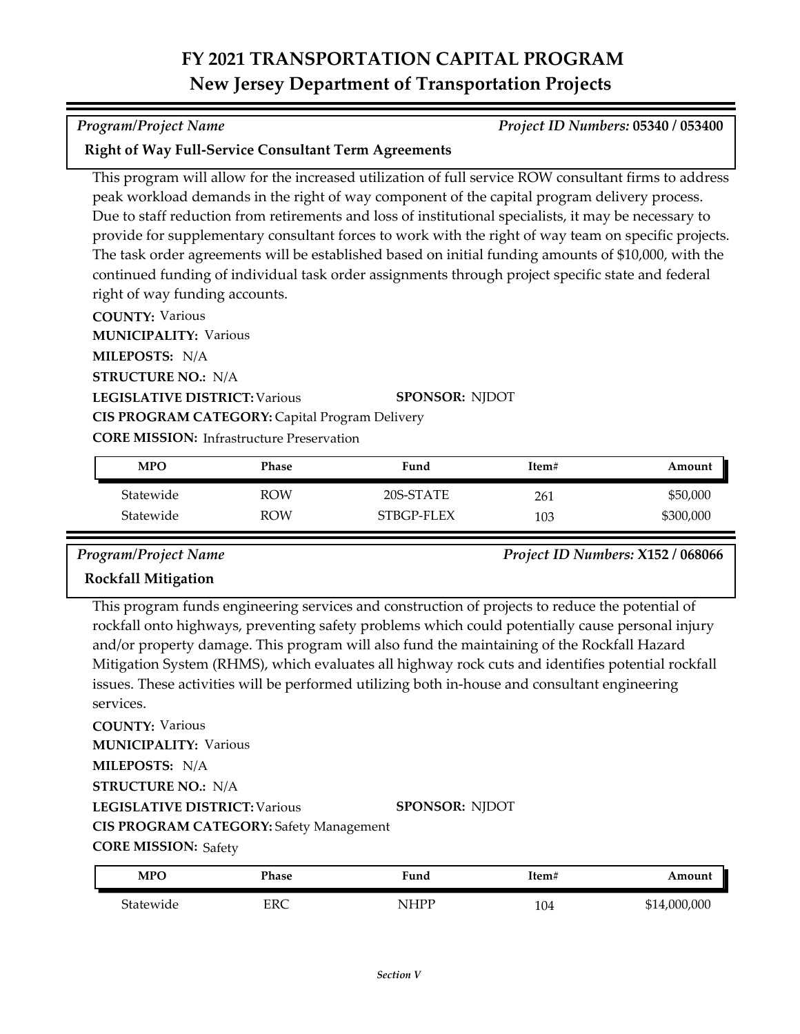# FY 2021 TRANSPORTATION CAPITAL PROGRAM
## New Jersey Department of Transportation Projects

*Program/Project Name* *Project ID Numbers:* **05340 / 053400**

**Right of Way Full-Service Consultant Term Agreements**

This program will allow for the increased utilization of full service ROW consultant firms to address peak workload demands in the right of way component of the capital program delivery process. Due to staff reduction from retirements and loss of institutional specialists, it may be necessary to provide for supplementary consultant forces to work with the right of way team on specific projects. The task order agreements will be established based on initial funding amounts of $10,000, with the continued funding of individual task order assignments through project specific state and federal right of way funding accounts.

**COUNTY:** Various
**MUNICIPALITY:** Various
**MILEPOSTS:** N/A
**STRUCTURE NO.:** N/A
**LEGISLATIVE DISTRICT:** Various **SPONSOR:** NJDOT
**CIS PROGRAM CATEGORY:** Capital Program Delivery
**CORE MISSION:** Infrastructure Preservation

| MPO | Phase | Fund | Item# | Amount |
|---|---|---|---|---|
| Statewide | ROW | 20S-STATE | 261 | $50,000 |
| Statewide | ROW | STBGP-FLEX | 103 | $300,000 |

*Program/Project Name* *Project ID Numbers:* **X152 / 068066**

**Rockfall Mitigation**

This program funds engineering services and construction of projects to reduce the potential of rockfall onto highways, preventing safety problems which could potentially cause personal injury and/or property damage. This program will also fund the maintaining of the Rockfall Hazard Mitigation System (RHMS), which evaluates all highway rock cuts and identifies potential rockfall issues. These activities will be performed utilizing both in-house and consultant engineering services.

**COUNTY:** Various
**MUNICIPALITY:** Various
**MILEPOSTS:** N/A
**STRUCTURE NO.:** N/A
**LEGISLATIVE DISTRICT:** Various **SPONSOR:** NJDOT
**CIS PROGRAM CATEGORY:** Safety Management
**CORE MISSION:** Safety

| MPO | Phase | Fund | Item# | Amount |
|---|---|---|---|---|
| Statewide | ERC | NHPP | 104 | $14,000,000 |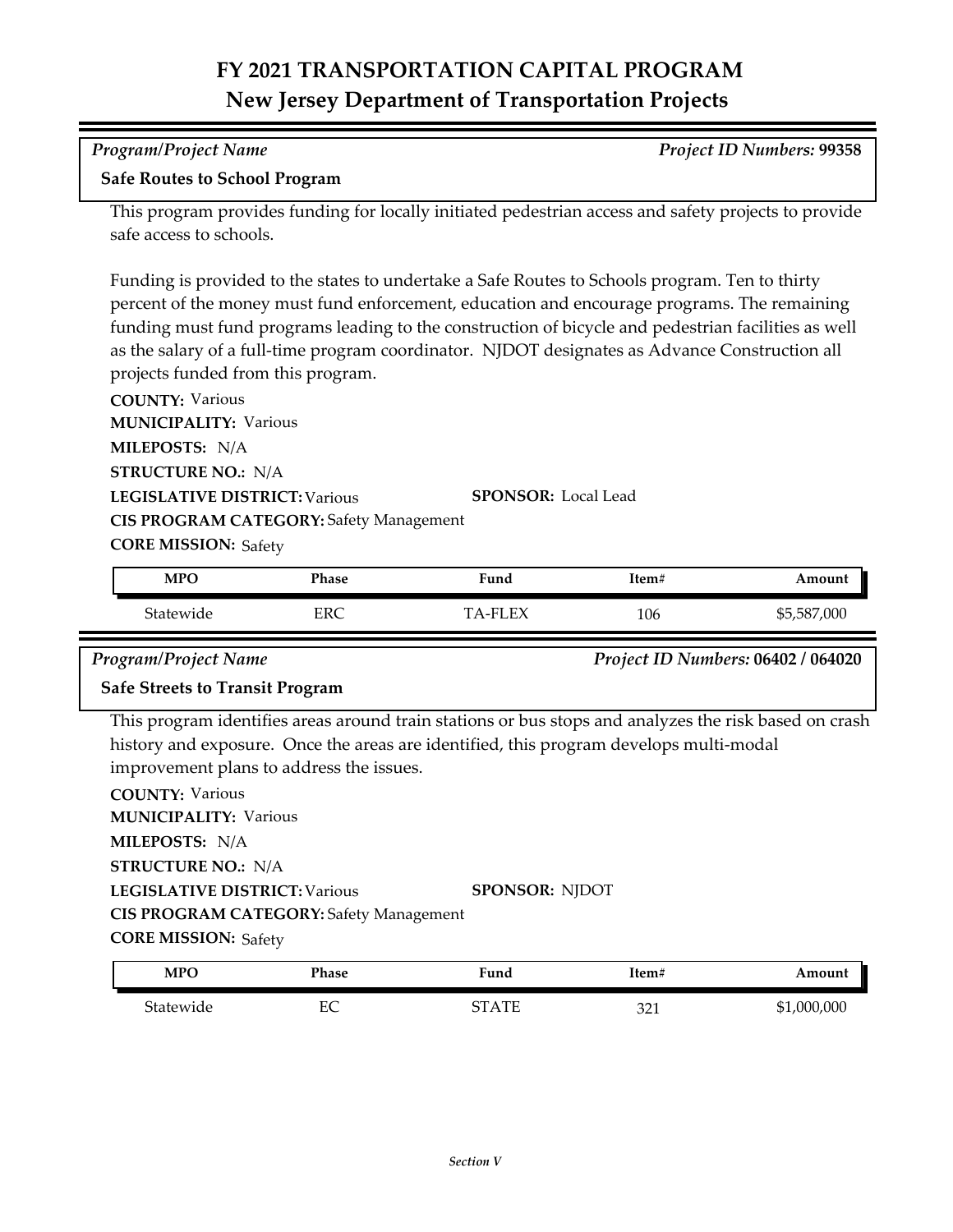# FY 2021 TRANSPORTATION CAPITAL PROGRAM
## New Jersey Department of Transportation Projects

*Program/Project Name* — *Project ID Numbers:* **99358**

### Safe Routes to School Program

This program provides funding for locally initiated pedestrian access and safety projects to provide safe access to schools.

Funding is provided to the states to undertake a Safe Routes to Schools program. Ten to thirty percent of the money must fund enforcement, education and encourage programs. The remaining funding must fund programs leading to the construction of bicycle and pedestrian facilities as well as the salary of a full-time program coordinator. NJDOT designates as Advance Construction all projects funded from this program.

**COUNTY:** Various
**MUNICIPALITY:** Various
**MILEPOSTS:** N/A
**STRUCTURE NO.:** N/A
**LEGISLATIVE DISTRICT:** Various
**SPONSOR:** Local Lead
**CIS PROGRAM CATEGORY:** Safety Management
**CORE MISSION:** Safety

| MPO | Phase | Fund | Item# | Amount |
|---|---|---|---|---|
| Statewide | ERC | TA-FLEX | 106 | $5,587,000 |

*Program/Project Name* — *Project ID Numbers:* **06402 / 064020**

### Safe Streets to Transit Program

This program identifies areas around train stations or bus stops and analyzes the risk based on crash history and exposure. Once the areas are identified, this program develops multi-modal improvement plans to address the issues.

**COUNTY:** Various
**MUNICIPALITY:** Various
**MILEPOSTS:** N/A
**STRUCTURE NO.:** N/A
**LEGISLATIVE DISTRICT:** Various
**SPONSOR:** NJDOT
**CIS PROGRAM CATEGORY:** Safety Management
**CORE MISSION:** Safety

| MPO | Phase | Fund | Item# | Amount |
|---|---|---|---|---|
| Statewide | EC | STATE | 321 | $1,000,000 |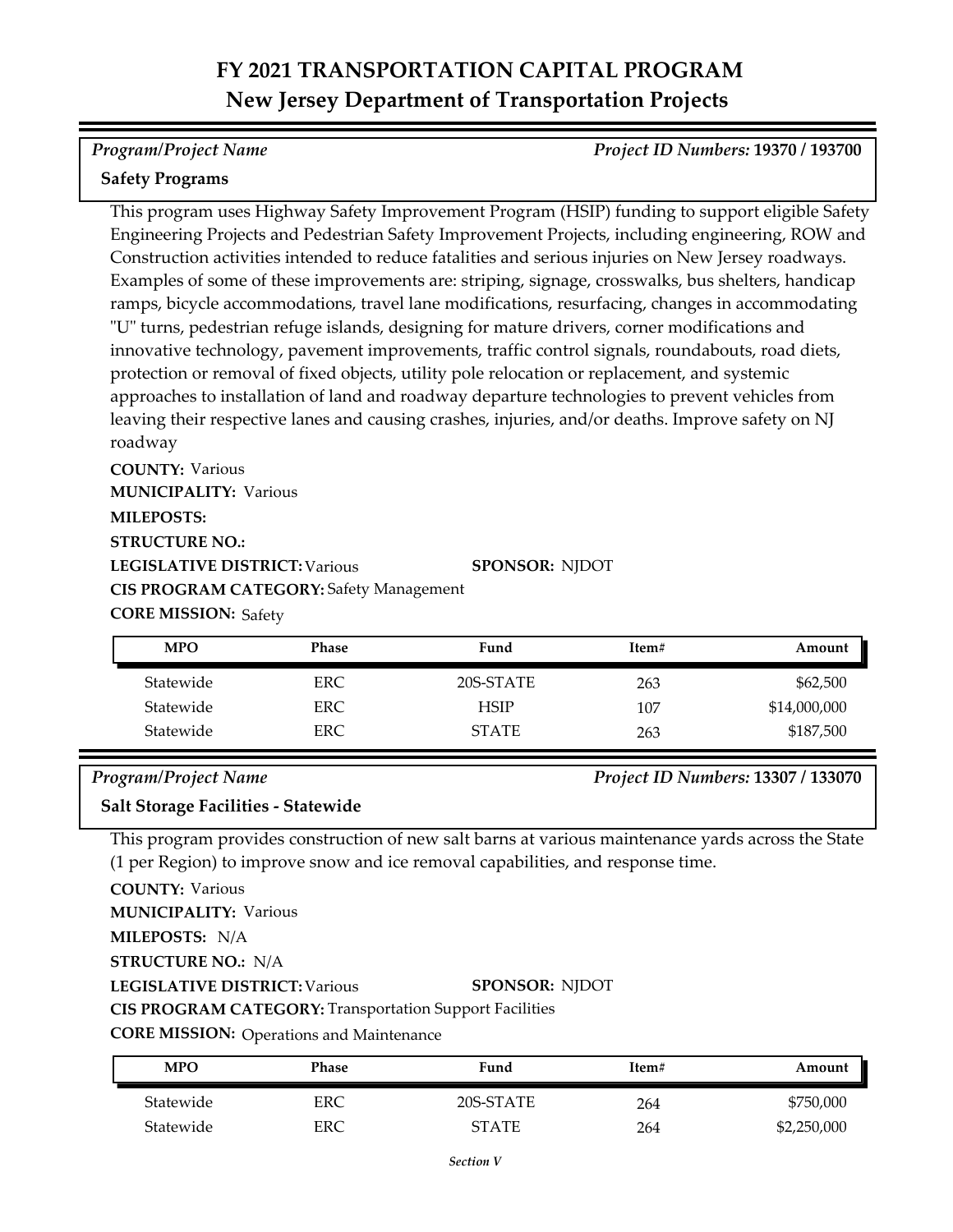# FY 2021 TRANSPORTATION CAPITAL PROGRAM
## New Jersey Department of Transportation Projects

*Program/Project Name* — *Project ID Numbers:* **19370 / 193700**

**Safety Programs**

This program uses Highway Safety Improvement Program (HSIP) funding to support eligible Safety Engineering Projects and Pedestrian Safety Improvement Projects, including engineering, ROW and Construction activities intended to reduce fatalities and serious injuries on New Jersey roadways. Examples of some of these improvements are: striping, signage, crosswalks, bus shelters, handicap ramps, bicycle accommodations, travel lane modifications, resurfacing, changes in accommodating "U" turns, pedestrian refuge islands, designing for mature drivers, corner modifications and innovative technology, pavement improvements, traffic control signals, roundabouts, road diets, protection or removal of fixed objects, utility pole relocation or replacement, and systemic approaches to installation of land and roadway departure technologies to prevent vehicles from leaving their respective lanes and causing crashes, injuries, and/or deaths. Improve safety on NJ roadway

**COUNTY:** Various
**MUNICIPALITY:** Various
**MILEPOSTS:**
**STRUCTURE NO.:**
**LEGISLATIVE DISTRICT:** Various
**SPONSOR:** NJDOT
**CIS PROGRAM CATEGORY:** Safety Management
**CORE MISSION:** Safety

| MPO | Phase | Fund | Item# | Amount |
|---|---|---|---|---|
| Statewide | ERC | 20S-STATE | 263 | $62,500 |
| Statewide | ERC | HSIP | 107 | $14,000,000 |
| Statewide | ERC | STATE | 263 | $187,500 |

*Program/Project Name* — *Project ID Numbers:* **13307 / 133070**

**Salt Storage Facilities - Statewide**

This program provides construction of new salt barns at various maintenance yards across the State (1 per Region) to improve snow and ice removal capabilities, and response time.

**COUNTY:** Various
**MUNICIPALITY:** Various
**MILEPOSTS:** N/A
**STRUCTURE NO.:** N/A
**LEGISLATIVE DISTRICT:** Various
**SPONSOR:** NJDOT
**CIS PROGRAM CATEGORY:** Transportation Support Facilities
**CORE MISSION:** Operations and Maintenance

| MPO | Phase | Fund | Item# | Amount |
|---|---|---|---|---|
| Statewide | ERC | 20S-STATE | 264 | $750,000 |
| Statewide | ERC | STATE | 264 | $2,250,000 |

*Section V*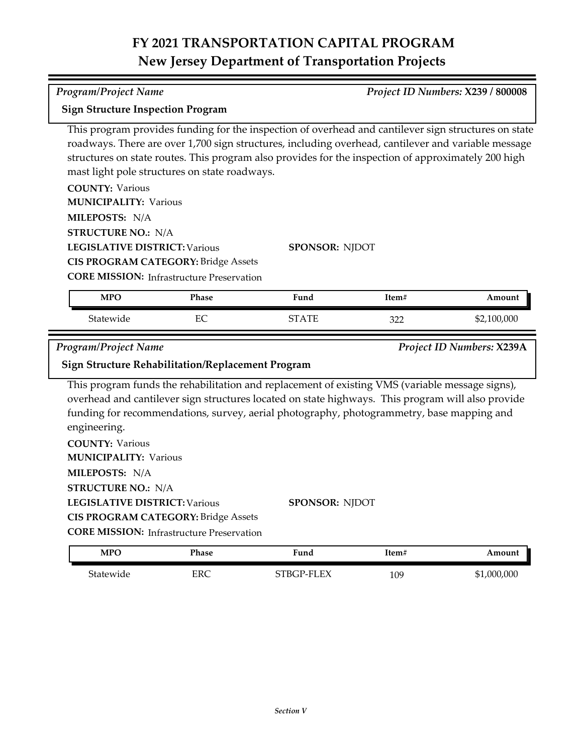# FY 2021 TRANSPORTATION CAPITAL PROGRAM
## New Jersey Department of Transportation Projects

*Program/Project Name* — *Project ID Numbers:* **X239 / 800008**

### Sign Structure Inspection Program

This program provides funding for the inspection of overhead and cantilever sign structures on state roadways. There are over 1,700 sign structures, including overhead, cantilever and variable message structures on state routes. This program also provides for the inspection of approximately 200 high mast light pole structures on state roadways.

**COUNTY:** Various
**MUNICIPALITY:** Various
**MILEPOSTS:** N/A
**STRUCTURE NO.:** N/A
**LEGISLATIVE DISTRICT:** Various
**SPONSOR:** NJDOT
**CIS PROGRAM CATEGORY:** Bridge Assets
**CORE MISSION:** Infrastructure Preservation

| MPO | Phase | Fund | Item# | Amount |
|---|---|---|---|---|
| Statewide | EC | STATE | 322 | \$2,100,000 |

*Program/Project Name* — *Project ID Numbers:* **X239A**

### Sign Structure Rehabilitation/Replacement Program

This program funds the rehabilitation and replacement of existing VMS (variable message signs), overhead and cantilever sign structures located on state highways. This program will also provide funding for recommendations, survey, aerial photography, photogrammetry, base mapping and engineering.

**COUNTY:** Various
**MUNICIPALITY:** Various
**MILEPOSTS:** N/A
**STRUCTURE NO.:** N/A
**LEGISLATIVE DISTRICT:** Various
**SPONSOR:** NJDOT
**CIS PROGRAM CATEGORY:** Bridge Assets
**CORE MISSION:** Infrastructure Preservation

| MPO | Phase | Fund | Item# | Amount |
|---|---|---|---|---|
| Statewide | ERC | STBGP-FLEX | 109 | \$1,000,000 |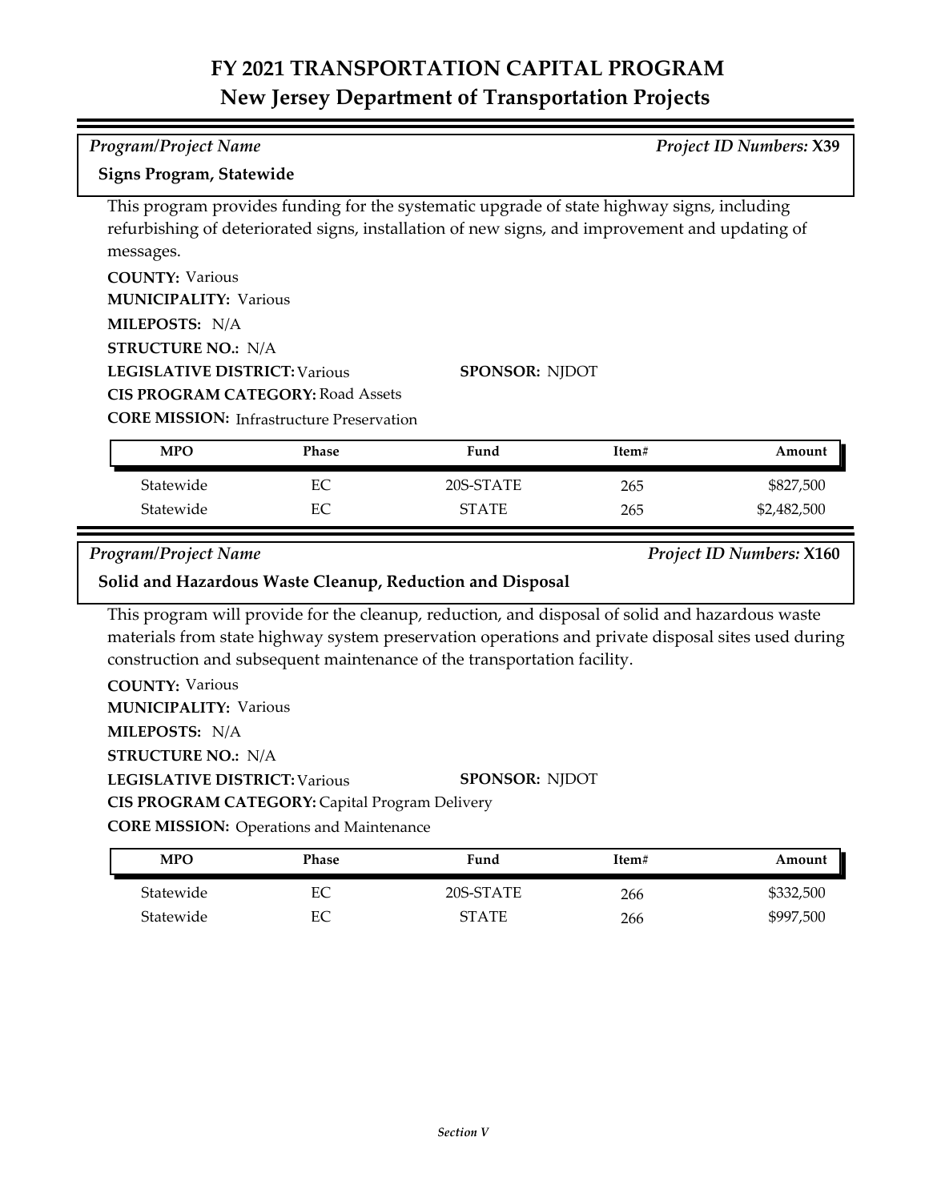# FY 2021 TRANSPORTATION CAPITAL PROGRAM
## New Jersey Department of Transportation Projects

*Program/Project Name* — *Project ID Numbers:* **X39**

**Signs Program, Statewide**

This program provides funding for the systematic upgrade of state highway signs, including refurbishing of deteriorated signs, installation of new signs, and improvement and updating of messages.

**COUNTY:** Various
**MUNICIPALITY:** Various
**MILEPOSTS:** N/A
**STRUCTURE NO.:** N/A
**LEGISLATIVE DISTRICT:** Various
**SPONSOR:** NJDOT
**CIS PROGRAM CATEGORY:** Road Assets
**CORE MISSION:** Infrastructure Preservation

| MPO | Phase | Fund | Item# | Amount |
|---|---|---|---|---|
| Statewide | EC | 20S-STATE | 265 | $827,500 |
| Statewide | EC | STATE | 265 | $2,482,500 |

*Program/Project Name* — *Project ID Numbers:* **X160**

**Solid and Hazardous Waste Cleanup, Reduction and Disposal**

This program will provide for the cleanup, reduction, and disposal of solid and hazardous waste materials from state highway system preservation operations and private disposal sites used during construction and subsequent maintenance of the transportation facility.

**COUNTY:** Various
**MUNICIPALITY:** Various
**MILEPOSTS:** N/A
**STRUCTURE NO.:** N/A
**LEGISLATIVE DISTRICT:** Various
**SPONSOR:** NJDOT
**CIS PROGRAM CATEGORY:** Capital Program Delivery
**CORE MISSION:** Operations and Maintenance

| MPO | Phase | Fund | Item# | Amount |
|---|---|---|---|---|
| Statewide | EC | 20S-STATE | 266 | $332,500 |
| Statewide | EC | STATE | 266 | $997,500 |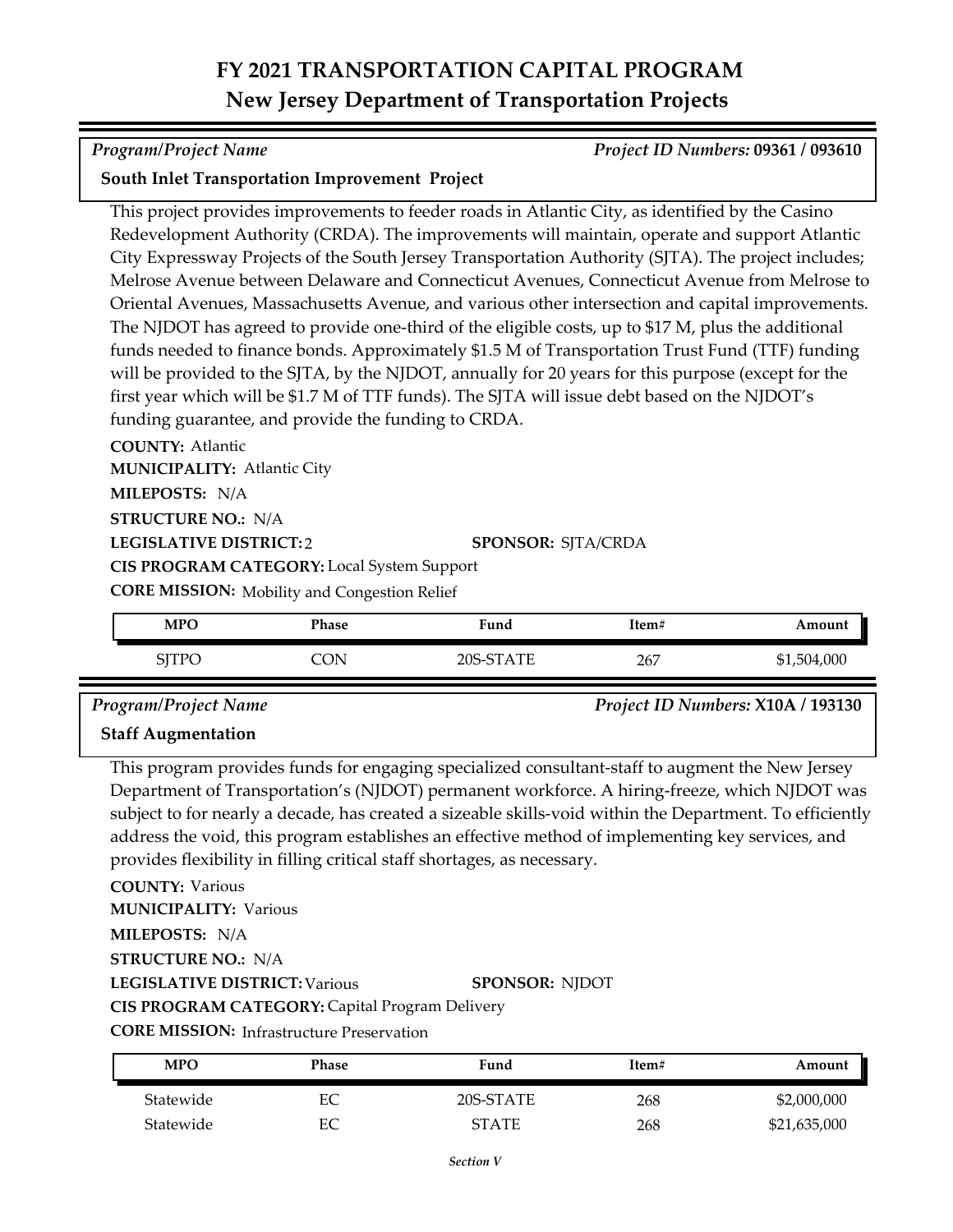# FY 2021 TRANSPORTATION CAPITAL PROGRAM
## New Jersey Department of Transportation Projects

*Program/Project Name* *Project ID Numbers:* **09361 / 093610**

**South Inlet Transportation Improvement Project**

This project provides improvements to feeder roads in Atlantic City, as identified by the Casino Redevelopment Authority (CRDA). The improvements will maintain, operate and support Atlantic City Expressway Projects of the South Jersey Transportation Authority (SJTA). The project includes; Melrose Avenue between Delaware and Connecticut Avenues, Connecticut Avenue from Melrose to Oriental Avenues, Massachusetts Avenue, and various other intersection and capital improvements. The NJDOT has agreed to provide one-third of the eligible costs, up to $17 M, plus the additional funds needed to finance bonds. Approximately $1.5 M of Transportation Trust Fund (TTF) funding will be provided to the SJTA, by the NJDOT, annually for 20 years for this purpose (except for the first year which will be $1.7 M of TTF funds). The SJTA will issue debt based on the NJDOT's funding guarantee, and provide the funding to CRDA.

**COUNTY:** Atlantic
**MUNICIPALITY:** Atlantic City
**MILEPOSTS:** N/A
**STRUCTURE NO.:** N/A
**LEGISLATIVE DISTRICT:** 2
**SPONSOR:** SJTA/CRDA
**CIS PROGRAM CATEGORY:** Local System Support
**CORE MISSION:** Mobility and Congestion Relief

| MPO | Phase | Fund | Item# | Amount |
|---|---|---|---|---|
| SJTPO | CON | 20S-STATE | 267 | $1,504,000 |

*Program/Project Name* *Project ID Numbers:* **X10A / 193130**

**Staff Augmentation**

This program provides funds for engaging specialized consultant-staff to augment the New Jersey Department of Transportation's (NJDOT) permanent workforce. A hiring-freeze, which NJDOT was subject to for nearly a decade, has created a sizeable skills-void within the Department. To efficiently address the void, this program establishes an effective method of implementing key services, and provides flexibility in filling critical staff shortages, as necessary.

**COUNTY:** Various
**MUNICIPALITY:** Various
**MILEPOSTS:** N/A
**STRUCTURE NO.:** N/A
**LEGISLATIVE DISTRICT:** Various
**SPONSOR:** NJDOT
**CIS PROGRAM CATEGORY:** Capital Program Delivery
**CORE MISSION:** Infrastructure Preservation

| MPO | Phase | Fund | Item# | Amount |
|---|---|---|---|---|
| Statewide | EC | 20S-STATE | 268 | $2,000,000 |
| Statewide | EC | STATE | 268 | $21,635,000 |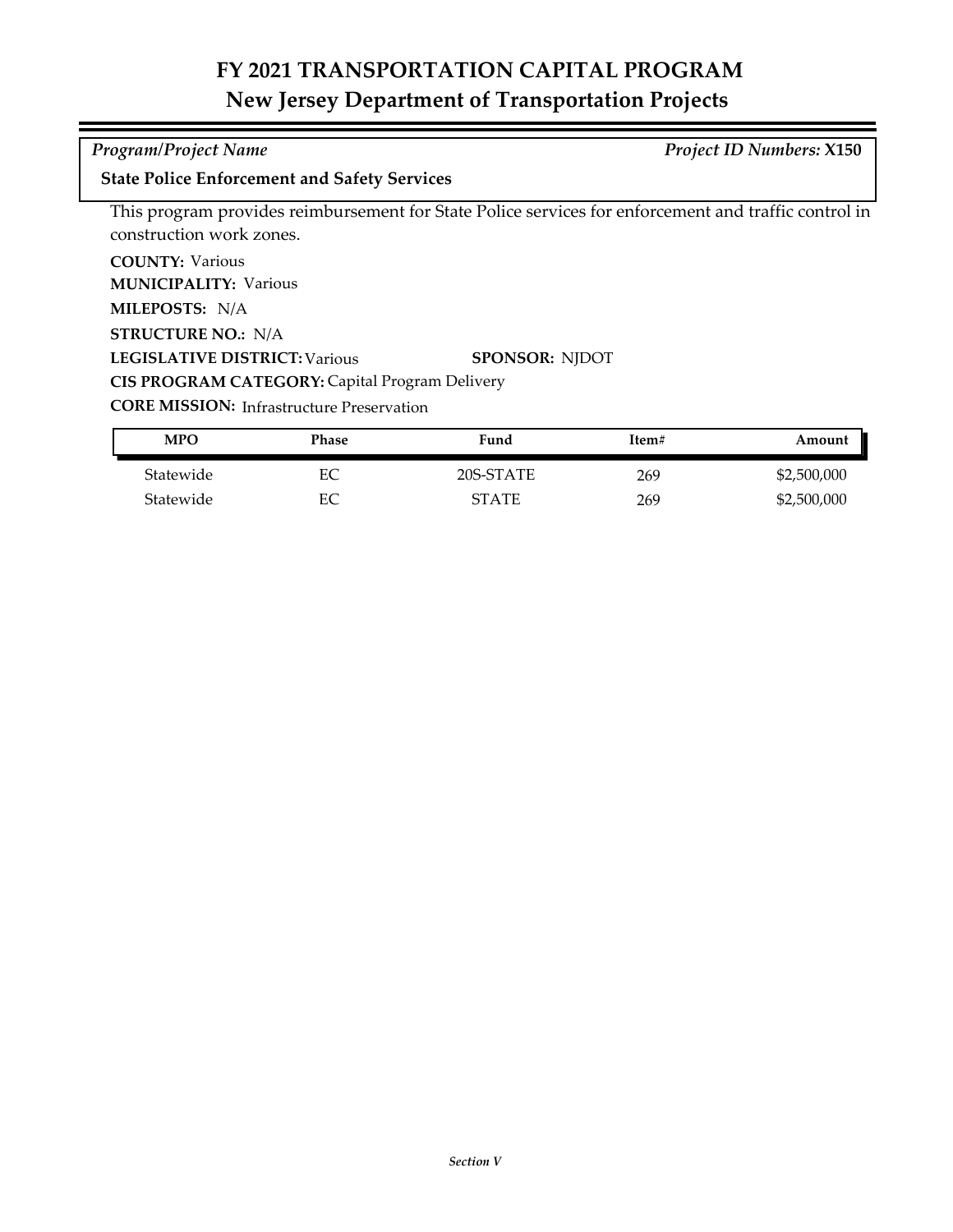# FY 2021 TRANSPORTATION CAPITAL PROGRAM
## New Jersey Department of Transportation Projects

*Program/Project Name* *Project ID Numbers:* **X150**

**State Police Enforcement and Safety Services**

This program provides reimbursement for State Police services for enforcement and traffic control in construction work zones.

**COUNTY:** Various
**MUNICIPALITY:** Various
**MILEPOSTS:** N/A
**STRUCTURE NO.:** N/A
**LEGISLATIVE DISTRICT:** Various **SPONSOR:** NJDOT
**CIS PROGRAM CATEGORY:** Capital Program Delivery
**CORE MISSION:** Infrastructure Preservation

| MPO | Phase | Fund | Item# | Amount |
|---|---|---|---|---|
| Statewide | EC | 20S-STATE | 269 | $2,500,000 |
| Statewide | EC | STATE | 269 | $2,500,000 |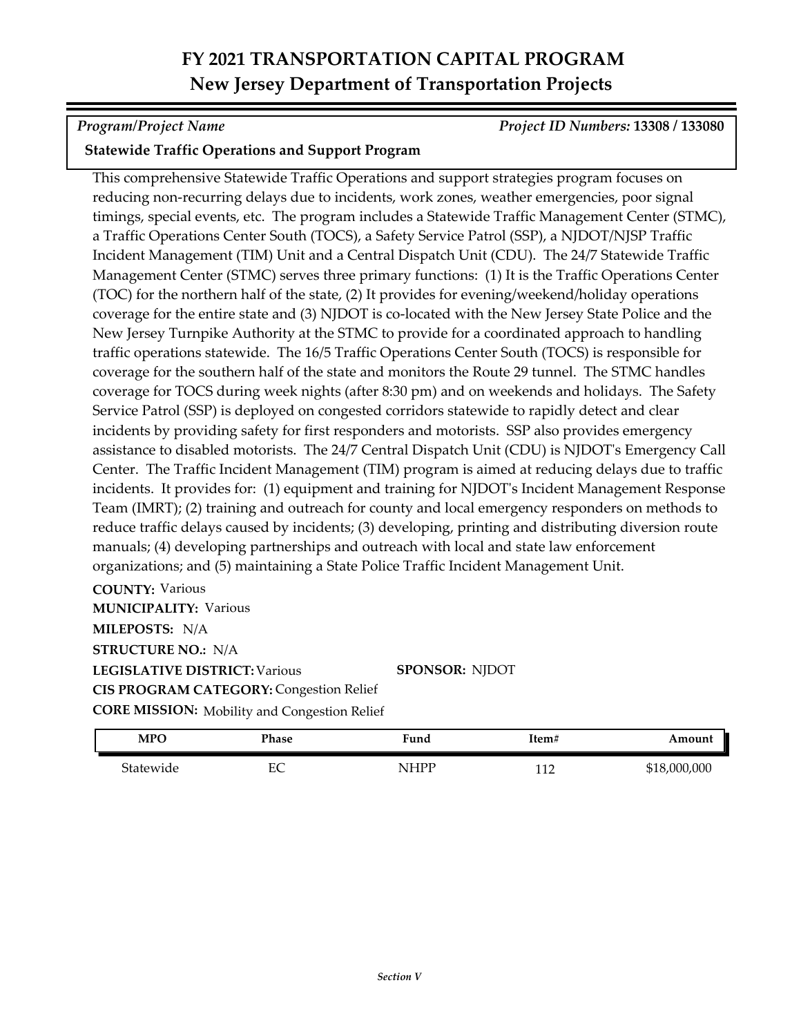# FY 2021 TRANSPORTATION CAPITAL PROGRAM
## New Jersey Department of Transportation Projects

*Program/Project Name* *Project ID Numbers:* **13308 / 133080**

**Statewide Traffic Operations and Support Program**

This comprehensive Statewide Traffic Operations and support strategies program focuses on reducing non-recurring delays due to incidents, work zones, weather emergencies, poor signal timings, special events, etc. The program includes a Statewide Traffic Management Center (STMC), a Traffic Operations Center South (TOCS), a Safety Service Patrol (SSP), a NJDOT/NJSP Traffic Incident Management (TIM) Unit and a Central Dispatch Unit (CDU). The 24/7 Statewide Traffic Management Center (STMC) serves three primary functions: (1) It is the Traffic Operations Center (TOC) for the northern half of the state, (2) It provides for evening/weekend/holiday operations coverage for the entire state and (3) NJDOT is co-located with the New Jersey State Police and the New Jersey Turnpike Authority at the STMC to provide for a coordinated approach to handling traffic operations statewide. The 16/5 Traffic Operations Center South (TOCS) is responsible for coverage for the southern half of the state and monitors the Route 29 tunnel. The STMC handles coverage for TOCS during week nights (after 8:30 pm) and on weekends and holidays. The Safety Service Patrol (SSP) is deployed on congested corridors statewide to rapidly detect and clear incidents by providing safety for first responders and motorists. SSP also provides emergency assistance to disabled motorists. The 24/7 Central Dispatch Unit (CDU) is NJDOT's Emergency Call Center. The Traffic Incident Management (TIM) program is aimed at reducing delays due to traffic incidents. It provides for: (1) equipment and training for NJDOT's Incident Management Response Team (IMRT); (2) training and outreach for county and local emergency responders on methods to reduce traffic delays caused by incidents; (3) developing, printing and distributing diversion route manuals; (4) developing partnerships and outreach with local and state law enforcement organizations; and (5) maintaining a State Police Traffic Incident Management Unit.

**COUNTY:** Various
**MUNICIPALITY:** Various
**MILEPOSTS:** N/A
**STRUCTURE NO.:** N/A
**LEGISLATIVE DISTRICT:** Various **SPONSOR:** NJDOT
**CIS PROGRAM CATEGORY:** Congestion Relief
**CORE MISSION:** Mobility and Congestion Relief

| MPO | Phase | Fund | Item# | Amount |
|---|---|---|---|---|
| Statewide | EC | NHPP | 112 | $18,000,000 |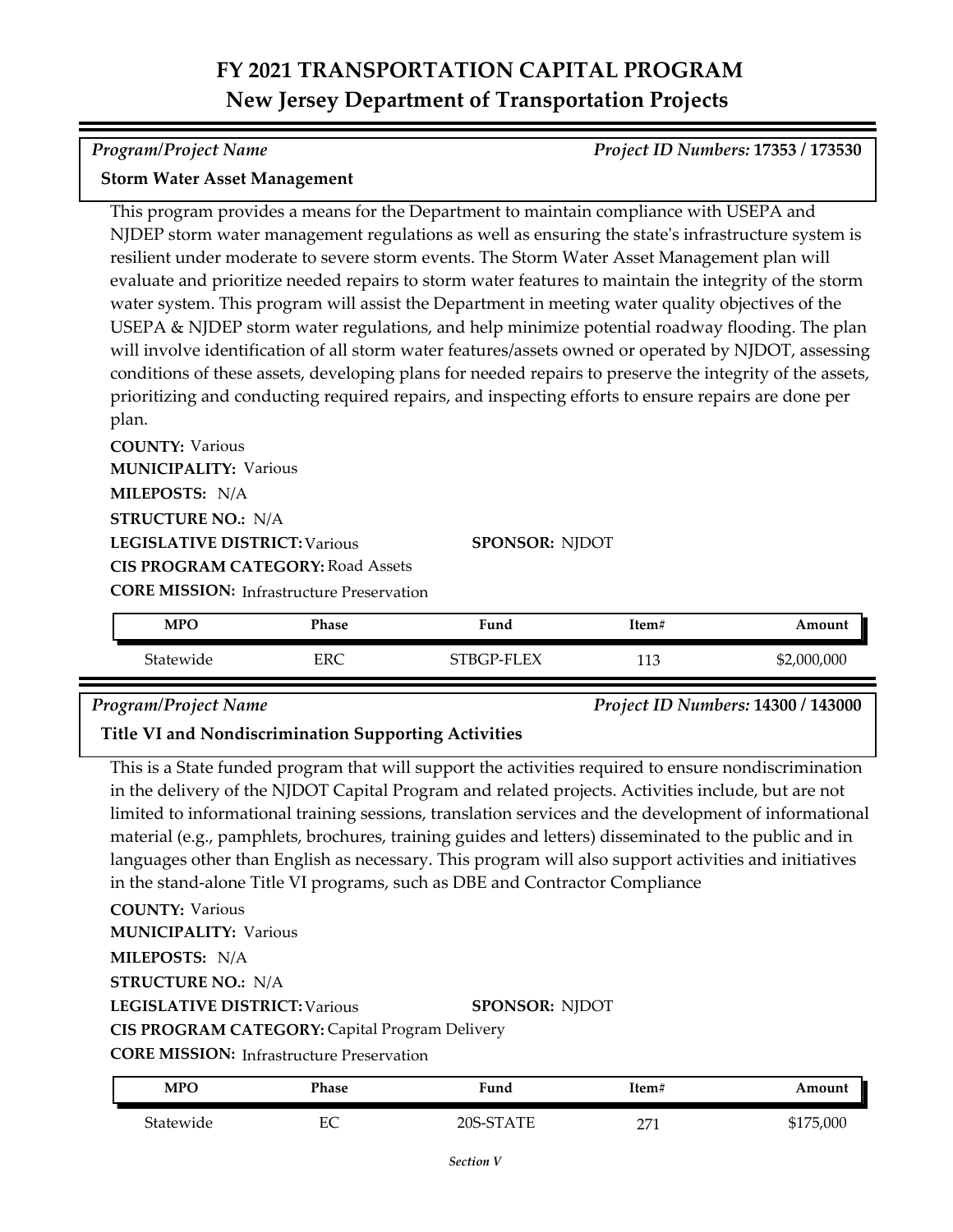# FY 2021 TRANSPORTATION CAPITAL PROGRAM
## New Jersey Department of Transportation Projects

*Program/Project Name* — *Project ID Numbers:* **17353 / 173530**

### Storm Water Asset Management

This program provides a means for the Department to maintain compliance with USEPA and NJDEP storm water management regulations as well as ensuring the state's infrastructure system is resilient under moderate to severe storm events. The Storm Water Asset Management plan will evaluate and prioritize needed repairs to storm water features to maintain the integrity of the storm water system. This program will assist the Department in meeting water quality objectives of the USEPA & NJDEP storm water regulations, and help minimize potential roadway flooding. The plan will involve identification of all storm water features/assets owned or operated by NJDOT, assessing conditions of these assets, developing plans for needed repairs to preserve the integrity of the assets, prioritizing and conducting required repairs, and inspecting efforts to ensure repairs are done per plan.

**COUNTY:** Various
**MUNICIPALITY:** Various
**MILEPOSTS:** N/A
**STRUCTURE NO.:** N/A
**LEGISLATIVE DISTRICT:** Various
**SPONSOR:** NJDOT
**CIS PROGRAM CATEGORY:** Road Assets
**CORE MISSION:** Infrastructure Preservation

| MPO | Phase | Fund | Item# | Amount |
|---|---|---|---|---|
| Statewide | ERC | STBGP-FLEX | 113 | $2,000,000 |

*Program/Project Name* — *Project ID Numbers:* **14300 / 143000**

### Title VI and Nondiscrimination Supporting Activities

This is a State funded program that will support the activities required to ensure nondiscrimination in the delivery of the NJDOT Capital Program and related projects. Activities include, but are not limited to informational training sessions, translation services and the development of informational material (e.g., pamphlets, brochures, training guides and letters) disseminated to the public and in languages other than English as necessary. This program will also support activities and initiatives in the stand-alone Title VI programs, such as DBE and Contractor Compliance

**COUNTY:** Various
**MUNICIPALITY:** Various
**MILEPOSTS:** N/A
**STRUCTURE NO.:** N/A
**LEGISLATIVE DISTRICT:** Various
**SPONSOR:** NJDOT
**CIS PROGRAM CATEGORY:** Capital Program Delivery
**CORE MISSION:** Infrastructure Preservation

| MPO | Phase | Fund | Item# | Amount |
|---|---|---|---|---|
| Statewide | EC | 20S-STATE | 271 | $175,000 |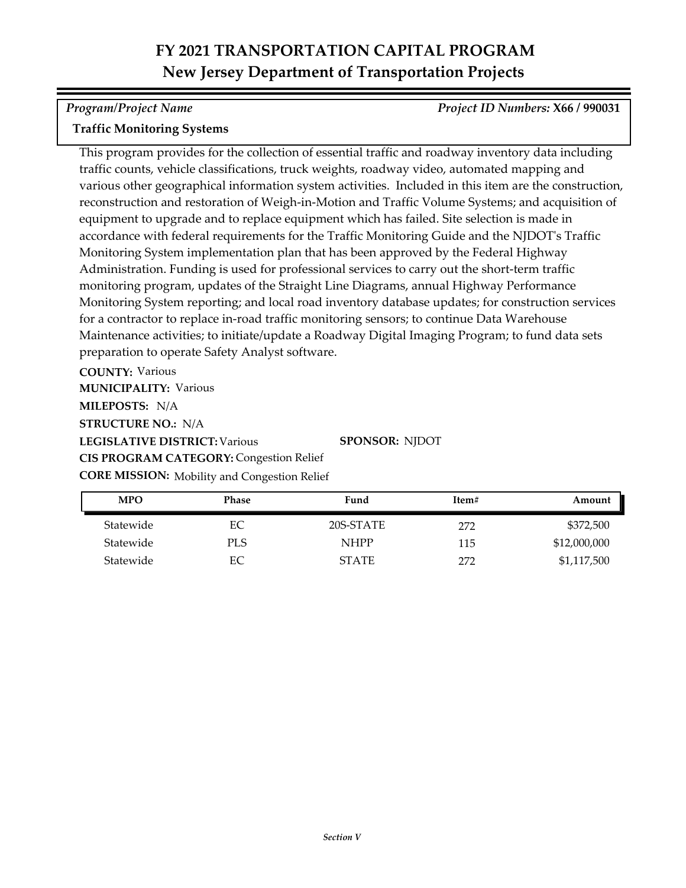# FY 2021 TRANSPORTATION CAPITAL PROGRAM
## New Jersey Department of Transportation Projects

*Program/Project Name* | *Project ID Numbers:* **X66 / 990031**

**Traffic Monitoring Systems**

This program provides for the collection of essential traffic and roadway inventory data including traffic counts, vehicle classifications, truck weights, roadway video, automated mapping and various other geographical information system activities. Included in this item are the construction, reconstruction and restoration of Weigh-in-Motion and Traffic Volume Systems; and acquisition of equipment to upgrade and to replace equipment which has failed. Site selection is made in accordance with federal requirements for the Traffic Monitoring Guide and the NJDOT's Traffic Monitoring System implementation plan that has been approved by the Federal Highway Administration. Funding is used for professional services to carry out the short-term traffic monitoring program, updates of the Straight Line Diagrams, annual Highway Performance Monitoring System reporting; and local road inventory database updates; for construction services for a contractor to replace in-road traffic monitoring sensors; to continue Data Warehouse Maintenance activities; to initiate/update a Roadway Digital Imaging Program; to fund data sets preparation to operate Safety Analyst software.

**COUNTY:** Various
**MUNICIPALITY:** Various
**MILEPOSTS:** N/A
**STRUCTURE NO.:** N/A
**LEGISLATIVE DISTRICT:** Various
**SPONSOR:** NJDOT
**CIS PROGRAM CATEGORY:** Congestion Relief
**CORE MISSION:** Mobility and Congestion Relief

| MPO | Phase | Fund | Item# | Amount |
|---|---|---|---|---|
| Statewide | EC | 20S-STATE | 272 | $372,500 |
| Statewide | PLS | NHPP | 115 | $12,000,000 |
| Statewide | EC | STATE | 272 | $1,117,500 |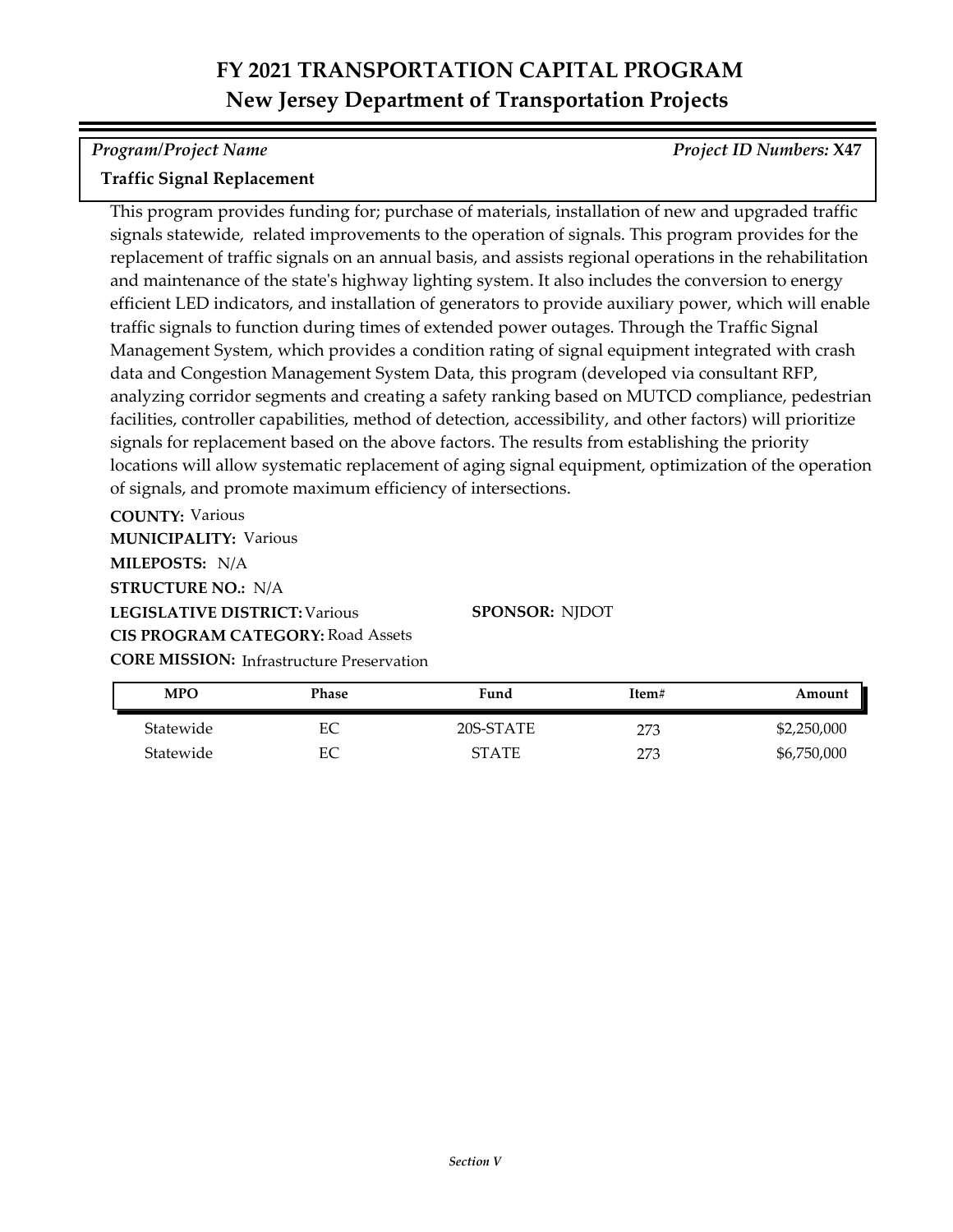# FY 2021 TRANSPORTATION CAPITAL PROGRAM
## New Jersey Department of Transportation Projects

*Program/Project Name* *Project ID Numbers:* **X47**

**Traffic Signal Replacement**

This program provides funding for; purchase of materials, installation of new and upgraded traffic signals statewide, related improvements to the operation of signals. This program provides for the replacement of traffic signals on an annual basis, and assists regional operations in the rehabilitation and maintenance of the state's highway lighting system. It also includes the conversion to energy efficient LED indicators, and installation of generators to provide auxiliary power, which will enable traffic signals to function during times of extended power outages. Through the Traffic Signal Management System, which provides a condition rating of signal equipment integrated with crash data and Congestion Management System Data, this program (developed via consultant RFP, analyzing corridor segments and creating a safety ranking based on MUTCD compliance, pedestrian facilities, controller capabilities, method of detection, accessibility, and other factors) will prioritize signals for replacement based on the above factors. The results from establishing the priority locations will allow systematic replacement of aging signal equipment, optimization of the operation of signals, and promote maximum efficiency of intersections.

**COUNTY:** Various
**MUNICIPALITY:** Various
**MILEPOSTS:** N/A
**STRUCTURE NO.:** N/A
**LEGISLATIVE DISTRICT:** Various
**SPONSOR:** NJDOT
**CIS PROGRAM CATEGORY:** Road Assets
**CORE MISSION:** Infrastructure Preservation

| MPO | Phase | Fund | Item# | Amount |
|---|---|---|---|---|
| Statewide | EC | 20S-STATE | 273 | $2,250,000 |
| Statewide | EC | STATE | 273 | $6,750,000 |

*Section V*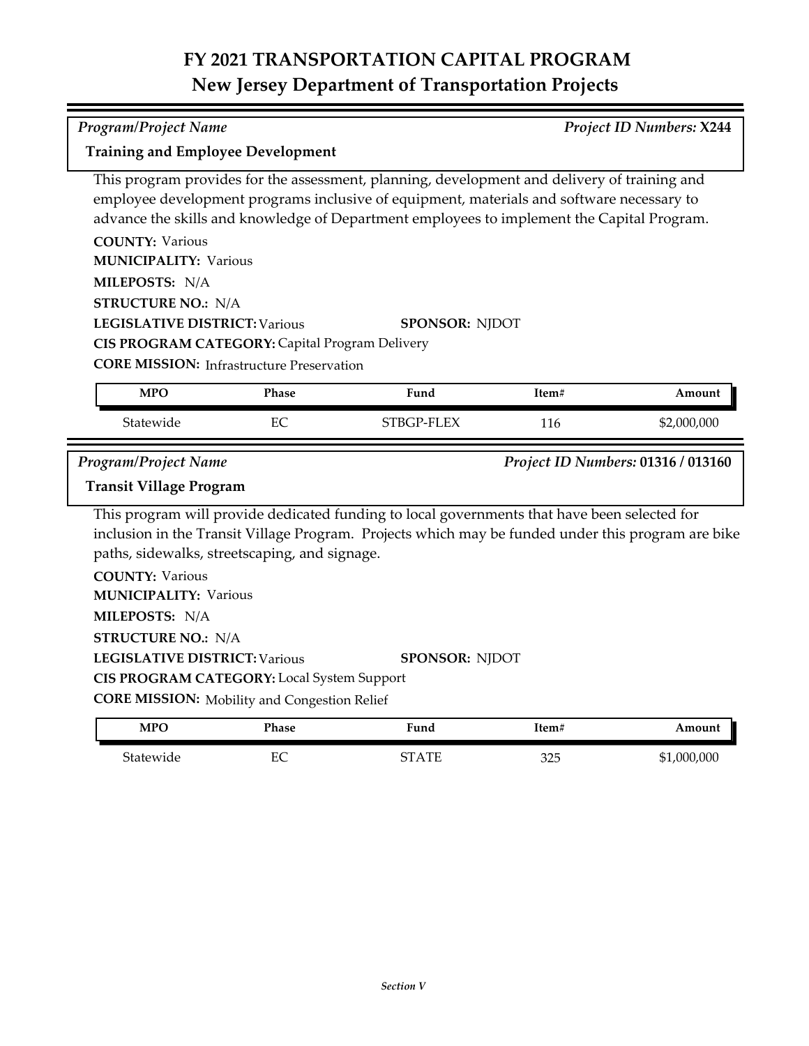# FY 2021 TRANSPORTATION CAPITAL PROGRAM
## New Jersey Department of Transportation Projects

*Program/Project Name* *Project ID Numbers:* **X244**

**Training and Employee Development**

This program provides for the assessment, planning, development and delivery of training and employee development programs inclusive of equipment, materials and software necessary to advance the skills and knowledge of Department employees to implement the Capital Program.

**COUNTY:** Various
**MUNICIPALITY:** Various
**MILEPOSTS:** N/A
**STRUCTURE NO.:** N/A
**LEGISLATIVE DISTRICT:** Various **SPONSOR:** NJDOT
**CIS PROGRAM CATEGORY:** Capital Program Delivery
**CORE MISSION:** Infrastructure Preservation

| MPO | Phase | Fund | Item# | Amount |
|---|---|---|---|---|
| Statewide | EC | STBGP-FLEX | 116 | $2,000,000 |

*Program/Project Name* *Project ID Numbers:* **01316 / 013160**

**Transit Village Program**

This program will provide dedicated funding to local governments that have been selected for inclusion in the Transit Village Program. Projects which may be funded under this program are bike paths, sidewalks, streetscaping, and signage.

**COUNTY:** Various
**MUNICIPALITY:** Various
**MILEPOSTS:** N/A
**STRUCTURE NO.:** N/A
**LEGISLATIVE DISTRICT:** Various **SPONSOR:** NJDOT
**CIS PROGRAM CATEGORY:** Local System Support
**CORE MISSION:** Mobility and Congestion Relief

| MPO | Phase | Fund | Item# | Amount |
|---|---|---|---|---|
| Statewide | EC | STATE | 325 | $1,000,000 |

*Section V*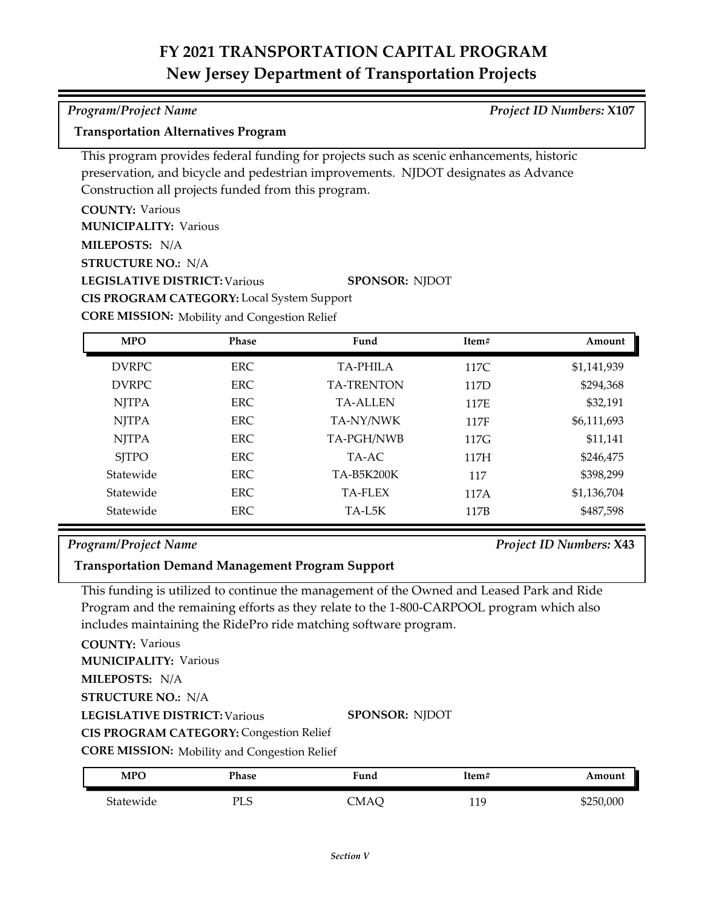# FY 2021 TRANSPORTATION CAPITAL PROGRAM
## New Jersey Department of Transportation Projects

*Program/Project Name* — *Project ID Numbers:* **X107**

**Transportation Alternatives Program**

This program provides federal funding for projects such as scenic enhancements, historic preservation, and bicycle and pedestrian improvements. NJDOT designates as Advance Construction all projects funded from this program.

**COUNTY:** Various
**MUNICIPALITY:** Various
**MILEPOSTS:** N/A
**STRUCTURE NO.:** N/A
**LEGISLATIVE DISTRICT:** Various
**SPONSOR:** NJDOT
**CIS PROGRAM CATEGORY:** Local System Support
**CORE MISSION:** Mobility and Congestion Relief

| MPO | Phase | Fund | Item# | Amount |
|---|---|---|---|---|
| DVRPC | ERC | TA-PHILA | 117C | $1,141,939 |
| DVRPC | ERC | TA-TRENTON | 117D | $294,368 |
| NJTPA | ERC | TA-ALLEN | 117E | $32,191 |
| NJTPA | ERC | TA-NY/NWK | 117F | $6,111,693 |
| NJTPA | ERC | TA-PGH/NWB | 117G | $11,141 |
| SJTPO | ERC | TA-AC | 117H | $246,475 |
| Statewide | ERC | TA-B5K200K | 117 | $398,299 |
| Statewide | ERC | TA-FLEX | 117A | $1,136,704 |
| Statewide | ERC | TA-L5K | 117B | $487,598 |

*Program/Project Name* — *Project ID Numbers:* **X43**

**Transportation Demand Management Program Support**

This funding is utilized to continue the management of the Owned and Leased Park and Ride Program and the remaining efforts as they relate to the 1-800-CARPOOL program which also includes maintaining the RidePro ride matching software program.

**COUNTY:** Various
**MUNICIPALITY:** Various
**MILEPOSTS:** N/A
**STRUCTURE NO.:** N/A
**LEGISLATIVE DISTRICT:** Various
**SPONSOR:** NJDOT
**CIS PROGRAM CATEGORY:** Congestion Relief
**CORE MISSION:** Mobility and Congestion Relief

| MPO | Phase | Fund | Item# | Amount |
|---|---|---|---|---|
| Statewide | PLS | CMAQ | 119 | $250,000 |

*Section V*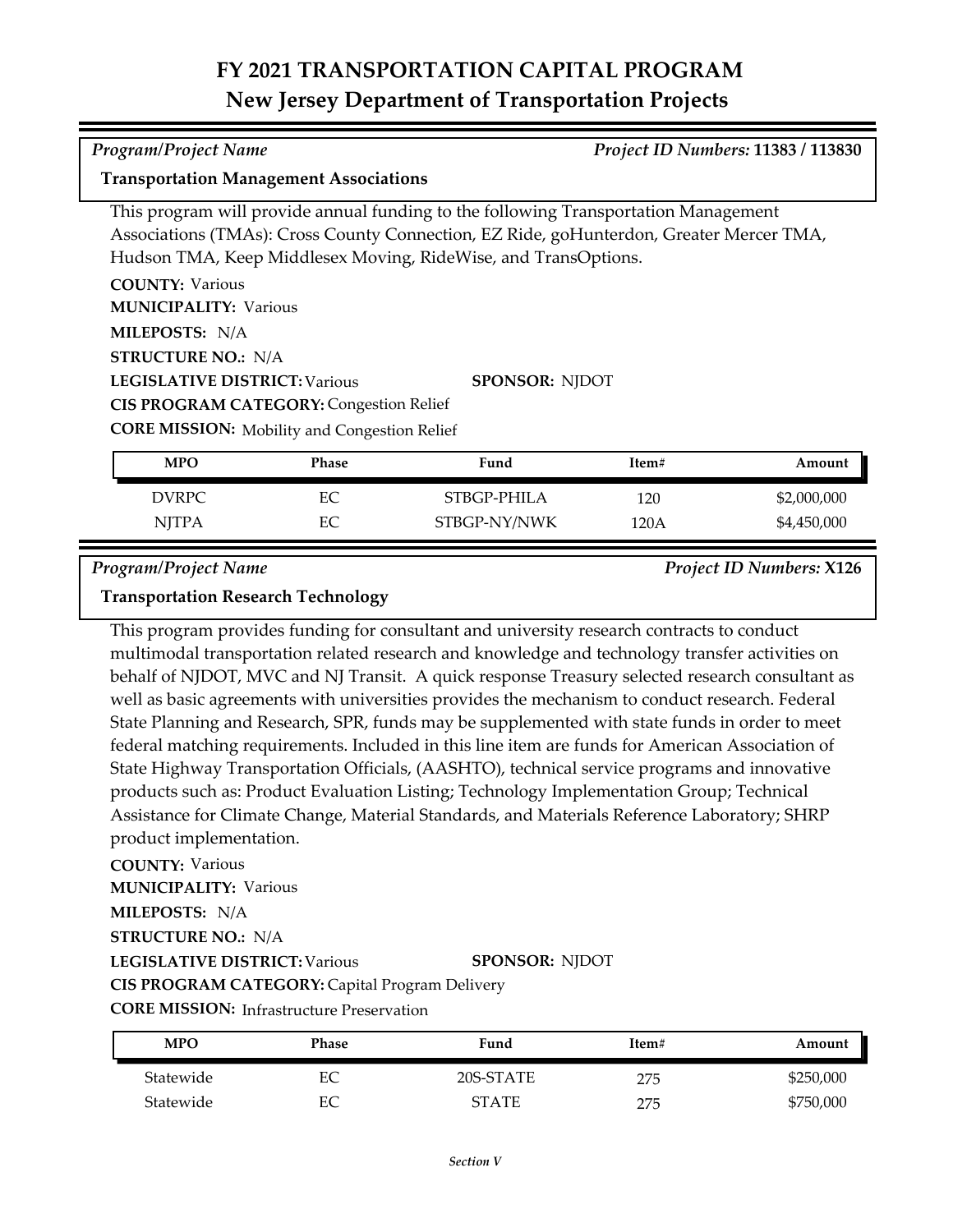# FY 2021 TRANSPORTATION CAPITAL PROGRAM
## New Jersey Department of Transportation Projects

*Program/Project Name* — *Project ID Numbers:* **11383 / 113830**

**Transportation Management Associations**

This program will provide annual funding to the following Transportation Management Associations (TMAs): Cross County Connection, EZ Ride, goHunterdon, Greater Mercer TMA, Hudson TMA, Keep Middlesex Moving, RideWise, and TransOptions.

**COUNTY:** Various
**MUNICIPALITY:** Various
**MILEPOSTS:** N/A
**STRUCTURE NO.:** N/A
**LEGISLATIVE DISTRICT:** Various
**SPONSOR:** NJDOT
**CIS PROGRAM CATEGORY:** Congestion Relief
**CORE MISSION:** Mobility and Congestion Relief

| MPO | Phase | Fund | Item# | Amount |
|---|---|---|---|---|
| DVRPC | EC | STBGP-PHILA | 120 | $2,000,000 |
| NJTPA | EC | STBGP-NY/NWK | 120A | $4,450,000 |

*Program/Project Name* — *Project ID Numbers:* **X126**

**Transportation Research Technology**

This program provides funding for consultant and university research contracts to conduct multimodal transportation related research and knowledge and technology transfer activities on behalf of NJDOT, MVC and NJ Transit. A quick response Treasury selected research consultant as well as basic agreements with universities provides the mechanism to conduct research. Federal State Planning and Research, SPR, funds may be supplemented with state funds in order to meet federal matching requirements. Included in this line item are funds for American Association of State Highway Transportation Officials, (AASHTO), technical service programs and innovative products such as: Product Evaluation Listing; Technology Implementation Group; Technical Assistance for Climate Change, Material Standards, and Materials Reference Laboratory; SHRP product implementation.

**COUNTY:** Various
**MUNICIPALITY:** Various
**MILEPOSTS:** N/A
**STRUCTURE NO.:** N/A
**LEGISLATIVE DISTRICT:** Various
**SPONSOR:** NJDOT
**CIS PROGRAM CATEGORY:** Capital Program Delivery
**CORE MISSION:** Infrastructure Preservation

| MPO | Phase | Fund | Item# | Amount |
|---|---|---|---|---|
| Statewide | EC | 20S-STATE | 275 | $250,000 |
| Statewide | EC | STATE | 275 | $750,000 |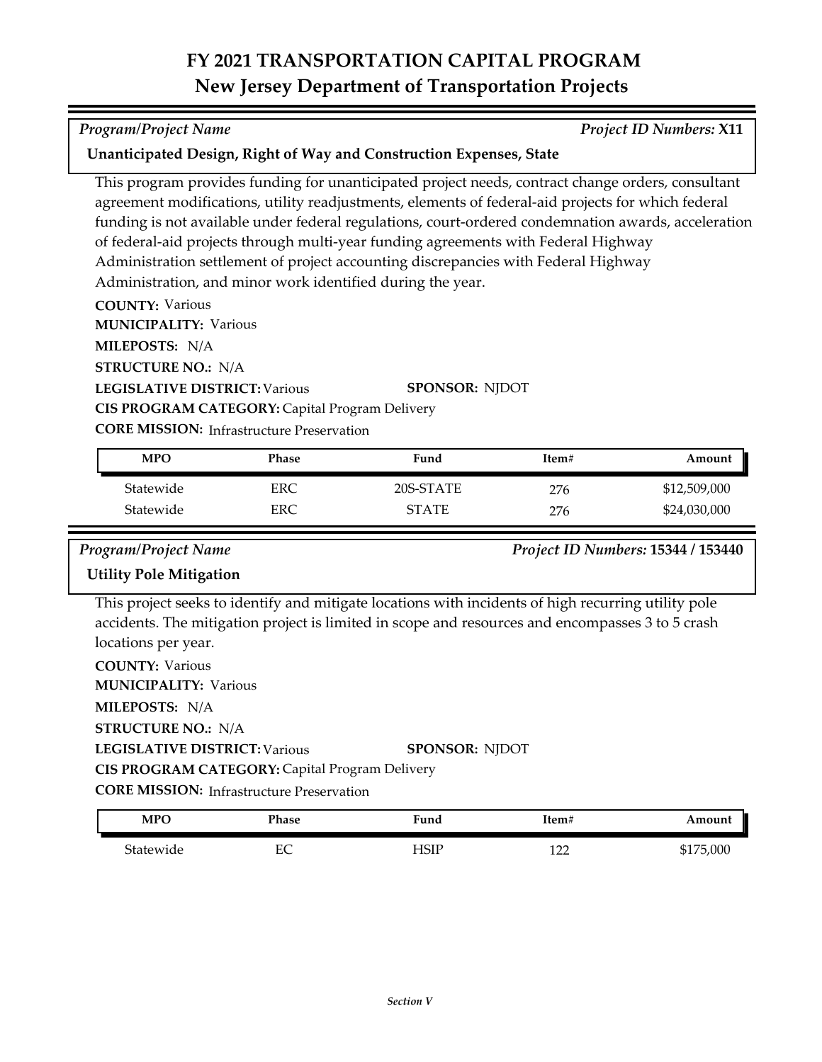# FY 2021 TRANSPORTATION CAPITAL PROGRAM
## New Jersey Department of Transportation Projects

*Program/Project Name* *Project ID Numbers:* **X11**

**Unanticipated Design, Right of Way and Construction Expenses, State**

This program provides funding for unanticipated project needs, contract change orders, consultant agreement modifications, utility readjustments, elements of federal-aid projects for which federal funding is not available under federal regulations, court-ordered condemnation awards, acceleration of federal-aid projects through multi-year funding agreements with Federal Highway Administration settlement of project accounting discrepancies with Federal Highway Administration, and minor work identified during the year.

**COUNTY:** Various
**MUNICIPALITY:** Various
**MILEPOSTS:** N/A
**STRUCTURE NO.:** N/A
**LEGISLATIVE DISTRICT:** Various **SPONSOR:** NJDOT
**CIS PROGRAM CATEGORY:** Capital Program Delivery
**CORE MISSION:** Infrastructure Preservation

| MPO | Phase | Fund | Item# | Amount |
|---|---|---|---|---|
| Statewide | ERC | 20S-STATE | 276 | $12,509,000 |
| Statewide | ERC | STATE | 276 | $24,030,000 |

*Program/Project Name* *Project ID Numbers:* **15344 / 153440**

**Utility Pole Mitigation**

This project seeks to identify and mitigate locations with incidents of high recurring utility pole accidents. The mitigation project is limited in scope and resources and encompasses 3 to 5 crash locations per year.

**COUNTY:** Various
**MUNICIPALITY:** Various
**MILEPOSTS:** N/A
**STRUCTURE NO.:** N/A
**LEGISLATIVE DISTRICT:** Various **SPONSOR:** NJDOT
**CIS PROGRAM CATEGORY:** Capital Program Delivery
**CORE MISSION:** Infrastructure Preservation

| MPO | Phase | Fund | Item# | Amount |
|---|---|---|---|---|
| Statewide | EC | HSIP | 122 | $175,000 |

*Section V*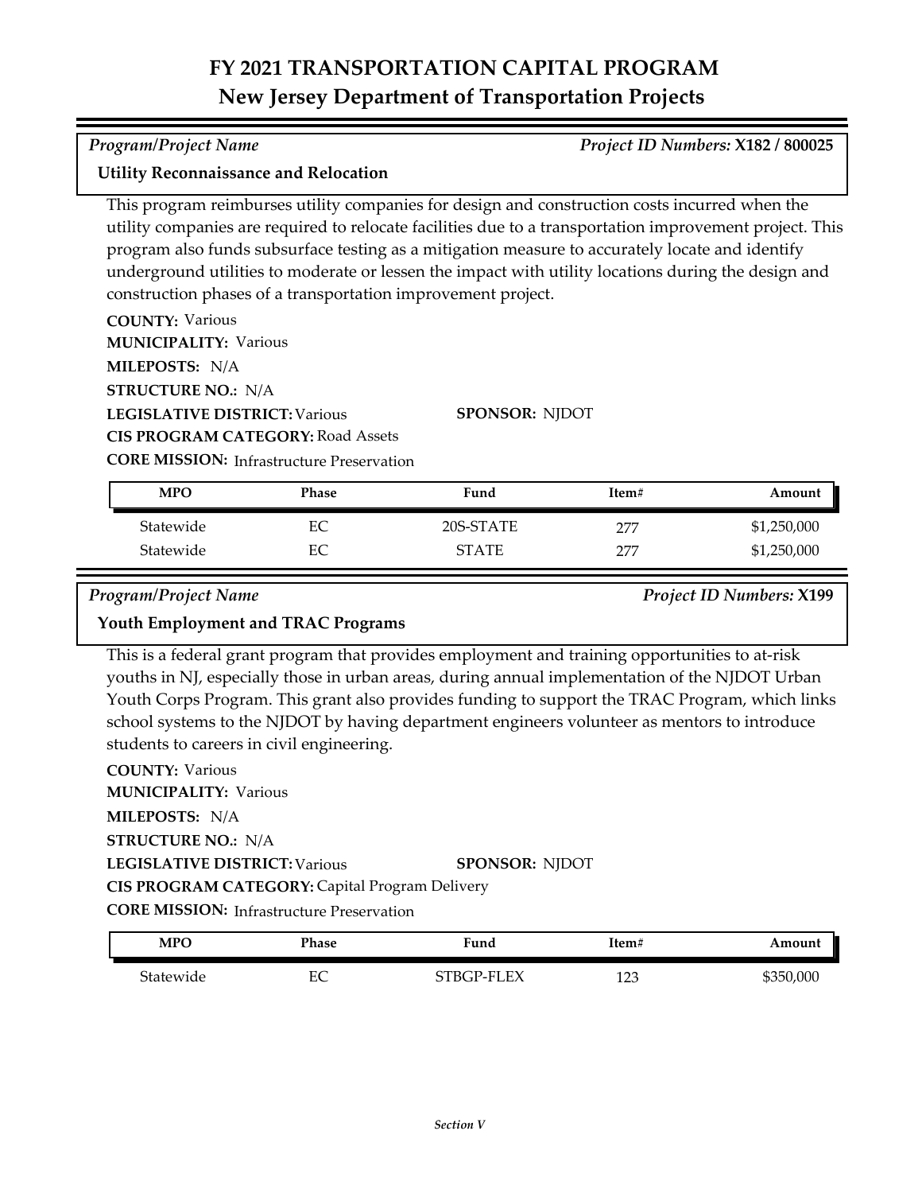# FY 2021 TRANSPORTATION CAPITAL PROGRAM
## New Jersey Department of Transportation Projects

*Program/Project Name* — *Project ID Numbers:* **X182 / 800025**

**Utility Reconnaissance and Relocation**

This program reimburses utility companies for design and construction costs incurred when the utility companies are required to relocate facilities due to a transportation improvement project. This program also funds subsurface testing as a mitigation measure to accurately locate and identify underground utilities to moderate or lessen the impact with utility locations during the design and construction phases of a transportation improvement project.

**COUNTY:** Various
**MUNICIPALITY:** Various
**MILEPOSTS:** N/A
**STRUCTURE NO.:** N/A
**LEGISLATIVE DISTRICT:** Various
**SPONSOR:** NJDOT
**CIS PROGRAM CATEGORY:** Road Assets
**CORE MISSION:** Infrastructure Preservation

| MPO | Phase | Fund | Item# | Amount |
|---|---|---|---|---|
| Statewide | EC | 20S-STATE | 277 | $1,250,000 |
| Statewide | EC | STATE | 277 | $1,250,000 |

*Program/Project Name* — *Project ID Numbers:* **X199**

**Youth Employment and TRAC Programs**

This is a federal grant program that provides employment and training opportunities to at-risk youths in NJ, especially those in urban areas, during annual implementation of the NJDOT Urban Youth Corps Program. This grant also provides funding to support the TRAC Program, which links school systems to the NJDOT by having department engineers volunteer as mentors to introduce students to careers in civil engineering.

**COUNTY:** Various
**MUNICIPALITY:** Various
**MILEPOSTS:** N/A
**STRUCTURE NO.:** N/A
**LEGISLATIVE DISTRICT:** Various
**SPONSOR:** NJDOT
**CIS PROGRAM CATEGORY:** Capital Program Delivery
**CORE MISSION:** Infrastructure Preservation

| MPO | Phase | Fund | Item# | Amount |
|---|---|---|---|---|
| Statewide | EC | STBGP-FLEX | 123 | $350,000 |

*Section V*